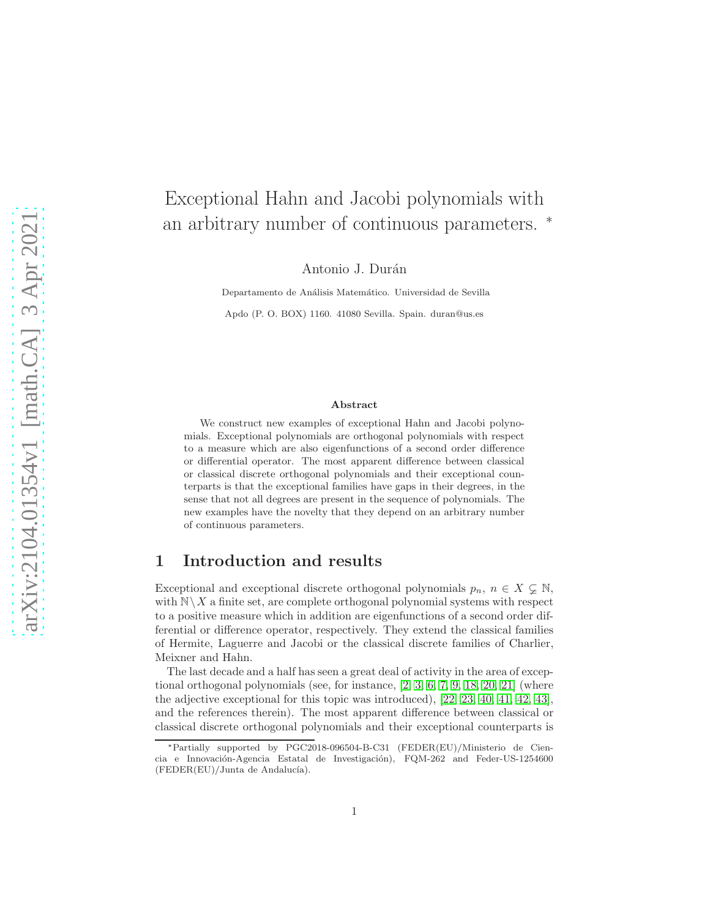# Exceptional Hahn and Jacobi polynomials with an arbitrary number of continuous parameters. *

Antonio J. Durán

Departamento de Análisis Matemático. Universidad de Sevilla

Apdo (P. O. BOX) 1160. 41080 Sevilla. Spain. duran@us.es

### Abstract

We construct new examples of exceptional Hahn and Jacobi polynomials. Exceptional polynomials are orthogonal polynomials with respect to a measure which are also eigenfunctions of a second order difference or differential operator. The most apparent difference between classical or classical discrete orthogonal polynomials and their exceptional counterparts is that the exceptional families have gaps in their degrees, in the sense that not all degrees are present in the sequence of polynomials. The new examples have the novelty that they depend on an arbitrary number of continuous parameters.

## 1 Introduction and results

Exceptional and exceptional discrete orthogonal polynomials $p_n$, $n \in X \subsetneq \mathbb{N}$, with $\mathbb{N} \setminus X$ a finite set, are complete orthogonal polynomial systems with respect to a positive measure which in addition are eigenfunctions of a second order differential or difference operator, respectively. They extend the classical families of Hermite, Laguerre and Jacobi or the classical discrete families of Charlier, Meixner and Hahn.

The last decade and a half has seen a great deal of activity in the area of exceptional orthogonal polynomials (see, for instance, [2, 3, 6, 7, 9, 18, 20, 21] (where the adjective exceptional for this topic was introduced), [22, 23, 40, 41, 42, 43], and the references therein). The most apparent difference between classical or classical discrete orthogonal polynomials and their exceptional counterparts is

---

*Partially supported by PGC2018-096504-B-C31 (FEDER(EU)/Ministerio de Ciencia e Innovación-Agencia Estatal de Investigación), FQM-262 and Feder-US-1254600 (FEDER(EU)/Junta de Andalucía).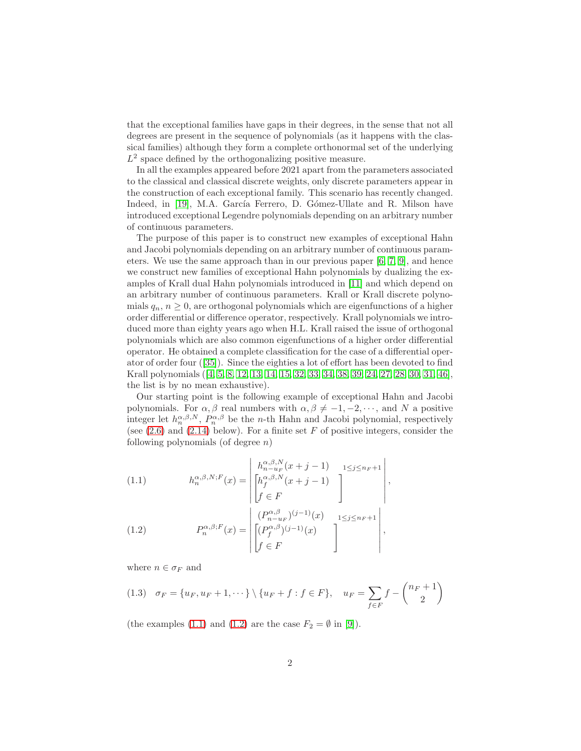that the exceptional families have gaps in their degrees, in the sense that not all degrees are present in the sequence of polynomials (as it happens with the classical families) although they form a complete orthonormal set of the underlying $L^2$ space defined by the orthogonalizing positive measure.

In all the examples appeared before 2021 apart from the parameters associated to the classical and classical discrete weights, only discrete parameters appear in the construction of each exceptional family. This scenario has recently changed. Indeed, in [19], M.A. García Ferrero, D. Gómez-Ullate and R. Milson have introduced exceptional Legendre polynomials depending on an arbitrary number of continuous parameters.

The purpose of this paper is to construct new examples of exceptional Hahn and Jacobi polynomials depending on an arbitrary number of continuous parameters. We use the same approach than in our previous paper [6, 7, 9], and hence we construct new families of exceptional Hahn polynomials by dualizing the examples of Krall dual Hahn polynomials introduced in [11] and which depend on an arbitrary number of continuous parameters. Krall or Krall discrete polynomials $q_n$, $n \geq 0$, are orthogonal polynomials which are eigenfunctions of a higher order differential or difference operator, respectively. Krall polynomials we introduced more than eighty years ago when H.L. Krall raised the issue of orthogonal polynomials which are also common eigenfunctions of a higher order differential operator. He obtained a complete classification for the case of a differential operator of order four ([35]). Since the eighties a lot of effort has been devoted to find Krall polynomials ([4, 5, 8, 12, 13, 14, 15, 32, 33, 34, 38, 39, 24, 27, 28, 30, 31, 46], the list is by no mean exhaustive).

Our starting point is the following example of exceptional Hahn and Jacobi polynomials. For $\alpha, \beta$ real numbers with $\alpha, \beta \neq -1, -2, \cdots$, and $N$ a positive integer let $h_n^{\alpha,\beta,N}$, $P_n^{\alpha,\beta}$ be the $n$-th Hahn and Jacobi polynomial, respectively (see (2.6) and (2.14) below). For a finite set $F$ of positive integers, consider the following polynomials (of degree $n$)

$$
(1.1) \qquad h_n^{\alpha,\beta,N;F}(x) = \begin{vmatrix} h_{n-u_F}^{\alpha,\beta,N}(x+j-1) & \\ \begin{bmatrix} h_f^{\alpha,\beta,N}(x+j-1) \\ f \in F \end{bmatrix} & \end{vmatrix}_{1 \leq j \leq n_F+1},
$$

$$
(1.2) \qquad P_n^{\alpha,\beta;F}(x) = \begin{vmatrix} (P_{n-u_F}^{\alpha,\beta})^{(j-1)}(x) & \\ \begin{bmatrix} (P_f^{\alpha,\beta})^{(j-1)}(x) \\ f \in F \end{bmatrix} & \end{vmatrix}_{1 \leq j \leq n_F+1},
$$

where $n \in \sigma_F$ and

$$
(1.3) \quad \sigma_F = \{u_F, u_F+1, \cdots\} \setminus \{u_F + f : f \in F\}, \quad u_F = \sum_{f \in F} f - \binom{n_F+1}{2}
$$

(the examples (1.1) and (1.2) are the case $F_2 = \emptyset$ in [9]).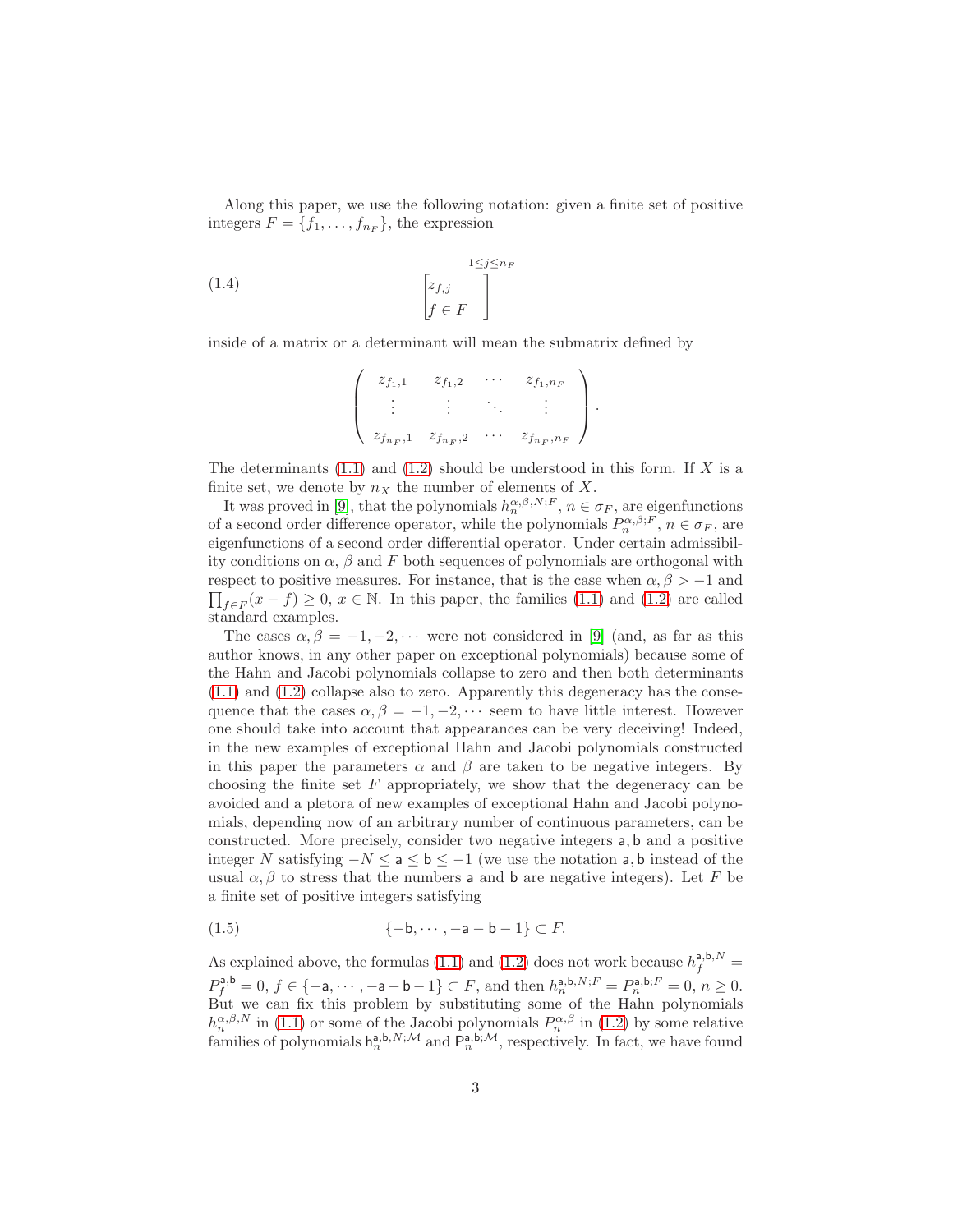Along this paper, we use the following notation: given a finite set of positive integers $F = \{f_1, \dots, f_{n_F}\}$, the expression

$$
\begin{bmatrix} z_{f,j} \\ f \in F \end{bmatrix}^{1\le j\le n_F} \tag{1.4}
$$

inside of a matrix or a determinant will mean the submatrix defined by

$$
\begin{pmatrix} z_{f_1,1} & z_{f_1,2} & \cdots & z_{f_1,n_F} \\ \vdots & \vdots & \ddots & \vdots \\ z_{f_{n_F},1} & z_{f_{n_F},2} & \cdots & z_{f_{n_F},n_F} \end{pmatrix}.
$$

The determinants (1.1) and (1.2) should be understood in this form. If $X$ is a finite set, we denote by $n_X$ the number of elements of $X$.

It was proved in [9], that the polynomials $h_n^{\alpha,\beta,N;F}$, $n \in \sigma_F$, are eigenfunctions of a second order difference operator, while the polynomials $P_n^{\alpha,\beta;F}$, $n \in \sigma_F$, are eigenfunctions of a second order differential operator. Under certain admissibility conditions on $\alpha$, $\beta$ and $F$ both sequences of polynomials are orthogonal with respect to positive measures. For instance, that is the case when $\alpha, \beta > -1$ and $\prod_{f\in F}(x-f) \ge 0$, $x \in \mathbb{N}$. In this paper, the families (1.1) and (1.2) are called standard examples.

The cases $\alpha, \beta = -1, -2, \cdots$ were not considered in [9] (and, as far as this author knows, in any other paper on exceptional polynomials) because some of the Hahn and Jacobi polynomials collapse to zero and then both determinants (1.1) and (1.2) collapse also to zero. Apparently this degeneracy has the consequence that the cases $\alpha, \beta = -1, -2, \cdots$ seem to have little interest. However one should take into account that appearances can be very deceiving! Indeed, in the new examples of exceptional Hahn and Jacobi polynomials constructed in this paper the parameters $\alpha$ and $\beta$ are taken to be negative integers. By choosing the finite set $F$ appropriately, we show that the degeneracy can be avoided and a pletora of new examples of exceptional Hahn and Jacobi polynomials, depending now of an arbitrary number of continuous parameters, can be constructed. More precisely, consider two negative integers $\mathsf{a}, \mathsf{b}$ and a positive integer $N$ satisfying $-N \le \mathsf{a} \le \mathsf{b} \le -1$ (we use the notation $\mathsf{a}, \mathsf{b}$ instead of the usual $\alpha, \beta$ to stress that the numbers $\mathsf{a}$ and $\mathsf{b}$ are negative integers). Let $F$ be a finite set of positive integers satisfying

$$
\{-\mathsf{b}, \cdots, -\mathsf{a}-\mathsf{b}-1\} \subset F. \tag{1.5}
$$

As explained above, the formulas (1.1) and (1.2) does not work because $h_f^{\mathsf{a},\mathsf{b},N} = P_f^{\mathsf{a},\mathsf{b}} = 0$, $f \in \{-\mathsf{a}, \cdots, -\mathsf{a}-\mathsf{b}-1\} \subset F$, and then $h_n^{\mathsf{a},\mathsf{b},N;F} = P_n^{\mathsf{a},\mathsf{b};F} = 0$, $n \ge 0$. But we can fix this problem by substituting some of the Hahn polynomials $h_n^{\alpha,\beta,N}$ in (1.1) or some of the Jacobi polynomials $P_n^{\alpha,\beta}$ in (1.2) by some relative families of polynomials $\mathsf{h}_n^{\mathsf{a},\mathsf{b},N;\mathcal{M}}$ and $\mathsf{P}_n^{\mathsf{a},\mathsf{b};\mathcal{M}}$, respectively. In fact, we have found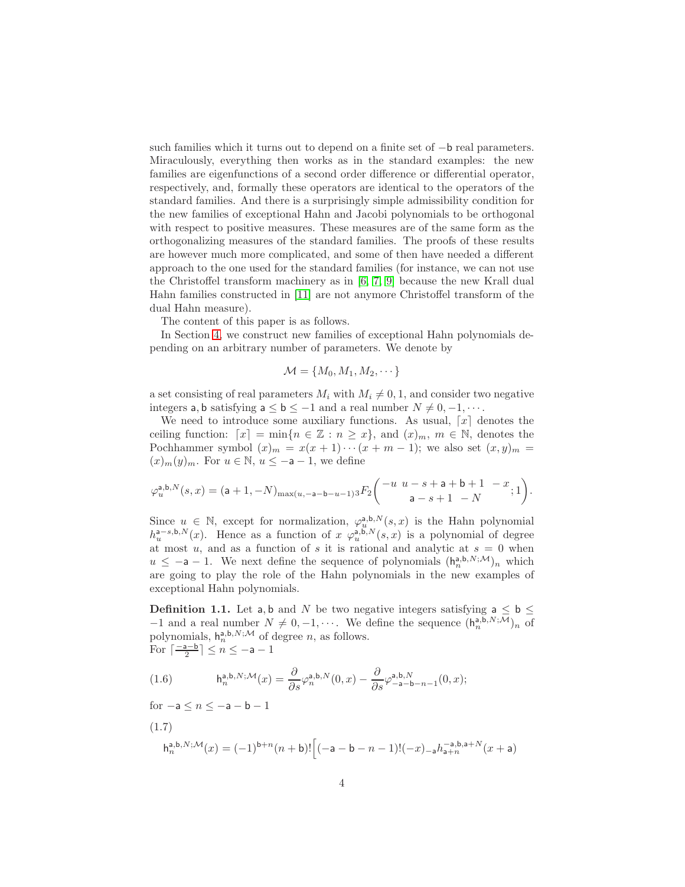such families which it turns out to depend on a finite set of $-\mathsf{b}$ real parameters. Miraculously, everything then works as in the standard examples: the new families are eigenfunctions of a second order difference or differential operator, respectively, and, formally these operators are identical to the operators of the standard families. And there is a surprisingly simple admissibility condition for the new families of exceptional Hahn and Jacobi polynomials to be orthogonal with respect to positive measures. These measures are of the same form as the orthogonalizing measures of the standard families. The proofs of these results are however much more complicated, and some of then have needed a different approach to the one used for the standard families (for instance, we can not use the Christoffel transform machinery as in [6, 7, 9] because the new Krall dual Hahn families constructed in [11] are not anymore Christoffel transform of the dual Hahn measure).

The content of this paper is as follows.

In Section 4, we construct new families of exceptional Hahn polynomials depending on an arbitrary number of parameters. We denote by

$$\mathcal{M} = \{M_0, M_1, M_2, \cdots\}$$

a set consisting of real parameters $M_i$ with $M_i \neq 0, 1$, and consider two negative integers $\mathsf{a}, \mathsf{b}$ satisfying $\mathsf{a} \leq \mathsf{b} \leq -1$ and a real number $N \neq 0, -1, \cdots$.

We need to introduce some auxiliary functions. As usual, $\lceil x \rceil$ denotes the ceiling function: $\lceil x \rceil = \min\{n \in \mathbb{Z} : n \geq x\}$, and $(x)_m$, $m \in \mathbb{N}$, denotes the Pochhammer symbol $(x)_m = x(x+1)\cdots(x+m-1)$; we also set $(x,y)_m = (x)_m(y)_m$. For $u \in \mathbb{N}$, $u \leq -\mathsf{a}-1$, we define

$$\varphi_u^{\mathsf{a},\mathsf{b},N}(s,x) = (\mathsf{a}+1, -N)_{\max(u, -\mathsf{a}-\mathsf{b}-u-1)}\, {}_3F_2\left( \begin{matrix} -u & u-s+\mathsf{a}+\mathsf{b}+1 & -x \\ \mathsf{a}-s+1 & -N & \end{matrix} ; 1 \right).$$

Since $u \in \mathbb{N}$, except for normalization, $\varphi_u^{\mathsf{a},\mathsf{b},N}(s,x)$ is the Hahn polynomial $h_u^{\mathsf{a}-s,\mathsf{b},N}(x)$. Hence as a function of $x$ $\varphi_u^{\mathsf{a},\mathsf{b},N}(s,x)$ is a polynomial of degree at most $u$, and as a function of $s$ it is rational and analytic at $s=0$ when $u \leq -\mathsf{a}-1$. We next define the sequence of polynomials $(\mathsf{h}_n^{\mathsf{a},\mathsf{b},N;\mathcal{M}})_n$ which are going to play the role of the Hahn polynomials in the new examples of exceptional Hahn polynomials.

**Definition 1.1.** Let $\mathsf{a}, \mathsf{b}$ and $N$ be two negative integers satisfying $\mathsf{a} \leq \mathsf{b} \leq -1$ and a real number $N \neq 0, -1, \cdots$. We define the sequence $(\mathsf{h}_n^{\mathsf{a},\mathsf{b},N;\mathcal{M}})_n$ of polynomials, $\mathsf{h}_n^{\mathsf{a},\mathsf{b},N;\mathcal{M}}$ of degree $n$, as follows.
For $\lceil \frac{-\mathsf{a}-\mathsf{b}}{2} \rceil \leq n \leq -\mathsf{a}-1$

$$\mathsf{h}_n^{\mathsf{a},\mathsf{b},N;\mathcal{M}}(x) = \frac{\partial}{\partial s}\varphi_n^{\mathsf{a},\mathsf{b},N}(0,x) - \frac{\partial}{\partial s}\varphi_{-\mathsf{a}-\mathsf{b}-n-1}^{\mathsf{a},\mathsf{b},N}(0,x); \tag{1.6}$$

for $-\mathsf{a} \leq n \leq -\mathsf{a}-\mathsf{b}-1$

(1.7)

$$\mathsf{h}_n^{\mathsf{a},\mathsf{b},N;\mathcal{M}}(x) = (-1)^{\mathsf{b}+n}(n+\mathsf{b})!\Big[(-\mathsf{a}-\mathsf{b}-n-1)!(-x)_{-\mathsf{a}}h_{\mathsf{a}+n}^{-\mathsf{a},\mathsf{b},\mathsf{a}+N}(x+\mathsf{a})$$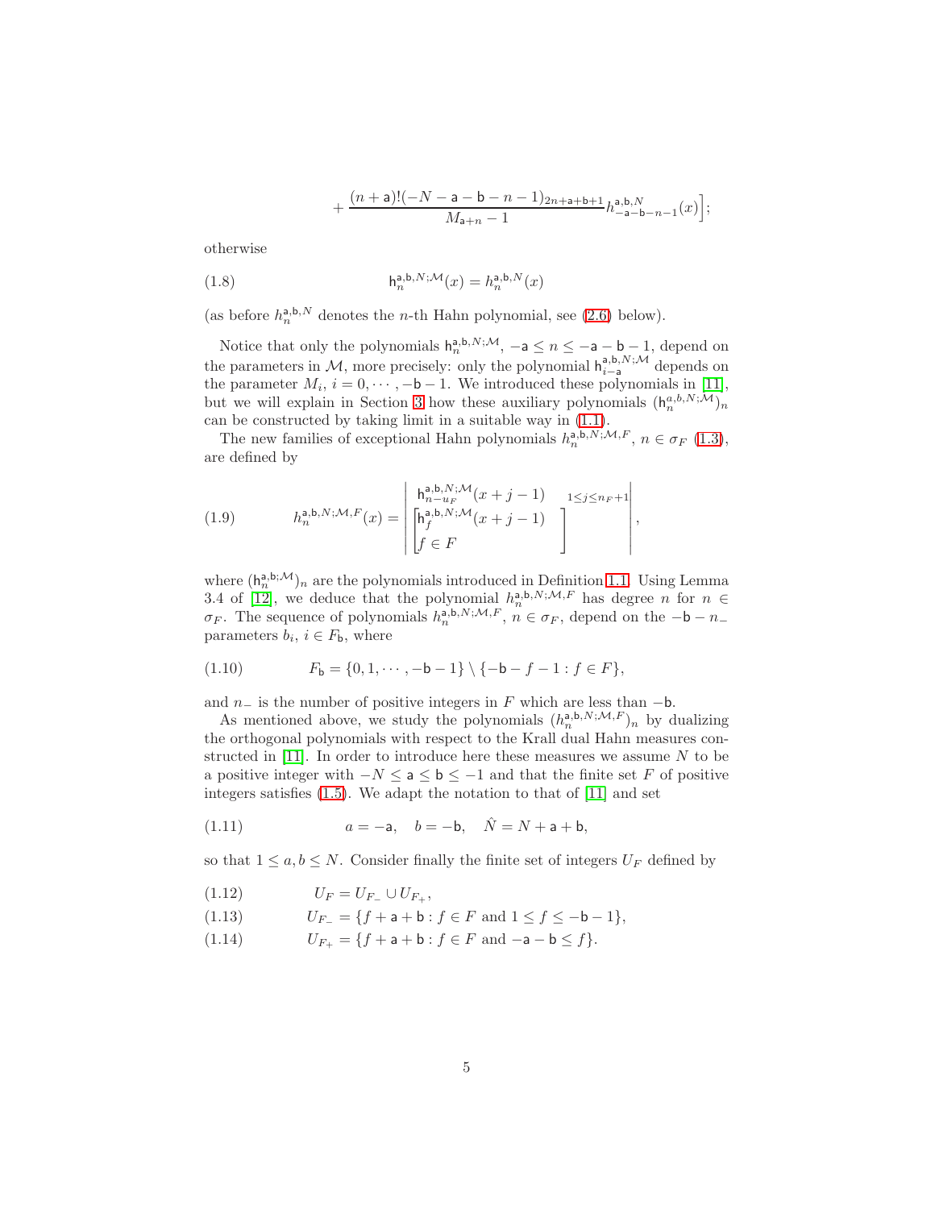$$+\frac{(n+\mathsf{a})!(-N-\mathsf{a}-\mathsf{b}-n-1)_{2n+\mathsf{a}+\mathsf{b}+1}}{M_{\mathsf{a}+n}-1}h^{\mathsf{a},\mathsf{b},N}_{-\mathsf{a}-\mathsf{b}-n-1}(x)\Big];$$

otherwise

$$\mathsf{h}_n^{\mathsf{a},\mathsf{b},N;\mathcal{M}}(x)=h_n^{\mathsf{a},\mathsf{b},N}(x) \tag{1.8}$$

(as before $h_n^{\mathsf{a},\mathsf{b},N}$ denotes the $n$-th Hahn polynomial, see (2.6) below).

Notice that only the polynomials $\mathsf{h}_n^{\mathsf{a},\mathsf{b},N;\mathcal{M}}$, $-\mathsf{a}\le n\le -\mathsf{a}-\mathsf{b}-1$, depend on the parameters in $\mathcal{M}$, more precisely: only the polynomial $\mathsf{h}_{i-\mathsf{a}}^{\mathsf{a},\mathsf{b},N;\mathcal{M}}$ depends on the parameter $M_i$, $i=0,\cdots,-\mathsf{b}-1$. We introduced these polynomials in [11], but we will explain in Section 3 how these auxiliary polynomials $(\mathsf{h}_n^{a,b,N;\mathcal{M}})_n$ can be constructed by taking limit in a suitable way in (1.1).

The new families of exceptional Hahn polynomials $h_n^{\mathsf{a},\mathsf{b},N;\mathcal{M},F}$, $n\in\sigma_F$ (1.3), are defined by

$$h_n^{\mathsf{a},\mathsf{b},N;\mathcal{M},F}(x)=\begin{vmatrix}\mathsf{h}_{n-u_F}^{\mathsf{a},\mathsf{b},N;\mathcal{M}}(x+j-1) & {}_{1\le j\le n_F+1}\\ \begin{bmatrix}\mathsf{h}_f^{\mathsf{a},\mathsf{b},N;\mathcal{M}}(x+j-1)\\ f\in F\end{bmatrix} & \end{vmatrix}, \tag{1.9}$$

where $(\mathsf{h}_n^{\mathsf{a},\mathsf{b};\mathcal{M}})_n$ are the polynomials introduced in Definition 1.1. Using Lemma 3.4 of [12], we deduce that the polynomial $h_n^{\mathsf{a},\mathsf{b},N;\mathcal{M},F}$ has degree $n$ for $n\in\sigma_F$. The sequence of polynomials $h_n^{\mathsf{a},\mathsf{b},N;\mathcal{M},F}$, $n\in\sigma_F$, depend on the $-\mathsf{b}-n_-$ parameters $b_i$, $i\in F_\mathsf{b}$, where

$$F_\mathsf{b}=\{0,1,\cdots,-\mathsf{b}-1\}\setminus\{-\mathsf{b}-f-1: f\in F\}, \tag{1.10}$$

and $n_-$ is the number of positive integers in $F$ which are less than $-\mathsf{b}$.

As mentioned above, we study the polynomials $(h_n^{\mathsf{a},\mathsf{b},N;\mathcal{M},F})_n$ by dualizing the orthogonal polynomials with respect to the Krall dual Hahn measures constructed in [11]. In order to introduce here these measures we assume $N$ to be a positive integer with $-N\le\mathsf{a}\le\mathsf{b}\le -1$ and that the finite set $F$ of positive integers satisfies (1.5). We adapt the notation to that of [11] and set

$$a=-\mathsf{a},\quad b=-\mathsf{b},\quad \hat N=N+\mathsf{a}+\mathsf{b}, \tag{1.11}$$

so that $1\le a,b\le N$. Consider finally the finite set of integers $U_F$ defined by

$$U_F=U_{F_-}\cup U_{F_+}, \tag{1.12}$$

$$U_{F_-}=\{f+\mathsf{a}+\mathsf{b}: f\in F \text{ and } 1\le f\le -\mathsf{b}-1\}, \tag{1.13}$$

$$U_{F_+}=\{f+\mathsf{a}+\mathsf{b}: f\in F \text{ and } -\mathsf{a}-\mathsf{b}\le f\}. \tag{1.14}$$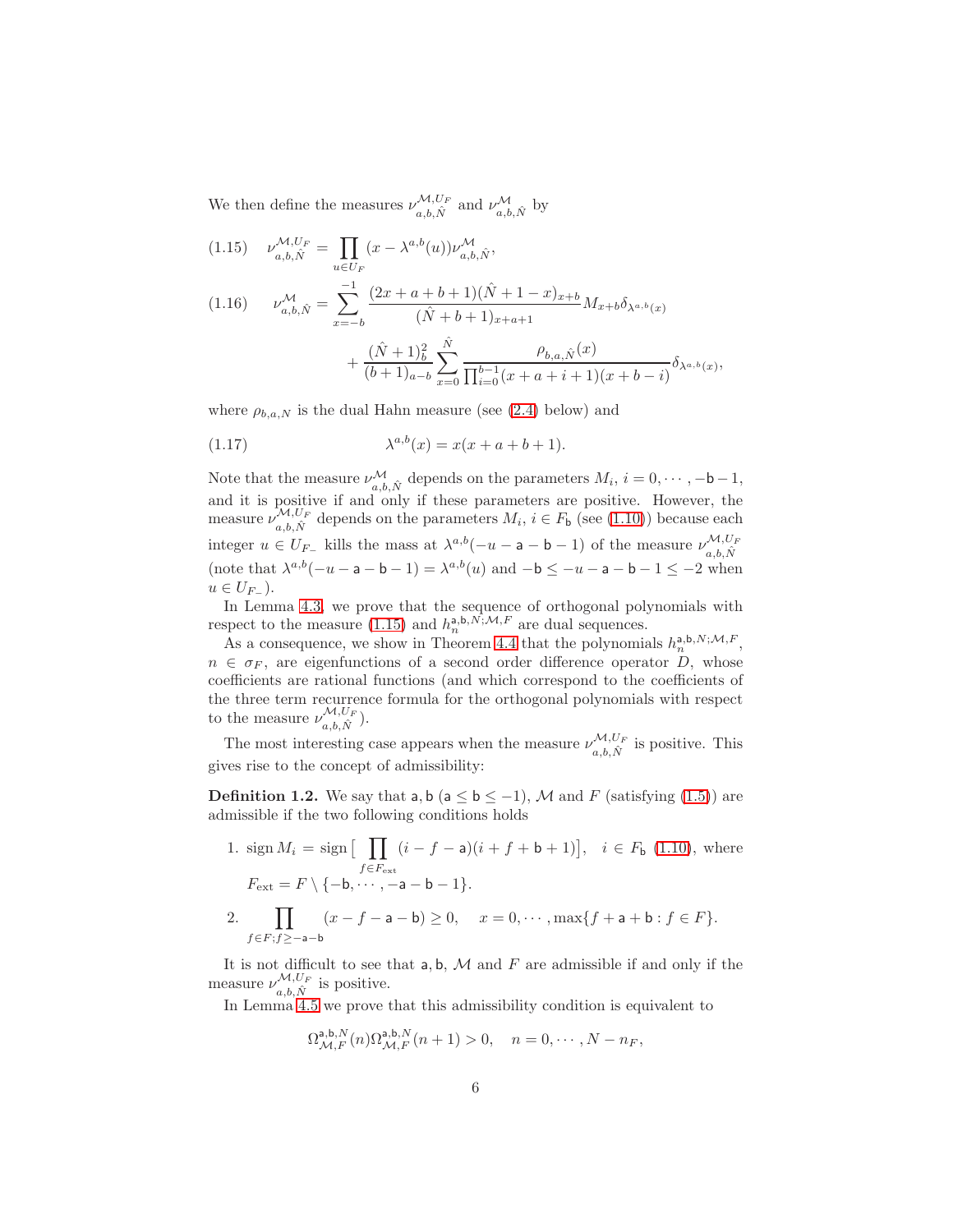We then define the measures $\nu_{a,b,\hat{N}}^{\mathcal{M},U_F}$ and $\nu_{a,b,\hat{N}}^{\mathcal{M}}$ by

$$
\nu_{a,b,\hat{N}}^{\mathcal{M},U_F} = \prod_{u\in U_F}(x-\lambda^{a,b}(u))\nu_{a,b,\hat{N}}^{\mathcal{M}}, \tag{1.15}
$$

$$
\begin{aligned}
\nu_{a,b,\hat{N}}^{\mathcal{M}} = \sum_{x=-b}^{-1} & \frac{(2x+a+b+1)(\hat{N}+1-x)_{x+b}}{(\hat{N}+b+1)_{x+a+1}} M_{x+b}\delta_{\lambda^{a,b}(x)} \\
& + \frac{(\hat{N}+1)_b^2}{(b+1)_{a-b}} \sum_{x=0}^{\hat{N}} \frac{\rho_{b,a,\hat{N}}(x)}{\prod_{i=0}^{b-1}(x+a+i+1)(x+b-i)}\delta_{\lambda^{a,b}(x)},
\end{aligned} \tag{1.16}
$$

where $\rho_{b,a,N}$ is the dual Hahn measure (see (2.4) below) and

$$
\lambda^{a,b}(x) = x(x+a+b+1). \tag{1.17}
$$

Note that the measure $\nu_{a,b,\hat{N}}^{\mathcal{M}}$ depends on the parameters $M_i$, $i=0,\cdots,-\mathsf{b}-1$, and it is positive if and only if these parameters are positive. However, the measure $\nu_{a,b,\hat{N}}^{\mathcal{M},U_F}$ depends on the parameters $M_i$, $i\in F_{\mathsf{b}}$ (see (1.10)) because each integer $u\in U_{F_-}$ kills the mass at $\lambda^{a,b}(-u-a-b-1)$ of the measure $\nu_{a,b,\hat{N}}^{\mathcal{M},U_F}$ (note that $\lambda^{a,b}(-u-\mathsf{a}-\mathsf{b}-1)=\lambda^{a,b}(u)$ and $-\mathsf{b}\le -u-\mathsf{a}-\mathsf{b}-1\le -2$ when $u\in U_{F_-}$).

In Lemma 4.3, we prove that the sequence of orthogonal polynomials with respect to the measure (1.15) and $h_n^{\mathsf{a},\mathsf{b},N;\mathcal{M},F}$ are dual sequences.

As a consequence, we show in Theorem 4.4 that the polynomials $h_n^{\mathsf{a},\mathsf{b},N;\mathcal{M},F}$, $n\in\sigma_F$, are eigenfunctions of a second order difference operator $D$, whose coefficients are rational functions (and which correspond to the coefficients of the three term recurrence formula for the orthogonal polynomials with respect to the measure $\nu_{a,b,\hat{N}}^{\mathcal{M},U_F}$).

The most interesting case appears when the measure $\nu_{a,b,\hat{N}}^{\mathcal{M},U_F}$ is positive. This gives rise to the concept of admissibility:

**Definition 1.2.** We say that $\mathsf{a},\mathsf{b}$ ($\mathsf{a}\le\mathsf{b}\le -1$), $\mathcal{M}$ and $F$ (satisfying (1.5)) are admissible if the two following conditions holds

1. $\operatorname{sign} M_i = \operatorname{sign}\big[\prod_{f\in F_{\text{ext}}}(i-f-\mathsf{a})(i+f+\mathsf{b}+1)\big]$, $\quad i\in F_{\mathsf{b}}$ (1.10), where $F_{\text{ext}} = F\setminus\{-\mathsf{b},\cdots,-\mathsf{a}-\mathsf{b}-1\}$.
2. $\displaystyle\prod_{f\in F; f\ge -\mathsf{a}-\mathsf{b}}(x-f-\mathsf{a}-\mathsf{b})\ge 0, \quad x=0,\cdots,\max\{f+\mathsf{a}+\mathsf{b}: f\in F\}.$

It is not difficult to see that $\mathsf{a},\mathsf{b}$, $\mathcal{M}$ and $F$ are admissible if and only if the measure $\nu_{a,b,\hat{N}}^{\mathcal{M},U_F}$ is positive.

In Lemma 4.5 we prove that this admissibility condition is equivalent to

$$
\Omega_{\mathcal{M},F}^{\mathsf{a},\mathsf{b},N}(n)\Omega_{\mathcal{M},F}^{\mathsf{a},\mathsf{b},N}(n+1)>0, \quad n=0,\cdots,N-n_F,
$$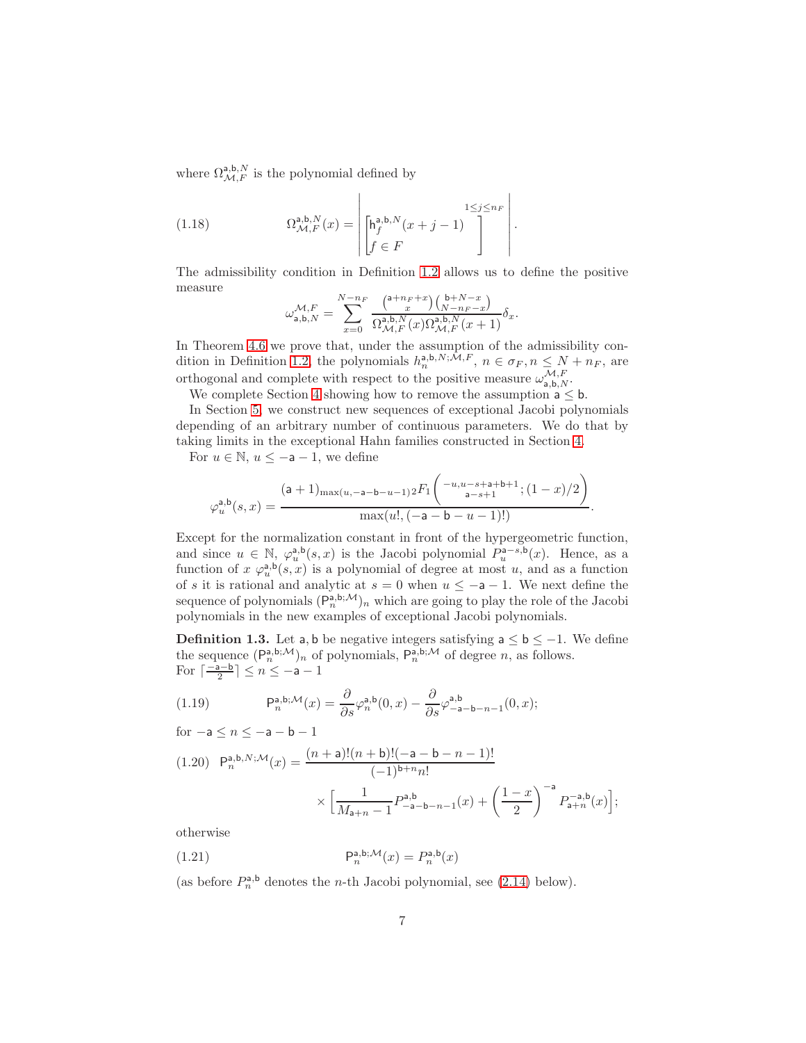where $\Omega_{\mathcal{M},F}^{\mathsf{a},\mathsf{b},N}$ is the polynomial defined by

$$\Omega_{\mathcal{M},F}^{\mathsf{a},\mathsf{b},N}(x) = \left| \begin{bmatrix} \mathsf{h}_f^{\mathsf{a},\mathsf{b},N}(x+j-1) \\ f \in F \end{bmatrix}^{1\le j\le n_F} \right|. \tag{1.18}$$

The admissibility condition in Definition 1.2 allows us to define the positive measure

$$\omega_{\mathsf{a},\mathsf{b},N}^{\mathcal{M},F} = \sum_{x=0}^{N-n_F} \frac{\binom{\mathsf{a}+n_F+x}{x}\binom{\mathsf{b}+N-x}{N-n_F-x}}{\Omega_{\mathcal{M},F}^{\mathsf{a},\mathsf{b},N}(x)\Omega_{\mathcal{M},F}^{\mathsf{a},\mathsf{b},N}(x+1)}\delta_x.$$

In Theorem 4.6 we prove that, under the assumption of the admissibility condition in Definition 1.2, the polynomials $h_n^{\mathsf{a},\mathsf{b},N;\mathcal{M},F}$, $n \in \sigma_F, n \le N+n_F$, are orthogonal and complete with respect to the positive measure $\omega_{\mathsf{a},\mathsf{b},N}^{\mathcal{M},F}$.

We complete Section 4 showing how to remove the assumption $\mathsf{a} \le \mathsf{b}$.

In Section 5, we construct new sequences of exceptional Jacobi polynomials depending of an arbitrary number of continuous parameters. We do that by taking limits in the exceptional Hahn families constructed in Section 4.

For $u \in \mathbb{N}$, $u \le -\mathsf{a}-1$, we define

$$\varphi_u^{\mathsf{a},\mathsf{b}}(s,x) = \frac{(\mathsf{a}+1)_{\max(u,-\mathsf{a}-\mathsf{b}-u-1)}\,{}_2F_1\left({-u,u-s+\mathsf{a}+\mathsf{b}+1 \atop \mathsf{a}-s+1};(1-x)/2\right)}{\max(u!,(-\mathsf{a}-\mathsf{b}-u-1)!)}.$$

Except for the normalization constant in front of the hypergeometric function, and since $u \in \mathbb{N}$, $\varphi_u^{\mathsf{a},\mathsf{b}}(s,x)$ is the Jacobi polynomial $P_u^{\mathsf{a}-s,\mathsf{b}}(x)$. Hence, as a function of $x$ $\varphi_u^{\mathsf{a},\mathsf{b}}(s,x)$ is a polynomial of degree at most $u$, and as a function of $s$ it is rational and analytic at $s=0$ when $u \le -\mathsf{a}-1$. We next define the sequence of polynomials $(\mathsf{P}_n^{\mathsf{a},\mathsf{b};\mathcal{M}})_n$ which are going to play the role of the Jacobi polynomials in the new examples of exceptional Jacobi polynomials.

**Definition 1.3.** Let $\mathsf{a},\mathsf{b}$ be negative integers satisfying $\mathsf{a} \le \mathsf{b} \le -1$. We define the sequence $(\mathsf{P}_n^{\mathsf{a},\mathsf{b};\mathcal{M}})_n$ of polynomials, $\mathsf{P}_n^{\mathsf{a},\mathsf{b};\mathcal{M}}$ of degree $n$, as follows.
For $\lceil\frac{-\mathsf{a}-\mathsf{b}}{2}\rceil \le n \le -\mathsf{a}-1$

$$\mathsf{P}_n^{\mathsf{a},\mathsf{b};\mathcal{M}}(x) = \frac{\partial}{\partial s}\varphi_n^{\mathsf{a},\mathsf{b}}(0,x) - \frac{\partial}{\partial s}\varphi_{-\mathsf{a}-\mathsf{b}-n-1}^{\mathsf{a},\mathsf{b}}(0,x); \tag{1.19}$$

for $-\mathsf{a} \le n \le -\mathsf{a}-\mathsf{b}-1$

$$\mathsf{P}_n^{\mathsf{a},\mathsf{b},N;\mathcal{M}}(x) = \frac{(n+\mathsf{a})!(n+\mathsf{b})!(-\mathsf{a}-\mathsf{b}-n-1)!}{(-1)^{\mathsf{b}+n}n!} \times \Big[\frac{1}{M_{\mathsf{a}+n}-1}P_{-\mathsf{a}-\mathsf{b}-n-1}^{\mathsf{a},\mathsf{b}}(x) + \left(\frac{1-x}{2}\right)^{-\mathsf{a}}P_{\mathsf{a}+n}^{-\mathsf{a},\mathsf{b}}(x)\Big]; \tag{1.20}$$

otherwise

$$\mathsf{P}_n^{\mathsf{a},\mathsf{b};\mathcal{M}}(x) = P_n^{\mathsf{a},\mathsf{b}}(x) \tag{1.21}$$

(as before $P_n^{\mathsf{a},\mathsf{b}}$ denotes the $n$-th Jacobi polynomial, see (2.14) below).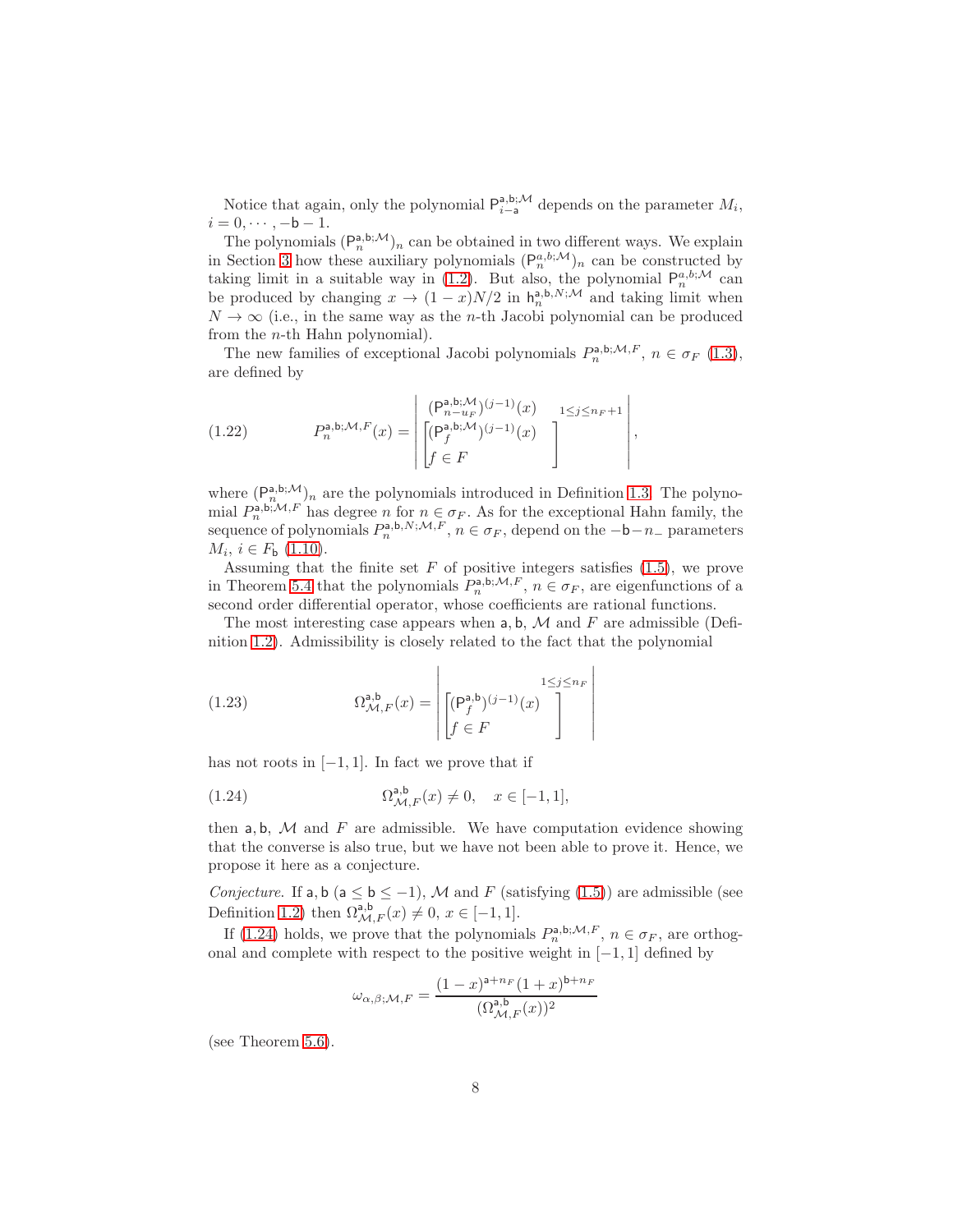Notice that again, only the polynomial $\mathsf{P}_{i-\mathsf{a}}^{\mathsf{a},\mathsf{b};\mathcal{M}}$ depends on the parameter $M_i$, $i = 0, \cdots, -\mathsf{b}-1$.

The polynomials $(\mathsf{P}_n^{\mathsf{a},\mathsf{b};\mathcal{M}})_n$ can be obtained in two different ways. We explain in Section 3 how these auxiliary polynomials $(\mathsf{P}_n^{a,b;\mathcal{M}})_n$ can be constructed by taking limit in a suitable way in (1.2). But also, the polynomial $\mathsf{P}_n^{a,b;\mathcal{M}}$ can be produced by changing $x \to (1-x)N/2$ in $\mathsf{h}_n^{\mathsf{a},\mathsf{b},N;\mathcal{M}}$ and taking limit when $N \to \infty$ (i.e., in the same way as the $n$-th Jacobi polynomial can be produced from the $n$-th Hahn polynomial).

The new families of exceptional Jacobi polynomials $P_n^{\mathsf{a},\mathsf{b};\mathcal{M},F}$, $n \in \sigma_F$ (1.3), are defined by

$$
P_n^{\mathsf{a},\mathsf{b};\mathcal{M},F}(x) = \begin{vmatrix} (\mathsf{P}_{n-u_F}^{\mathsf{a},\mathsf{b};\mathcal{M}})^{(j-1)}(x) \\ \begin{bmatrix} (\mathsf{P}_f^{\mathsf{a},\mathsf{b};\mathcal{M}})^{(j-1)}(x) \\ f \in F \end{bmatrix} \end{vmatrix}_{1 \le j \le n_F+1}, \tag{1.22}
$$

where $(\mathsf{P}_n^{\mathsf{a},\mathsf{b};\mathcal{M}})_n$ are the polynomials introduced in Definition 1.3. The polynomial $P_n^{\mathsf{a},\mathsf{b};\mathcal{M},F}$ has degree $n$ for $n \in \sigma_F$. As for the exceptional Hahn family, the sequence of polynomials $P_n^{\mathsf{a},\mathsf{b},N;\mathcal{M},F}$, $n \in \sigma_F$, depend on the $-\mathsf{b}-n_-$ parameters $M_i$, $i \in F_\mathsf{b}$ (1.10).

Assuming that the finite set $F$ of positive integers satisfies (1.5), we prove in Theorem 5.4 that the polynomials $P_n^{\mathsf{a},\mathsf{b};\mathcal{M},F}$, $n \in \sigma_F$, are eigenfunctions of a second order differential operator, whose coefficients are rational functions.

The most interesting case appears when $\mathsf{a},\mathsf{b}$, $\mathcal{M}$ and $F$ are admissible (Definition 1.2). Admissibility is closely related to the fact that the polynomial

$$
\Omega_{\mathcal{M},F}^{\mathsf{a},\mathsf{b}}(x) = \begin{vmatrix} \begin{bmatrix} (\mathsf{P}_f^{\mathsf{a},\mathsf{b}})^{(j-1)}(x) \\ f \in F \end{bmatrix} \end{vmatrix}_{1 \le j \le n_F} \tag{1.23}
$$

has not roots in $[-1,1]$. In fact we prove that if

$$
\Omega_{\mathcal{M},F}^{\mathsf{a},\mathsf{b}}(x) \neq 0, \quad x \in [-1,1], \tag{1.24}
$$

then $\mathsf{a},\mathsf{b}$, $\mathcal{M}$ and $F$ are admissible. We have computation evidence showing that the converse is also true, but we have not been able to prove it. Hence, we propose it here as a conjecture.

*Conjecture.* If $\mathsf{a},\mathsf{b}$ ($\mathsf{a} \le \mathsf{b} \le -1$), $\mathcal{M}$ and $F$ (satisfying (1.5)) are admissible (see Definition 1.2) then $\Omega_{\mathcal{M},F}^{\mathsf{a},\mathsf{b}}(x) \neq 0$, $x \in [-1,1]$.

If (1.24) holds, we prove that the polynomials $P_n^{\mathsf{a},\mathsf{b};\mathcal{M},F}$, $n \in \sigma_F$, are orthogonal and complete with respect to the positive weight in $[-1,1]$ defined by

$$
\omega_{\alpha,\beta;\mathcal{M},F} = \frac{(1-x)^{\mathsf{a}+n_F}(1+x)^{\mathsf{b}+n_F}}{(\Omega_{\mathcal{M},F}^{\mathsf{a},\mathsf{b}}(x))^2}
$$

(see Theorem 5.6).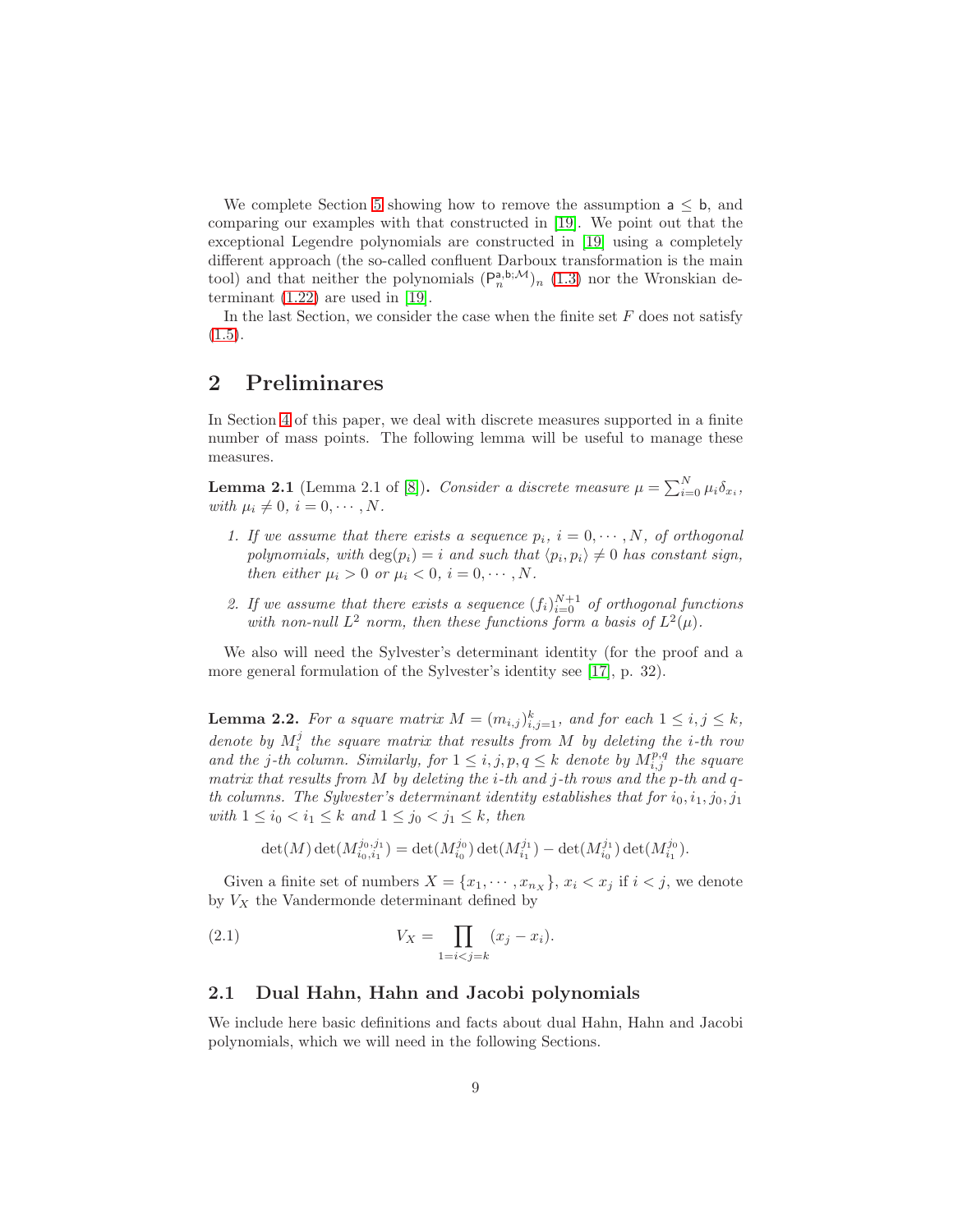We complete Section 5 showing how to remove the assumption $\mathsf{a} \leq \mathsf{b}$, and comparing our examples with that constructed in [19]. We point out that the exceptional Legendre polynomials are constructed in [19] using a completely different approach (the so-called confluent Darboux transformation is the main tool) and that neither the polynomials $(\mathsf{P}_n^{\mathsf{a},\mathsf{b};\mathcal{M}})_n$ (1.3) nor the Wronskian determinant (1.22) are used in [19].

In the last Section, we consider the case when the finite set $F$ does not satisfy (1.5).

## 2 Preliminares

In Section 4 of this paper, we deal with discrete measures supported in a finite number of mass points. The following lemma will be useful to manage these measures.

**Lemma 2.1** (Lemma 2.1 of [8]). *Consider a discrete measure $\mu = \sum_{i=0}^{N} \mu_i \delta_{x_i}$, with $\mu_i \neq 0$, $i = 0, \cdots, N$.*

1. *If we assume that there exists a sequence $p_i$, $i = 0, \cdots, N$, of orthogonal polynomials, with $\deg(p_i) = i$ and such that $\langle p_i, p_i \rangle \neq 0$ has constant sign, then either $\mu_i > 0$ or $\mu_i < 0$, $i = 0, \cdots, N$.*
2. *If we assume that there exists a sequence $(f_i)_{i=0}^{N+1}$ of orthogonal functions with non-null $L^2$ norm, then these functions form a basis of $L^2(\mu)$.*

We also will need the Sylvester's determinant identity (for the proof and a more general formulation of the Sylvester's identity see [17], p. 32).

**Lemma 2.2.** *For a square matrix $M = (m_{i,j})_{i,j=1}^{k}$, and for each $1 \leq i, j \leq k$, denote by $M_i^j$ the square matrix that results from $M$ by deleting the $i$-th row and the $j$-th column. Similarly, for $1 \leq i, j, p, q \leq k$ denote by $M_{i,j}^{p,q}$ the square matrix that results from $M$ by deleting the $i$-th and $j$-th rows and the $p$-th and $q$-th columns. The Sylvester's determinant identity establishes that for $i_0, i_1, j_0, j_1$ with $1 \leq i_0 < i_1 \leq k$ and $1 \leq j_0 < j_1 \leq k$, then*

$$\det(M) \det(M_{i_0,i_1}^{j_0,j_1}) = \det(M_{i_0}^{j_0}) \det(M_{i_1}^{j_1}) - \det(M_{i_0}^{j_1}) \det(M_{i_1}^{j_0}).$$

Given a finite set of numbers $X = \{x_1, \cdots, x_{n_X}\}$, $x_i < x_j$ if $i < j$, we denote by $V_X$ the Vandermonde determinant defined by

$$V_X = \prod_{1=i<j=k} (x_j - x_i). \tag{2.1}$$

### 2.1 Dual Hahn, Hahn and Jacobi polynomials

We include here basic definitions and facts about dual Hahn, Hahn and Jacobi polynomials, which we will need in the following Sections.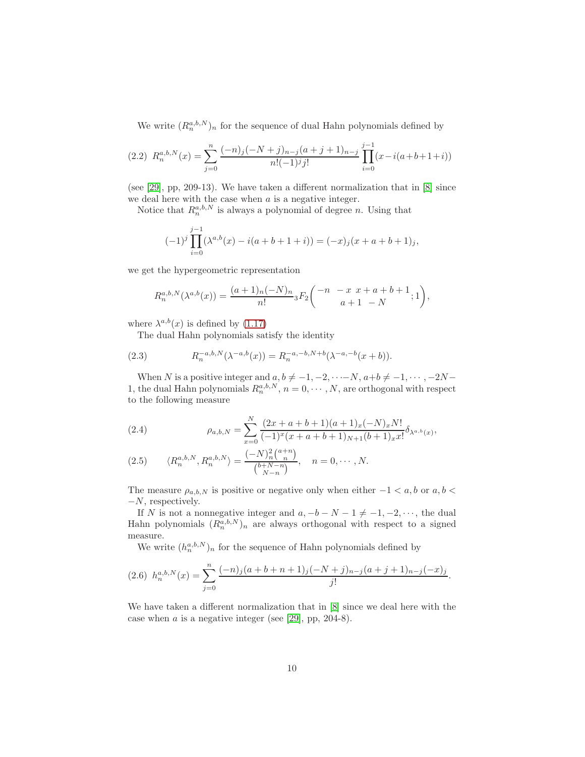We write $(R_n^{a,b,N})_n$ for the sequence of dual Hahn polynomials defined by

$$
(2.2)\quad R_n^{a,b,N}(x) = \sum_{j=0}^{n} \frac{(-n)_j(-N+j)_{n-j}(a+j+1)_{n-j}}{n!(-1)^j j!} \prod_{i=0}^{j-1}(x-i(a+b+1+i))
$$

(see [29], pp, 209-13). We have taken a different normalization that in [8] since we deal here with the case when $a$ is a negative integer.

Notice that $R_n^{a,b,N}$ is always a polynomial of degree $n$. Using that

$$
(-1)^j \prod_{i=0}^{j-1}(\lambda^{a,b}(x) - i(a+b+1+i)) = (-x)_j(x+a+b+1)_j,
$$

we get the hypergeometric representation

$$
R_n^{a,b,N}(\lambda^{a,b}(x)) = \frac{(a+1)_n(-N)_n}{n!}\, {}_3F_2\!\left(\begin{matrix} -n & -x & x+a+b+1 \\ & a+1 & -N \end{matrix}; 1\right),
$$

where $\lambda^{a,b}(x)$ is defined by (1.17)

The dual Hahn polynomials satisfy the identity

$$
(2.3)\qquad R_n^{-a,b,N}(\lambda^{-a,b}(x)) = R_n^{-a,-b,N+b}(\lambda^{-a,-b}(x+b)).
$$

When $N$ is a positive integer and $a, b \neq -1, -2, \cdots -N$, $a+b \neq -1, \cdots, -2N-1$, the dual Hahn polynomials $R_n^{a,b,N}$, $n = 0, \cdots, N$, are orthogonal with respect to the following measure

$$
(2.4)\qquad \rho_{a,b,N} = \sum_{x=0}^{N} \frac{(2x+a+b+1)(a+1)_x(-N)_x N!}{(-1)^x(x+a+b+1)_{N+1}(b+1)_x x!}\delta_{\lambda^{a,b}(x)},
$$

$$
(2.5)\qquad \langle R_n^{a,b,N}, R_n^{a,b,N}\rangle = \frac{(-N)_n^2\binom{a+n}{n}}{\binom{b+N-n}{N-n}}, \quad n = 0, \cdots, N.
$$

The measure $\rho_{a,b,N}$ is positive or negative only when either $-1 < a, b$ or $a, b < -N$, respectively.

If $N$ is not a nonnegative integer and $a, -b-N-1 \neq -1, -2, \cdots$, the dual Hahn polynomials $(R_n^{a,b,N})_n$ are always orthogonal with respect to a signed measure.

We write $(h_n^{a,b,N})_n$ for the sequence of Hahn polynomials defined by

$$
(2.6)\quad h_n^{a,b,N}(x) = \sum_{j=0}^{n} \frac{(-n)_j(a+b+n+1)_j(-N+j)_{n-j}(a+j+1)_{n-j}(-x)_j}{j!}.
$$

We have taken a different normalization that in [8] since we deal here with the case when $a$ is a negative integer (see [29], pp, 204-8).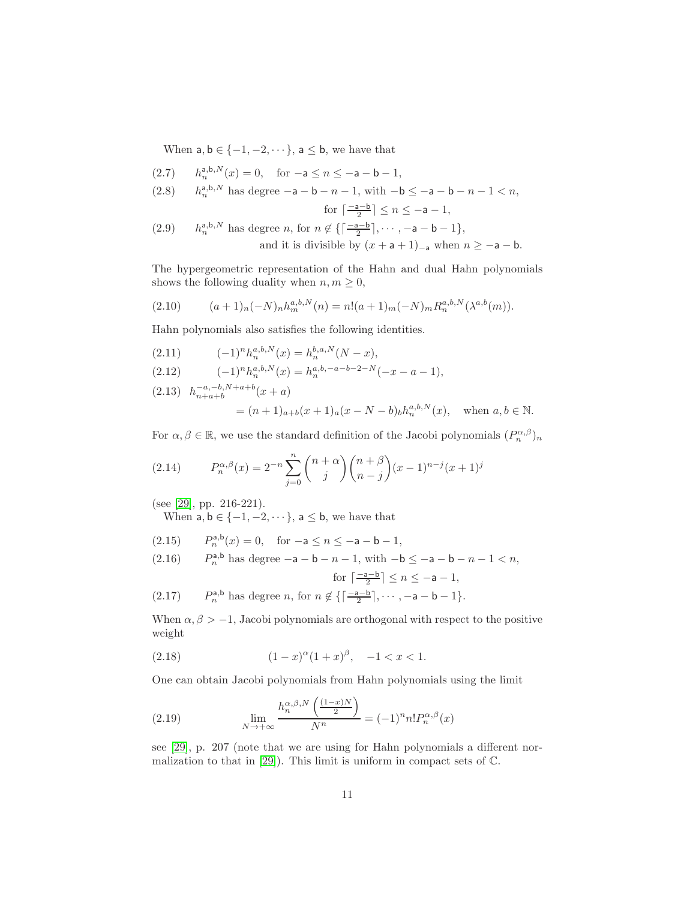When $\mathsf{a}, \mathsf{b} \in \{-1, -2, \cdots\}$, $\mathsf{a} \leq \mathsf{b}$, we have that

$$h_n^{\mathsf{a},\mathsf{b},N}(x) = 0, \quad \text{for } -\mathsf{a} \leq n \leq -\mathsf{a}-\mathsf{b}-1, \tag{2.7}$$

$$h_n^{\mathsf{a},\mathsf{b},N} \text{ has degree } -\mathsf{a}-\mathsf{b}-n-1, \text{ with } -\mathsf{b} \leq -\mathsf{a}-\mathsf{b}-n-1 < n, \tag{2.8}$$
$$\text{for } \lceil \tfrac{-\mathsf{a}-\mathsf{b}}{2} \rceil \leq n \leq -\mathsf{a}-1,$$

$$h_n^{\mathsf{a},\mathsf{b},N} \text{ has degree } n, \text{ for } n \notin \{\lceil \tfrac{-\mathsf{a}-\mathsf{b}}{2} \rceil, \cdots, -\mathsf{a}-\mathsf{b}-1\}, \tag{2.9}$$
$$\text{and it is divisible by } (x+\mathsf{a}+1)_{-\mathsf{a}} \text{ when } n \geq -\mathsf{a}-\mathsf{b}.$$

The hypergeometric representation of the Hahn and dual Hahn polynomials shows the following duality when $n, m \geq 0$,

$$(a+1)_n(-N)_n h_m^{a,b,N}(n) = n!(a+1)_m(-N)_m R_n^{a,b,N}(\lambda^{a,b}(m)). \tag{2.10}$$

Hahn polynomials also satisfies the following identities.

$$(-1)^n h_n^{a,b,N}(x) = h_n^{b,a,N}(N-x), \tag{2.11}$$

$$(-1)^n h_n^{a,b,N}(x) = h_n^{a,b,-a-b-2-N}(-x-a-1), \tag{2.12}$$

$$h_{n+a+b}^{-a,-b,N+a+b}(x+a) = (n+1)_{a+b}(x+1)_a(x-N-b)_b h_n^{a,b,N}(x), \quad \text{when } a,b \in \mathbb{N}. \tag{2.13}$$

For $\alpha, \beta \in \mathbb{R}$, we use the standard definition of the Jacobi polynomials $(P_n^{\alpha,\beta})_n$

$$P_n^{\alpha,\beta}(x) = 2^{-n}\sum_{j=0}^{n}\binom{n+\alpha}{j}\binom{n+\beta}{n-j}(x-1)^{n-j}(x+1)^j \tag{2.14}$$

(see [29], pp. 216-221).

When $\mathsf{a}, \mathsf{b} \in \{-1, -2, \cdots\}$, $\mathsf{a} \leq \mathsf{b}$, we have that

$$P_n^{\mathsf{a},\mathsf{b}}(x) = 0, \quad \text{for } -\mathsf{a} \leq n \leq -\mathsf{a}-\mathsf{b}-1, \tag{2.15}$$

$$P_n^{\mathsf{a},\mathsf{b}} \text{ has degree } -\mathsf{a}-\mathsf{b}-n-1, \text{ with } -\mathsf{b} \leq -\mathsf{a}-\mathsf{b}-n-1 < n, \tag{2.16}$$
$$\text{for } \lceil \tfrac{-\mathsf{a}-\mathsf{b}}{2} \rceil \leq n \leq -\mathsf{a}-1,$$

$$P_n^{\mathsf{a},\mathsf{b}} \text{ has degree } n, \text{ for } n \notin \{\lceil \tfrac{-\mathsf{a}-\mathsf{b}}{2} \rceil, \cdots, -\mathsf{a}-\mathsf{b}-1\}. \tag{2.17}$$

When $\alpha, \beta > -1$, Jacobi polynomials are orthogonal with respect to the positive weight

$$(1-x)^\alpha(1+x)^\beta, \quad -1 < x < 1. \tag{2.18}$$

One can obtain Jacobi polynomials from Hahn polynomials using the limit

$$\lim_{N\to+\infty}\frac{h_n^{\alpha,\beta,N}\left(\frac{(1-x)N}{2}\right)}{N^n} = (-1)^n n! P_n^{\alpha,\beta}(x) \tag{2.19}$$

see [29], p. 207 (note that we are using for Hahn polynomials a different normalization to that in [29]). This limit is uniform in compact sets of $\mathbb{C}$.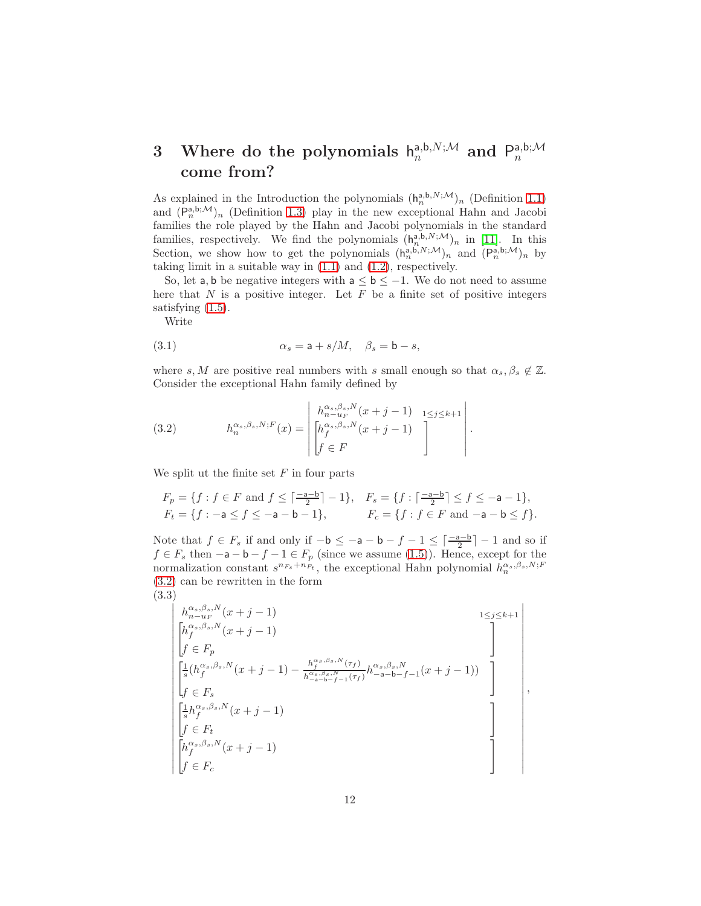# 3 Where do the polynomials $\mathsf{h}_n^{\mathsf{a},\mathsf{b},N;\mathcal{M}}$ and $\mathsf{P}_n^{\mathsf{a},\mathsf{b};\mathcal{M}}$ come from?

As explained in the Introduction the polynomials $(\mathsf{h}_n^{\mathsf{a},\mathsf{b},N;\mathcal{M}})_n$ (Definition 1.1) and $(\mathsf{P}_n^{\mathsf{a},\mathsf{b};\mathcal{M}})_n$ (Definition 1.3) play in the new exceptional Hahn and Jacobi families the role played by the Hahn and Jacobi polynomials in the standard families, respectively. We find the polynomials $(\mathsf{h}_n^{\mathsf{a},\mathsf{b},N;\mathcal{M}})_n$ in [11]. In this Section, we show how to get the polynomials $(\mathsf{h}_n^{\mathsf{a},\mathsf{b},N;\mathcal{M}})_n$ and $(\mathsf{P}_n^{\mathsf{a},\mathsf{b};\mathcal{M}})_n$ by taking limit in a suitable way in (1.1) and (1.2), respectively.

So, let $\mathsf{a},\mathsf{b}$ be negative integers with $\mathsf{a}\le\mathsf{b}\le -1$. We do not need to assume here that $N$ is a positive integer. Let $F$ be a finite set of positive integers satisfying (1.5).

Write

$$\alpha_s=\mathsf{a}+s/M,\quad \beta_s=\mathsf{b}-s, \tag{3.1}$$

where $s,M$ are positive real numbers with $s$ small enough so that $\alpha_s,\beta_s\notin\mathbb{Z}$. Consider the exceptional Hahn family defined by

$$h_n^{\alpha_s,\beta_s,N;F}(x)=\begin{vmatrix} h_{n-u_F}^{\alpha_s,\beta_s,N}(x+j-1) & {}_{1\le j\le k+1}\\ \begin{bmatrix} h_f^{\alpha_s,\beta_s,N}(x+j-1)\\ f\in F\end{bmatrix} & \end{vmatrix}. \tag{3.2}$$

We split ut the finite set $F$ in four parts

$$F_p=\{f: f\in F \text{ and } f\le \lceil\tfrac{-\mathsf{a}-\mathsf{b}}{2}\rceil-1\},\quad F_s=\{f:\lceil\tfrac{-\mathsf{a}-\mathsf{b}}{2}\rceil\le f\le -\mathsf{a}-1\},$$
$$F_t=\{f: -\mathsf{a}\le f\le -\mathsf{a}-\mathsf{b}-1\},\qquad F_c=\{f: f\in F \text{ and } -\mathsf{a}-\mathsf{b}\le f\}.$$

Note that $f\in F_s$ if and only if $-\mathsf{b}\le -\mathsf{a}-\mathsf{b}-f-1\le\lceil\frac{-\mathsf{a}-\mathsf{b}}{2}\rceil-1$ and so if $f\in F_s$ then $-\mathsf{a}-\mathsf{b}-f-1\in F_p$ (since we assume (1.5)). Hence, except for the normalization constant $s^{n_{F_s}+n_{F_t}}$, the exceptional Hahn polynomial $h_n^{\alpha_s,\beta_s,N;F}$ (3.2) can be rewritten in the form

$$\begin{vmatrix} h_{n-u_F}^{\alpha_s,\beta_s,N}(x+j-1) & {}_{1\le j\le k+1}\\ \begin{bmatrix} h_f^{\alpha_s,\beta_s,N}(x+j-1)\\ f\in F_p\end{bmatrix} & \\ \begin{bmatrix} \frac{1}{s}\Big(h_f^{\alpha_s,\beta_s,N}(x+j-1)-\frac{h_f^{\alpha_s,\beta_s,N}(\tau_f)}{h_{-\mathsf{a}-\mathsf{b}-f-1}^{\alpha_s,\beta_s,N}(\tau_f)}h_{-\mathsf{a}-\mathsf{b}-f-1}^{\alpha_s,\beta_s,N}(x+j-1)\Big)\\ f\in F_s\end{bmatrix} & \\ \begin{bmatrix} \frac{1}{s}h_f^{\alpha_s,\beta_s,N}(x+j-1)\\ f\in F_t\end{bmatrix} & \\ \begin{bmatrix} h_f^{\alpha_s,\beta_s,N}(x+j-1)\\ f\in F_c\end{bmatrix} & \end{vmatrix}, \tag{3.3}$$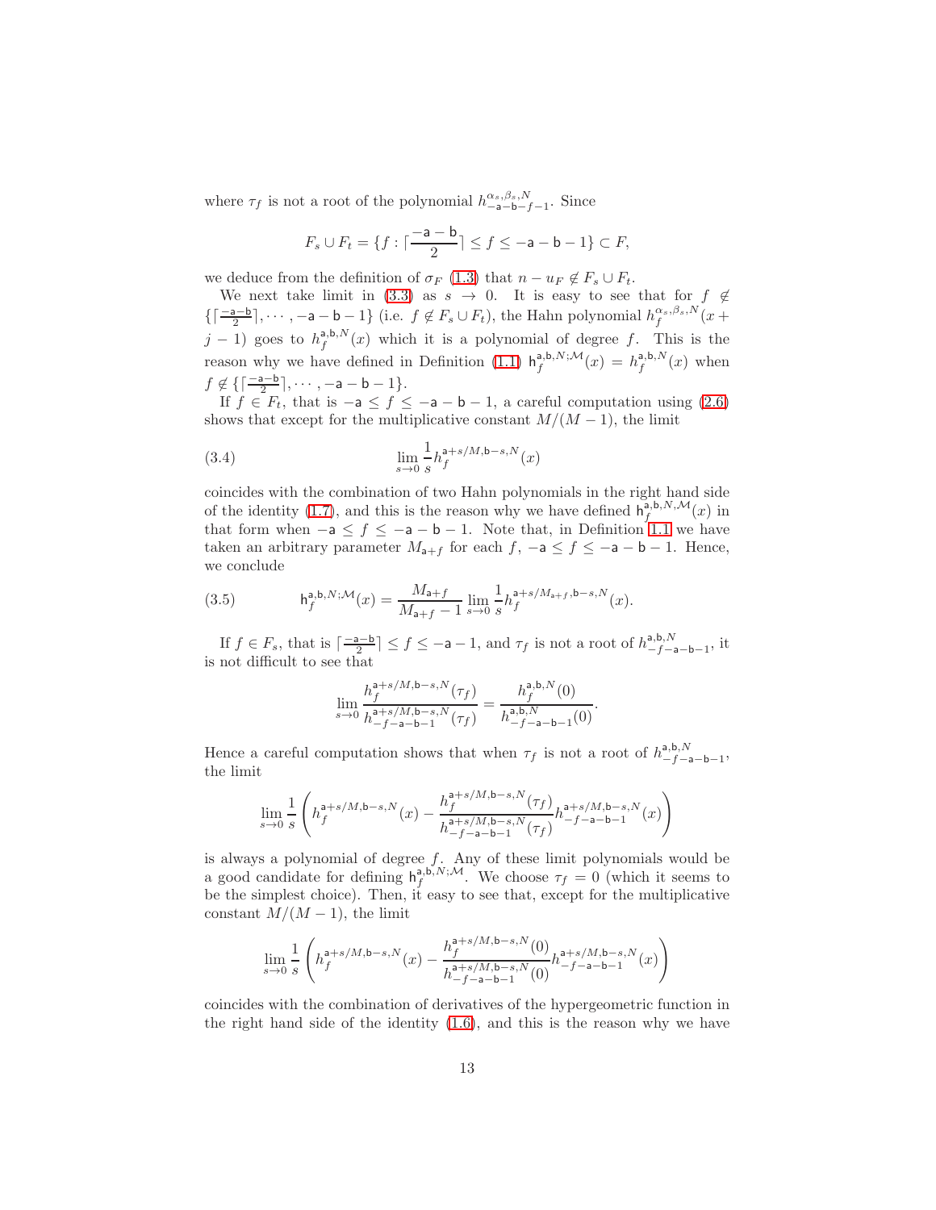where $\tau_f$ is not a root of the polynomial $h^{\alpha_s,\beta_s,N}_{-\mathsf{a}-\mathsf{b}-f-1}$. Since

$$F_s \cup F_t = \{f : \lceil \frac{-\mathsf{a}-\mathsf{b}}{2} \rceil \le f \le -\mathsf{a}-\mathsf{b}-1\} \subset F,$$

we deduce from the definition of $\sigma_F$ (1.3) that $n - u_F \notin F_s \cup F_t$.

We next take limit in (3.3) as $s \to 0$. It is easy to see that for $f \notin \{\lceil \frac{-\mathsf{a}-\mathsf{b}}{2} \rceil, \cdots, -\mathsf{a}-\mathsf{b}-1\}$ (i.e. $f \notin F_s \cup F_t$), the Hahn polynomial $h_f^{\alpha_s,\beta_s,N}(x+j-1)$ goes to $h_f^{\mathsf{a},\mathsf{b},N}(x)$ which it is a polynomial of degree $f$. This is the reason why we have defined in Definition (1.1) $\mathsf{h}_f^{\mathsf{a},\mathsf{b},N;\mathcal{M}}(x) = h_f^{\mathsf{a},\mathsf{b},N}(x)$ when $f \notin \{\lceil \frac{-\mathsf{a}-\mathsf{b}}{2} \rceil, \cdots, -\mathsf{a}-\mathsf{b}-1\}$.

If $f \in F_t$, that is $-\mathsf{a} \le f \le -\mathsf{a}-\mathsf{b}-1$, a careful computation using (2.6) shows that except for the multiplicative constant $M/(M-1)$, the limit

$$\lim_{s\to 0} \frac{1}{s} h_f^{\mathsf{a}+s/M,\mathsf{b}-s,N}(x) \tag{3.4}$$

coincides with the combination of two Hahn polynomials in the right hand side of the identity (1.7), and this is the reason why we have defined $\mathsf{h}_f^{\mathsf{a},\mathsf{b},N,\mathcal{M}}(x)$ in that form when $-\mathsf{a} \le f \le -\mathsf{a}-\mathsf{b}-1$. Note that, in Definition 1.1 we have taken an arbitrary parameter $M_{\mathsf{a}+f}$ for each $f$, $-\mathsf{a} \le f \le -\mathsf{a}-\mathsf{b}-1$. Hence, we conclude

$$\mathsf{h}_f^{\mathsf{a},\mathsf{b},N;\mathcal{M}}(x) = \frac{M_{\mathsf{a}+f}}{M_{\mathsf{a}+f}-1} \lim_{s\to 0} \frac{1}{s} h_f^{\mathsf{a}+s/M_{\mathsf{a}+f},\mathsf{b}-s,N}(x). \tag{3.5}$$

If $f \in F_s$, that is $\lceil \frac{-\mathsf{a}-\mathsf{b}}{2} \rceil \le f \le -\mathsf{a}-1$, and $\tau_f$ is not a root of $h^{\mathsf{a},\mathsf{b},N}_{-f-\mathsf{a}-\mathsf{b}-1}$, it is not difficult to see that

$$\lim_{s\to 0} \frac{h_f^{\mathsf{a}+s/M,\mathsf{b}-s,N}(\tau_f)}{h_{-f-\mathsf{a}-\mathsf{b}-1}^{\mathsf{a}+s/M,\mathsf{b}-s,N}(\tau_f)} = \frac{h_f^{\mathsf{a},\mathsf{b},N}(0)}{h_{-f-\mathsf{a}-\mathsf{b}-1}^{\mathsf{a},\mathsf{b},N}(0)}.$$

Hence a careful computation shows that when $\tau_f$ is not a root of $h^{\mathsf{a},\mathsf{b},N}_{-f-\mathsf{a}-\mathsf{b}-1}$, the limit

$$\lim_{s\to 0} \frac{1}{s} \left( h_f^{\mathsf{a}+s/M,\mathsf{b}-s,N}(x) - \frac{h_f^{\mathsf{a}+s/M,\mathsf{b}-s,N}(\tau_f)}{h_{-f-\mathsf{a}-\mathsf{b}-1}^{\mathsf{a}+s/M,\mathsf{b}-s,N}(\tau_f)} h_{-f-\mathsf{a}-\mathsf{b}-1}^{\mathsf{a}+s/M,\mathsf{b}-s,N}(x) \right)$$

is always a polynomial of degree $f$. Any of these limit polynomials would be a good candidate for defining $\mathsf{h}_f^{\mathsf{a},\mathsf{b},N;\mathcal{M}}$. We choose $\tau_f = 0$ (which it seems to be the simplest choice). Then, it easy to see that, except for the multiplicative constant $M/(M-1)$, the limit

$$\lim_{s\to 0} \frac{1}{s} \left( h_f^{\mathsf{a}+s/M,\mathsf{b}-s,N}(x) - \frac{h_f^{\mathsf{a}+s/M,\mathsf{b}-s,N}(0)}{h_{-f-\mathsf{a}-\mathsf{b}-1}^{\mathsf{a}+s/M,\mathsf{b}-s,N}(0)} h_{-f-\mathsf{a}-\mathsf{b}-1}^{\mathsf{a}+s/M,\mathsf{b}-s,N}(x) \right)$$

coincides with the combination of derivatives of the hypergeometric function in the right hand side of the identity (1.6), and this is the reason why we have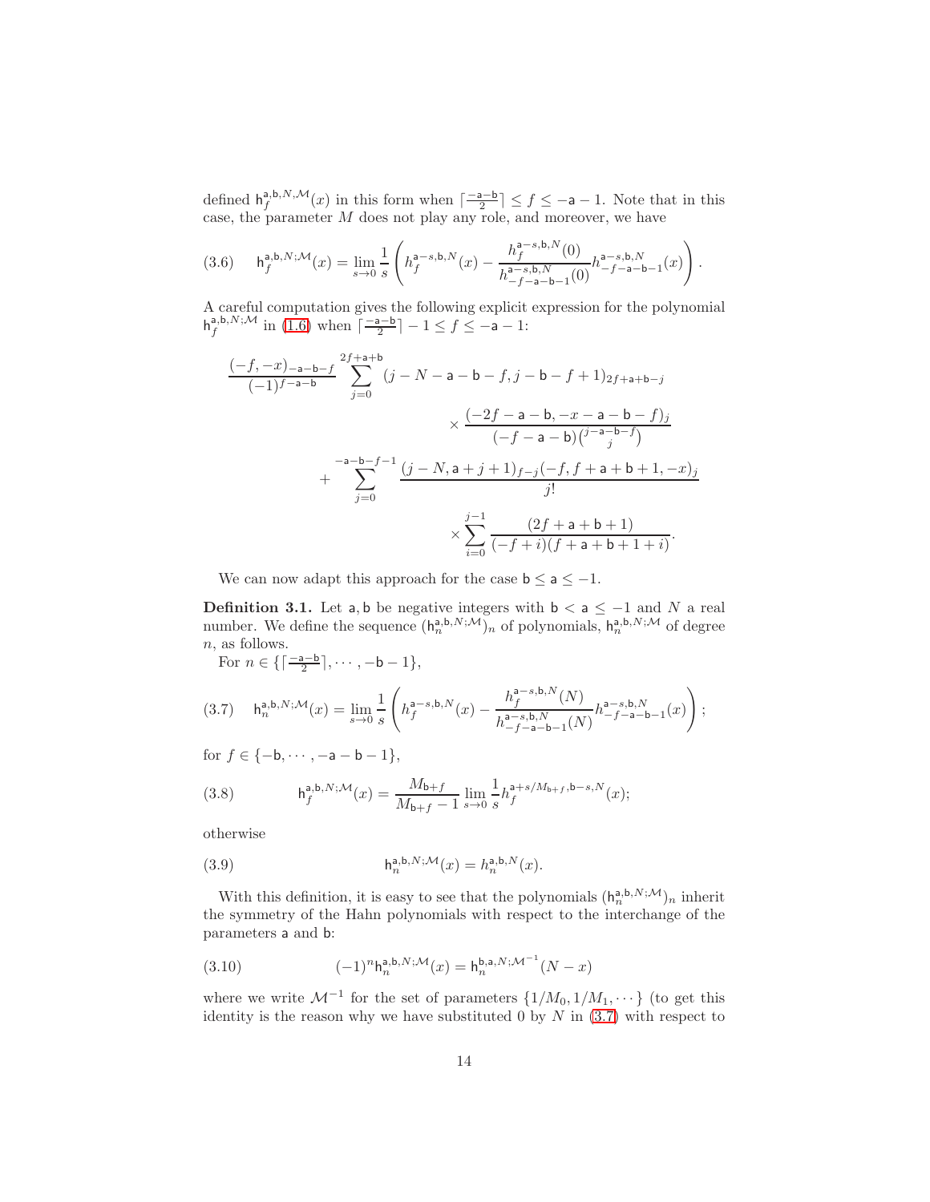defined $\mathsf{h}_f^{\mathsf{a},\mathsf{b},N,\mathcal{M}}(x)$ in this form when $\lceil\frac{-\mathsf{a}-\mathsf{b}}{2}\rceil \le f \le -\mathsf{a}-1$. Note that in this case, the parameter $M$ does not play any role, and moreover, we have

$$
\mathsf{h}_f^{\mathsf{a},\mathsf{b},N;\mathcal{M}}(x) = \lim_{s\to 0}\frac{1}{s}\left(h_f^{\mathsf{a}-s,\mathsf{b},N}(x) - \frac{h_f^{\mathsf{a}-s,\mathsf{b},N}(0)}{h_{-f-\mathsf{a}-\mathsf{b}-1}^{\mathsf{a}-s,\mathsf{b},N}(0)}h_{-f-\mathsf{a}-\mathsf{b}-1}^{\mathsf{a}-s,\mathsf{b},N}(x)\right). \tag{3.6}
$$

A careful computation gives the following explicit expression for the polynomial $\mathsf{h}_f^{\mathsf{a},\mathsf{b},N;\mathcal{M}}$ in (1.6) when $\lceil\frac{-\mathsf{a}-\mathsf{b}}{2}\rceil - 1 \le f \le -\mathsf{a}-1$:

$$
\begin{aligned}
\frac{(-f,-x)_{-\mathsf{a}-\mathsf{b}-f}}{(-1)^{f-\mathsf{a}-\mathsf{b}}} & \sum_{j=0}^{2f+\mathsf{a}+\mathsf{b}} (j-N-\mathsf{a}-\mathsf{b}-f,\, j-\mathsf{b}-f+1)_{2f+\mathsf{a}+\mathsf{b}-j} \\
&\qquad\qquad \times \frac{(-2f-\mathsf{a}-\mathsf{b},\, -x-\mathsf{a}-\mathsf{b}-f)_j}{(-f-\mathsf{a}-\mathsf{b})\binom{j-\mathsf{a}-\mathsf{b}-f}{j}} \\
&+ \sum_{j=0}^{-\mathsf{a}-\mathsf{b}-f-1} \frac{(j-N,\mathsf{a}+j+1)_{f-j}(-f,f+\mathsf{a}+\mathsf{b}+1,-x)_j}{j!} \\
&\qquad\qquad \times \sum_{i=0}^{j-1}\frac{(2f+\mathsf{a}+\mathsf{b}+1)}{(-f+i)(f+\mathsf{a}+\mathsf{b}+1+i)}.
\end{aligned}
$$

We can now adapt this approach for the case $\mathsf{b} \le \mathsf{a} \le -1$.

**Definition 3.1.** Let $\mathsf{a},\mathsf{b}$ be negative integers with $\mathsf{b} < \mathsf{a} \le -1$ and $N$ a real number. We define the sequence $(\mathsf{h}_n^{\mathsf{a},\mathsf{b},N;\mathcal{M}})_n$ of polynomials, $\mathsf{h}_n^{\mathsf{a},\mathsf{b},N;\mathcal{M}}$ of degree $n$, as follows.

For $n \in \{\lceil\frac{-\mathsf{a}-\mathsf{b}}{2}\rceil, \cdots, -\mathsf{b}-1\}$,

$$
\mathsf{h}_n^{\mathsf{a},\mathsf{b},N;\mathcal{M}}(x) = \lim_{s\to 0}\frac{1}{s}\left(h_f^{\mathsf{a}-s,\mathsf{b},N}(x) - \frac{h_f^{\mathsf{a}-s,\mathsf{b},N}(N)}{h_{-f-\mathsf{a}-\mathsf{b}-1}^{\mathsf{a}-s,\mathsf{b},N}(N)}h_{-f-\mathsf{a}-\mathsf{b}-1}^{\mathsf{a}-s,\mathsf{b},N}(x)\right); \tag{3.7}
$$

for $f \in \{-\mathsf{b}, \cdots, -\mathsf{a}-\mathsf{b}-1\}$,

$$
\mathsf{h}_f^{\mathsf{a},\mathsf{b},N;\mathcal{M}}(x) = \frac{M_{\mathsf{b}+f}}{M_{\mathsf{b}+f}-1}\lim_{s\to 0}\frac{1}{s}h_f^{\mathsf{a}+s/M_{\mathsf{b}+f},\mathsf{b}-s,N}(x); \tag{3.8}
$$

otherwise

$$
\mathsf{h}_n^{\mathsf{a},\mathsf{b},N;\mathcal{M}}(x) = h_n^{\mathsf{a},\mathsf{b},N}(x). \tag{3.9}
$$

With this definition, it is easy to see that the polynomials $(\mathsf{h}_n^{\mathsf{a},\mathsf{b},N;\mathcal{M}})_n$ inherit the symmetry of the Hahn polynomials with respect to the interchange of the parameters $\mathsf{a}$ and $\mathsf{b}$:

$$
(-1)^n\mathsf{h}_n^{\mathsf{a},\mathsf{b},N;\mathcal{M}}(x) = \mathsf{h}_n^{\mathsf{b},\mathsf{a},N;\mathcal{M}^{-1}}(N-x) \tag{3.10}
$$

where we write $\mathcal{M}^{-1}$ for the set of parameters $\{1/M_0, 1/M_1, \cdots\}$ (to get this identity is the reason why we have substituted 0 by $N$ in (3.7) with respect to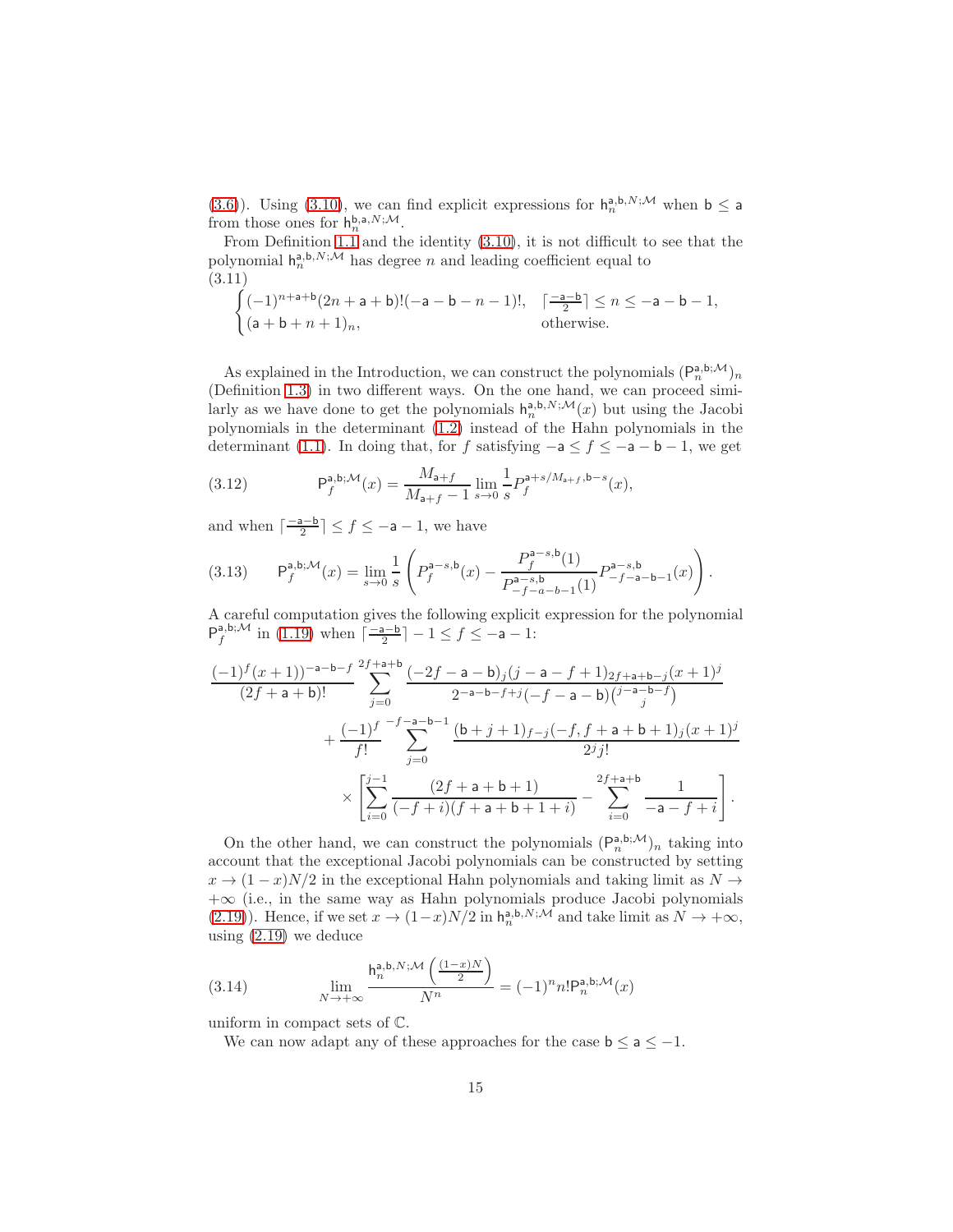(3.6)). Using (3.10), we can find explicit expressions for $\mathsf{h}_n^{\mathsf{a},\mathsf{b},N;\mathcal{M}}$ when $\mathsf{b} \leq \mathsf{a}$ from those ones for $\mathsf{h}_n^{\mathsf{b},\mathsf{a},N;\mathcal{M}}$.

From Definition 1.1 and the identity (3.10), it is not difficult to see that the polynomial $\mathsf{h}_n^{\mathsf{a},\mathsf{b},N;\mathcal{M}}$ has degree $n$ and leading coefficient equal to

(3.11)
$$\begin{cases} (-1)^{n+\mathsf{a}+\mathsf{b}}(2n+\mathsf{a}+\mathsf{b})!(-\mathsf{a}-\mathsf{b}-n-1)!, & \lceil \frac{-\mathsf{a}-\mathsf{b}}{2} \rceil \leq n \leq -\mathsf{a}-\mathsf{b}-1, \\ (\mathsf{a}+\mathsf{b}+n+1)_n, & \text{otherwise.} \end{cases}$$

As explained in the Introduction, we can construct the polynomials $(\mathsf{P}_n^{\mathsf{a},\mathsf{b};\mathcal{M}})_n$ (Definition 1.3) in two different ways. On the one hand, we can proceed similarly as we have done to get the polynomials $\mathsf{h}_n^{\mathsf{a},\mathsf{b},N;\mathcal{M}}(x)$ but using the Jacobi polynomials in the determinant (1.2) instead of the Hahn polynomials in the determinant (1.1). In doing that, for $f$ satisfying $-\mathsf{a} \leq f \leq -\mathsf{a}-\mathsf{b}-1$, we get

$$\mathsf{P}_f^{\mathsf{a},\mathsf{b};\mathcal{M}}(x) = \frac{M_{\mathsf{a}+f}}{M_{\mathsf{a}+f}-1} \lim_{s\to 0} \frac{1}{s} P_f^{\mathsf{a}+s/M_{\mathsf{a}+f},\mathsf{b}-s}(x), \tag{3.12}$$

and when $\lceil \frac{-\mathsf{a}-\mathsf{b}}{2} \rceil \leq f \leq -\mathsf{a}-1$, we have

$$\mathsf{P}_f^{\mathsf{a},\mathsf{b};\mathcal{M}}(x) = \lim_{s\to 0} \frac{1}{s} \left( P_f^{\mathsf{a}-s,\mathsf{b}}(x) - \frac{P_f^{\mathsf{a}-s,\mathsf{b}}(1)}{P_{-f-a-b-1}^{\mathsf{a}-s,\mathsf{b}}(1)} P_{-f-\mathsf{a}-\mathsf{b}-1}^{\mathsf{a}-s,\mathsf{b}}(x) \right). \tag{3.13}$$

A careful computation gives the following explicit expression for the polynomial $\mathsf{P}_f^{\mathsf{a},\mathsf{b};\mathcal{M}}$ in (1.19) when $\lceil \frac{-\mathsf{a}-\mathsf{b}}{2} \rceil - 1 \leq f \leq -\mathsf{a}-1$:

$$\begin{aligned} &\frac{(-1)^f(x+1))^{-\mathsf{a}-\mathsf{b}-f}}{(2f+\mathsf{a}+\mathsf{b})!} \sum_{j=0}^{2f+\mathsf{a}+\mathsf{b}} \frac{(-2f-\mathsf{a}-\mathsf{b})_j(j-\mathsf{a}-f+1)_{2f+\mathsf{a}+\mathsf{b}-j}(x+1)^j}{2^{-\mathsf{a}-\mathsf{b}-f+j}(-f-\mathsf{a}-\mathsf{b})\binom{j-\mathsf{a}-\mathsf{b}-f}{j}} \\ &\qquad + \frac{(-1)^f}{f!} \sum_{j=0}^{-f-\mathsf{a}-\mathsf{b}-1} \frac{(\mathsf{b}+j+1)_{f-j}(-f,f+\mathsf{a}+\mathsf{b}+1)_j(x+1)^j}{2^j j!} \\ &\qquad \times \left[ \sum_{i=0}^{j-1} \frac{(2f+\mathsf{a}+\mathsf{b}+1)}{(-f+i)(f+\mathsf{a}+\mathsf{b}+1+i)} - \sum_{i=0}^{2f+\mathsf{a}+\mathsf{b}} \frac{1}{-\mathsf{a}-f+i} \right]. \end{aligned}$$

On the other hand, we can construct the polynomials $(\mathsf{P}_n^{\mathsf{a},\mathsf{b};\mathcal{M}})_n$ taking into account that the exceptional Jacobi polynomials can be constructed by setting $x \to (1-x)N/2$ in the exceptional Hahn polynomials and taking limit as $N \to +\infty$ (i.e., in the same way as Hahn polynomials produce Jacobi polynomials (2.19)). Hence, if we set $x \to (1-x)N/2$ in $\mathsf{h}_n^{\mathsf{a},\mathsf{b},N;\mathcal{M}}$ and take limit as $N \to +\infty$, using (2.19) we deduce

$$\lim_{N\to+\infty} \frac{\mathsf{h}_n^{\mathsf{a},\mathsf{b},N;\mathcal{M}}\left(\frac{(1-x)N}{2}\right)}{N^n} = (-1)^n n! \mathsf{P}_n^{\mathsf{a},\mathsf{b};\mathcal{M}}(x) \tag{3.14}$$

uniform in compact sets of $\mathbb{C}$.

We can now adapt any of these approaches for the case $\mathsf{b} \leq \mathsf{a} \leq -1$.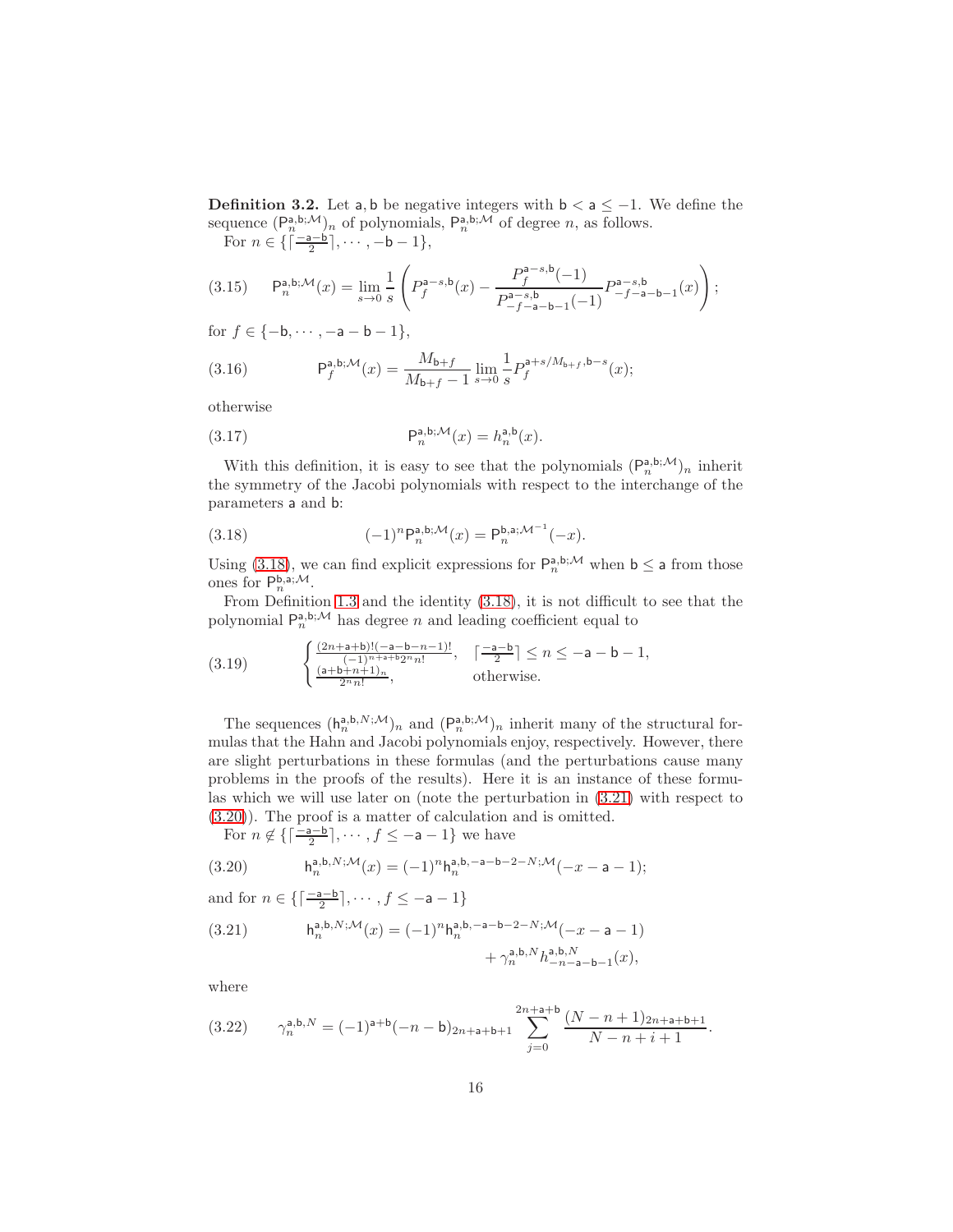**Definition 3.2.** Let $\mathsf{a}, \mathsf{b}$ be negative integers with $\mathsf{b} < \mathsf{a} \le -1$. We define the sequence $(\mathsf{P}_n^{\mathsf{a},\mathsf{b};\mathcal{M}})_n$ of polynomials, $\mathsf{P}_n^{\mathsf{a},\mathsf{b};\mathcal{M}}$ of degree $n$, as follows.

For $n \in \{\lceil \frac{-\mathsf{a}-\mathsf{b}}{2} \rceil, \cdots, -\mathsf{b}-1\}$,

$$\mathsf{P}_n^{\mathsf{a},\mathsf{b};\mathcal{M}}(x) = \lim_{s\to 0} \frac{1}{s}\left( P_f^{\mathsf{a}-s,\mathsf{b}}(x) - \frac{P_f^{\mathsf{a}-s,\mathsf{b}}(-1)}{P_{-f-\mathsf{a}-\mathsf{b}-1}^{\mathsf{a}-s,\mathsf{b}}(-1)} P_{-f-\mathsf{a}-\mathsf{b}-1}^{\mathsf{a}-s,\mathsf{b}}(x) \right); \tag{3.15}$$

for $f \in \{-\mathsf{b}, \cdots, -\mathsf{a}-\mathsf{b}-1\}$,

$$\mathsf{P}_f^{\mathsf{a},\mathsf{b};\mathcal{M}}(x) = \frac{M_{\mathsf{b}+f}}{M_{\mathsf{b}+f}-1} \lim_{s\to 0} \frac{1}{s} P_f^{\mathsf{a}+s/M_{\mathsf{b}+f},\mathsf{b}-s}(x); \tag{3.16}$$

otherwise

$$\mathsf{P}_n^{\mathsf{a},\mathsf{b};\mathcal{M}}(x) = h_n^{\mathsf{a},\mathsf{b}}(x). \tag{3.17}$$

With this definition, it is easy to see that the polynomials $(\mathsf{P}_n^{\mathsf{a},\mathsf{b};\mathcal{M}})_n$ inherit the symmetry of the Jacobi polynomials with respect to the interchange of the parameters $\mathsf{a}$ and $\mathsf{b}$:

$$(-1)^n \mathsf{P}_n^{\mathsf{a},\mathsf{b};\mathcal{M}}(x) = \mathsf{P}_n^{\mathsf{b},\mathsf{a};\mathcal{M}^{-1}}(-x). \tag{3.18}$$

Using (3.18), we can find explicit expressions for $\mathsf{P}_n^{\mathsf{a},\mathsf{b};\mathcal{M}}$ when $\mathsf{b} \le \mathsf{a}$ from those ones for $\mathsf{P}_n^{\mathsf{b},\mathsf{a};\mathcal{M}}$.

From Definition 1.3 and the identity (3.18), it is not difficult to see that the polynomial $\mathsf{P}_n^{\mathsf{a},\mathsf{b};\mathcal{M}}$ has degree $n$ and leading coefficient equal to

$$\begin{cases} \frac{(2n+\mathsf{a}+\mathsf{b})!(-\mathsf{a}-\mathsf{b}-n-1)!}{(-1)^{n+\mathsf{a}+\mathsf{b}}2^n n!}, & \lceil \frac{-\mathsf{a}-\mathsf{b}}{2} \rceil \le n \le -\mathsf{a}-\mathsf{b}-1, \\ \frac{(\mathsf{a}+\mathsf{b}+n+1)_n}{2^n n!}, & \text{otherwise.} \end{cases} \tag{3.19}$$

The sequences $(\mathsf{h}_n^{\mathsf{a},\mathsf{b},N;\mathcal{M}})_n$ and $(\mathsf{P}_n^{\mathsf{a},\mathsf{b};\mathcal{M}})_n$ inherit many of the structural formulas that the Hahn and Jacobi polynomials enjoy, respectively. However, there are slight perturbations in these formulas (and the perturbations cause many problems in the proofs of the results). Here it is an instance of these formulas which we will use later on (note the perturbation in (3.21) with respect to (3.20)). The proof is a matter of calculation and is omitted.

For $n \notin \{\lceil \frac{-\mathsf{a}-\mathsf{b}}{2} \rceil, \cdots, f \le -\mathsf{a}-1\}$ we have

$$\mathsf{h}_n^{\mathsf{a},\mathsf{b},N;\mathcal{M}}(x) = (-1)^n \mathsf{h}_n^{\mathsf{a},\mathsf{b},-\mathsf{a}-\mathsf{b}-2-N;\mathcal{M}}(-x-\mathsf{a}-1); \tag{3.20}$$

and for $n \in \{\lceil \frac{-\mathsf{a}-\mathsf{b}}{2} \rceil, \cdots, f \le -\mathsf{a}-1\}$

$$\mathsf{h}_n^{\mathsf{a},\mathsf{b},N;\mathcal{M}}(x) = (-1)^n \mathsf{h}_n^{\mathsf{a},\mathsf{b},-\mathsf{a}-\mathsf{b}-2-N;\mathcal{M}}(-x-\mathsf{a}-1) + \gamma_n^{\mathsf{a},\mathsf{b},N} h_{-n-\mathsf{a}-\mathsf{b}-1}^{\mathsf{a},\mathsf{b},N}(x), \tag{3.21}$$

where

$$\gamma_n^{\mathsf{a},\mathsf{b},N} = (-1)^{\mathsf{a}+\mathsf{b}}(-n-\mathsf{b})_{2n+\mathsf{a}+\mathsf{b}+1} \sum_{j=0}^{2n+\mathsf{a}+\mathsf{b}} \frac{(N-n+1)_{2n+\mathsf{a}+\mathsf{b}+1}}{N-n+i+1}. \tag{3.22}$$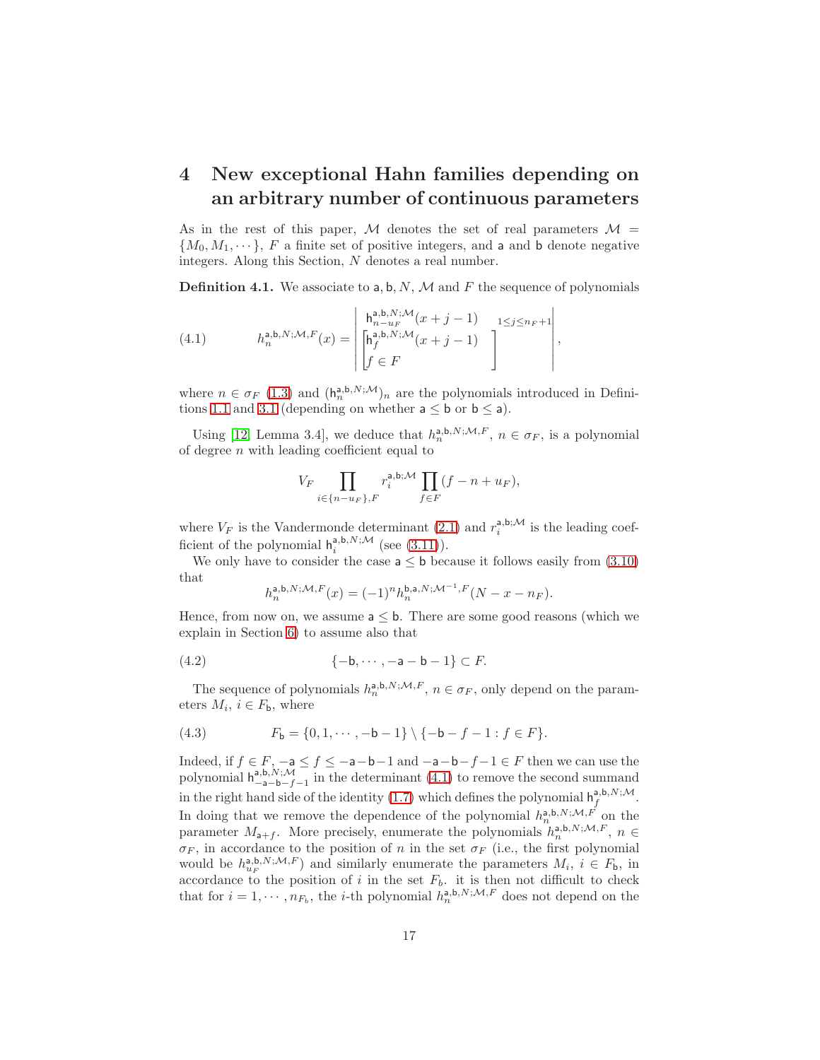## 4 New exceptional Hahn families depending on an arbitrary number of continuous parameters

As in the rest of this paper, $\mathcal{M}$ denotes the set of real parameters $\mathcal{M} = \{M_0, M_1, \cdots\}$, $F$ a finite set of positive integers, and $\mathsf{a}$ and $\mathsf{b}$ denote negative integers. Along this Section, $N$ denotes a real number.

**Definition 4.1.** We associate to $\mathsf{a}, \mathsf{b}, N$, $\mathcal{M}$ and $F$ the sequence of polynomials

$$
h_n^{\mathsf{a},\mathsf{b},N;\mathcal{M},F}(x) = \begin{vmatrix} \mathsf{h}_{n-u_F}^{\mathsf{a},\mathsf{b},N;\mathcal{M}}(x+j-1) \\ \begin{bmatrix} \mathsf{h}_f^{\mathsf{a},\mathsf{b},N;\mathcal{M}}(x+j-1) \\ f \in F \end{bmatrix} \end{vmatrix}_{1\le j\le n_F+1}, \tag{4.1}
$$

where $n \in \sigma_F$ (1.3) and $(\mathsf{h}_n^{\mathsf{a},\mathsf{b},N;\mathcal{M}})_n$ are the polynomials introduced in Definitions 1.1 and 3.1 (depending on whether $\mathsf{a} \le \mathsf{b}$ or $\mathsf{b} \le \mathsf{a}$).

Using [12, Lemma 3.4], we deduce that $h_n^{\mathsf{a},\mathsf{b},N;\mathcal{M},F}$, $n \in \sigma_F$, is a polynomial of degree $n$ with leading coefficient equal to

$$
V_F \prod_{i\in\{n-u_F\},F} r_i^{\mathsf{a},\mathsf{b};\mathcal{M}} \prod_{f\in F}(f-n+u_F),
$$

where $V_F$ is the Vandermonde determinant (2.1) and $r_i^{\mathsf{a},\mathsf{b};\mathcal{M}}$ is the leading coefficient of the polynomial $\mathsf{h}_i^{\mathsf{a},\mathsf{b},N;\mathcal{M}}$ (see (3.11)).

We only have to consider the case $\mathsf{a} \le \mathsf{b}$ because it follows easily from (3.10) that

$$
h_n^{\mathsf{a},\mathsf{b},N;\mathcal{M},F}(x) = (-1)^n h_n^{\mathsf{b},\mathsf{a},N;\mathcal{M}^{-1},F}(N-x-n_F).
$$

Hence, from now on, we assume $\mathsf{a} \le \mathsf{b}$. There are some good reasons (which we explain in Section 6) to assume also that

$$
\{-\mathsf{b}, \cdots, -\mathsf{a}-\mathsf{b}-1\} \subset F. \tag{4.2}
$$

The sequence of polynomials $h_n^{\mathsf{a},\mathsf{b},N;\mathcal{M},F}$, $n \in \sigma_F$, only depend on the parameters $M_i$, $i \in F_\mathsf{b}$, where

$$
F_\mathsf{b} = \{0, 1, \cdots, -\mathsf{b}-1\} \setminus \{-\mathsf{b}-f-1 : f \in F\}. \tag{4.3}
$$

Indeed, if $f \in F$, $-\mathsf{a} \le f \le -\mathsf{a}-\mathsf{b}-1$ and $-\mathsf{a}-\mathsf{b}-f-1 \in F$ then we can use the polynomial $\mathsf{h}_{-\mathsf{a}-\mathsf{b}-f-1}^{\mathsf{a},\mathsf{b},N;\mathcal{M}}$ in the determinant (4.1) to remove the second summand in the right hand side of the identity (1.7) which defines the polynomial $\mathsf{h}_f^{\mathsf{a},\mathsf{b},N;\mathcal{M}}$. In doing that we remove the dependence of the polynomial $h_n^{\mathsf{a},\mathsf{b},N;\mathcal{M},F}$ on the parameter $M_{\mathsf{a}+f}$. More precisely, enumerate the polynomials $h_n^{\mathsf{a},\mathsf{b},N;\mathcal{M},F}$, $n \in \sigma_F$, in accordance to the position of $n$ in the set $\sigma_F$ (i.e., the first polynomial would be $h_{u_F}^{\mathsf{a},\mathsf{b},N;\mathcal{M},F}$) and similarly enumerate the parameters $M_i$, $i \in F_\mathsf{b}$, in accordance to the position of $i$ in the set $F_b$. it is then not difficult to check that for $i = 1, \cdots, n_{F_b}$, the $i$-th polynomial $h_n^{\mathsf{a},\mathsf{b},N;\mathcal{M},F}$ does not depend on the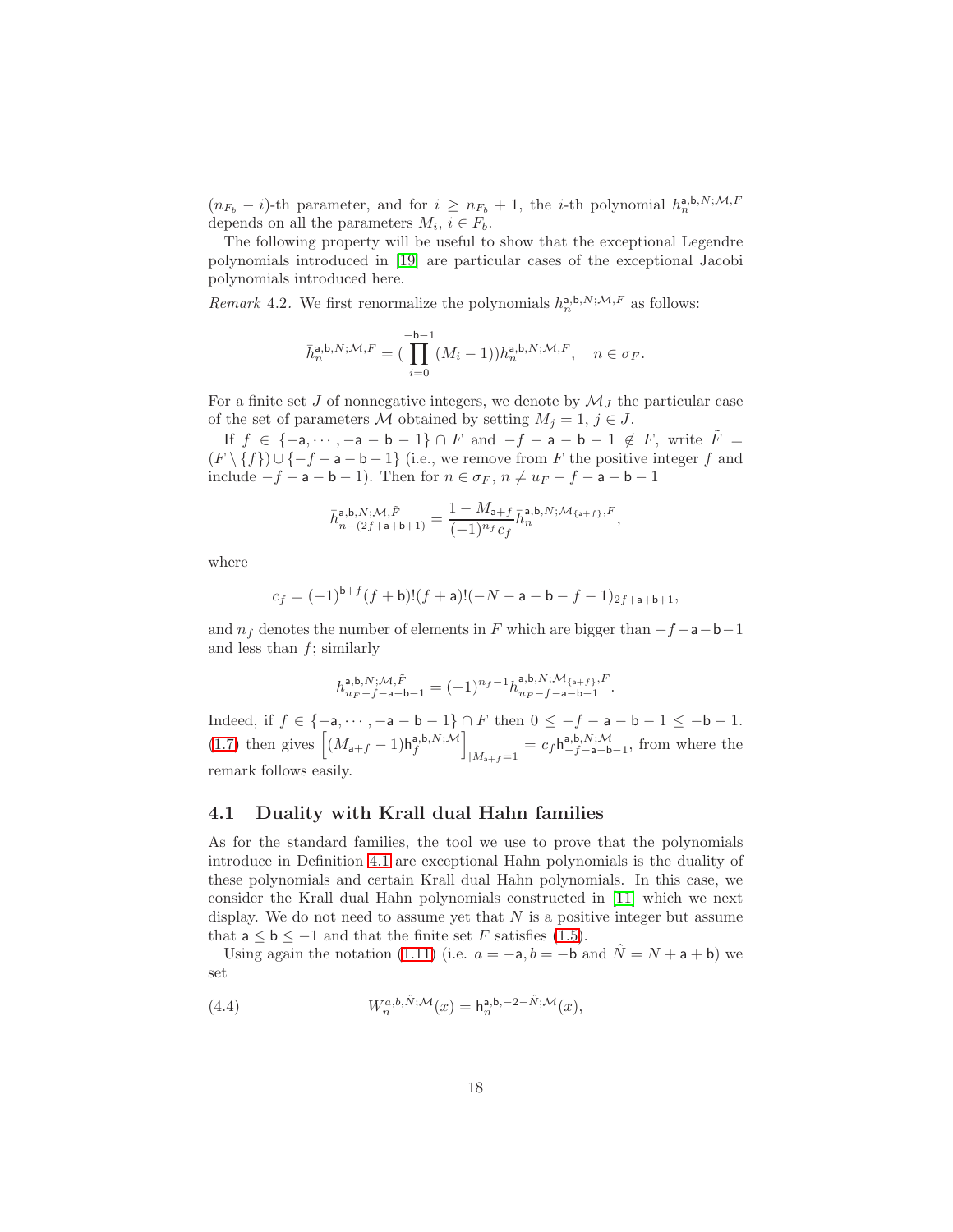$(n_{F_b} - i)$-th parameter, and for $i \geq n_{F_b} + 1$, the $i$-th polynomial $h_n^{\mathsf{a},\mathsf{b},N;\mathcal{M},F}$ depends on all the parameters $M_i$, $i \in F_b$.

The following property will be useful to show that the exceptional Legendre polynomials introduced in [19] are particular cases of the exceptional Jacobi polynomials introduced here.

*Remark* 4.2. We first renormalize the polynomials $h_n^{\mathsf{a},\mathsf{b},N;\mathcal{M},F}$ as follows:

$$\bar{h}_n^{\mathsf{a},\mathsf{b},N;\mathcal{M},F} = (\prod_{i=0}^{-\mathsf{b}-1}(M_i - 1))h_n^{\mathsf{a},\mathsf{b},N;\mathcal{M},F}, \quad n \in \sigma_F.$$

For a finite set $J$ of nonnegative integers, we denote by $\mathcal{M}_J$ the particular case of the set of parameters $\mathcal{M}$ obtained by setting $M_j = 1$, $j \in J$.

If $f \in \{-\mathsf{a}, \cdots, -\mathsf{a}-\mathsf{b}-1\} \cap F$ and $-f-\mathsf{a}-\mathsf{b}-1 \notin F$, write $\tilde{F} = (F \setminus \{f\}) \cup \{-f-\mathsf{a}-\mathsf{b}-1\}$ (i.e., we remove from $F$ the positive integer $f$ and include $-f-\mathsf{a}-\mathsf{b}-1$). Then for $n \in \sigma_F$, $n \neq u_F - f - \mathsf{a} - \mathsf{b} - 1$

$$\bar{h}_{n-(2f+\mathsf{a}+\mathsf{b}+1)}^{\mathsf{a},\mathsf{b},N;\mathcal{M},\tilde{F}} = \frac{1 - M_{\mathsf{a}+f}}{(-1)^{n_f} c_f} \bar{h}_n^{\mathsf{a},\mathsf{b},N;\mathcal{M}_{\{\mathsf{a}+f\}},F},$$

where

$$c_f = (-1)^{\mathsf{b}+f}(f+\mathsf{b})!(f+\mathsf{a})!(-N-\mathsf{a}-\mathsf{b}-f-1)_{2f+\mathsf{a}+\mathsf{b}+1},$$

and $n_f$ denotes the number of elements in $F$ which are bigger than $-f-\mathsf{a}-\mathsf{b}-1$ and less than $f$; similarly

$$h_{u_F-f-\mathsf{a}-\mathsf{b}-1}^{\mathsf{a},\mathsf{b},N;\mathcal{M},\tilde{F}} = (-1)^{n_f-1} h_{u_F-f-\mathsf{a}-\mathsf{b}-1}^{\mathsf{a},\mathsf{b},N;\bar{\mathcal{M}}_{\{\mathsf{a}+f\}},F}.$$

Indeed, if $f \in \{-\mathsf{a}, \cdots, -\mathsf{a}-\mathsf{b}-1\} \cap F$ then $0 \leq -f-\mathsf{a}-\mathsf{b}-1 \leq -\mathsf{b}-1$. (1.7) then gives $\left[(M_{\mathsf{a}+f} - 1)\mathsf{h}_f^{\mathsf{a},\mathsf{b},N;\mathcal{M}}\right]_{|M_{\mathsf{a}+f}=1} = c_f \mathsf{h}_{-f-\mathsf{a}-\mathsf{b}-1}^{\mathsf{a},\mathsf{b},N;\mathcal{M}}$, from where the remark follows easily.

### 4.1 Duality with Krall dual Hahn families

As for the standard families, the tool we use to prove that the polynomials introduce in Definition 4.1 are exceptional Hahn polynomials is the duality of these polynomials and certain Krall dual Hahn polynomials. In this case, we consider the Krall dual Hahn polynomials constructed in [11] which we next display. We do not need to assume yet that $N$ is a positive integer but assume that $\mathsf{a} \leq \mathsf{b} \leq -1$ and that the finite set $F$ satisfies (1.5).

Using again the notation (1.11) (i.e. $a = -\mathsf{a}, b = -\mathsf{b}$ and $\hat{N} = N + \mathsf{a} + \mathsf{b}$) we set

$$W_n^{a,b,\hat{N};\mathcal{M}}(x) = \mathsf{h}_n^{\mathsf{a},\mathsf{b},-2-\hat{N};\mathcal{M}}(x), \tag{4.4}$$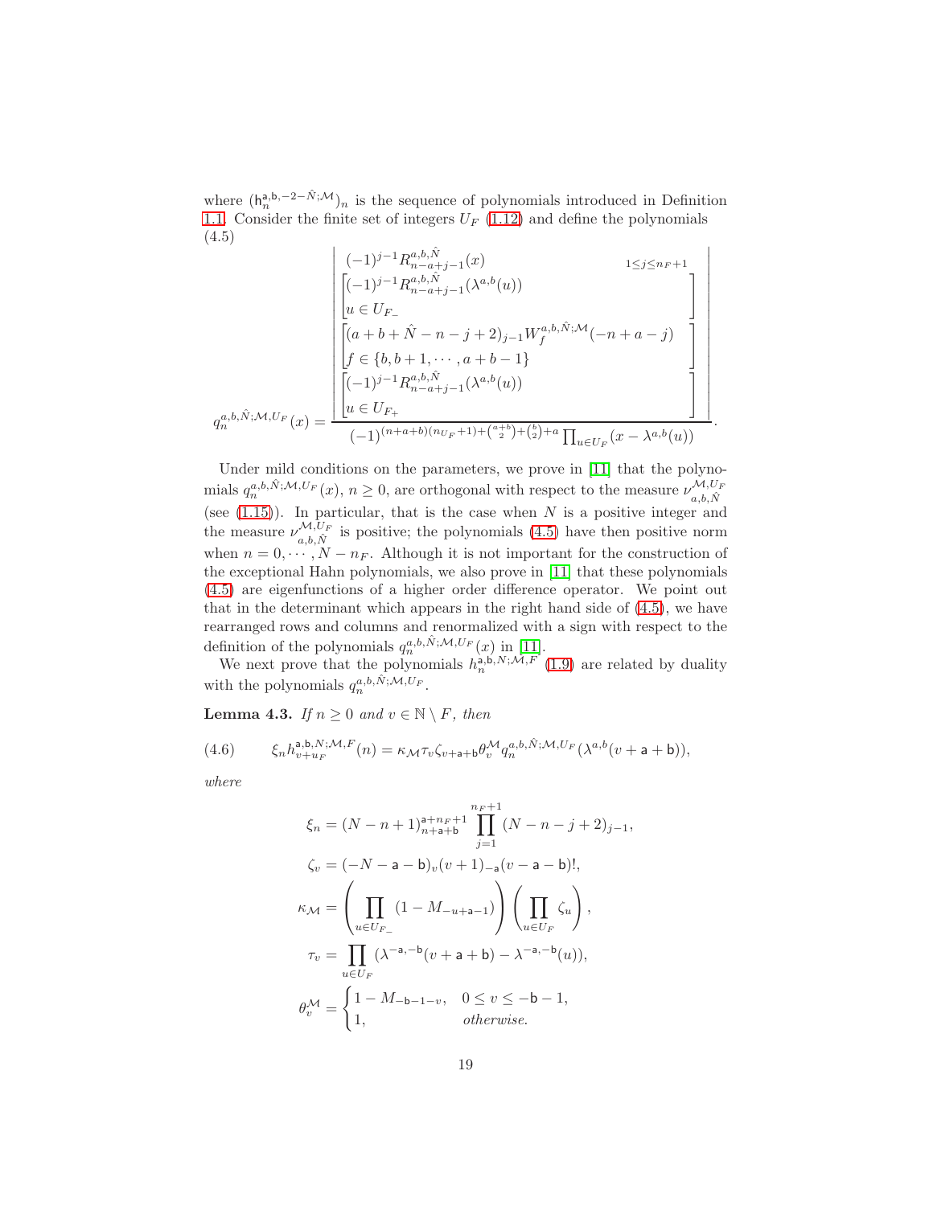where $(\mathsf{h}_n^{\mathsf{a},\mathsf{b},-2-\hat N;\mathcal M})_n$ is the sequence of polynomials introduced in Definition 1.1. Consider the finite set of integers $U_F$ (1.12) and define the polynomials (4.5)

$$q_n^{a,b,\hat N;\mathcal M,U_F}(x)=\frac{\begin{vmatrix} (-1)^{j-1}R^{a,b,\hat N}_{n-a+j-1}(x) \qquad\qquad\qquad {}_{1\le j\le n_F+1}\\ \begin{bmatrix}(-1)^{j-1}R^{a,b,\hat N}_{n-a+j-1}(\lambda^{a,b}(u))\\ u\in U_{F_-}\end{bmatrix}\\ \begin{bmatrix}(a+b+\hat N-n-j+2)_{j-1}W_f^{a,b,\hat N;\mathcal M}(-n+a-j)\\ f\in\{b,b+1,\cdots,a+b-1\}\end{bmatrix}\\ \begin{bmatrix}(-1)^{j-1}R^{a,b,\hat N}_{n-a+j-1}(\lambda^{a,b}(u))\\ u\in U_{F_+}\end{bmatrix}\end{vmatrix}}{(-1)^{(n+a+b)(n_{U_F}+1)+\binom{a+b}{2}+\binom{b}{2}+a}\prod_{u\in U_F}(x-\lambda^{a,b}(u))}.$$

Under mild conditions on the parameters, we prove in [11] that the polynomials $q_n^{a,b,\hat N;\mathcal M,U_F}(x)$, $n\geq 0$, are orthogonal with respect to the measure $\nu_{a,b,\hat N}^{\mathcal M,U_F}$ (see (1.15)). In particular, that is the case when $N$ is a positive integer and the measure $\nu_{a,b,\hat N}^{\mathcal M,U_F}$ is positive; the polynomials (4.5) have then positive norm when $n=0,\cdots,N-n_F$. Although it is not important for the construction of the exceptional Hahn polynomials, we also prove in [11] that these polynomials (4.5) are eigenfunctions of a higher order difference operator. We point out that in the determinant which appears in the right hand side of (4.5), we have rearranged rows and columns and renormalized with a sign with respect to the definition of the polynomials $q_n^{a,b,\hat N;\mathcal M,U_F}(x)$ in [11].

We next prove that the polynomials $h_n^{\mathsf{a},\mathsf{b},N;\mathcal M,F}$ (1.9) are related by duality with the polynomials $q_n^{a,b,\hat N;\mathcal M,U_F}$.

**Lemma 4.3.** *If $n\geq 0$ and $v\in\mathbb N\setminus F$, then*

$$\xi_n h_{v+u_F}^{\mathsf{a},\mathsf{b},N;\mathcal M,F}(n)=\kappa_{\mathcal M}\tau_v\zeta_{v+\mathsf{a}+\mathsf{b}}\theta_v^{\mathcal M}q_n^{a,b,\hat N;\mathcal M,U_F}(\lambda^{a,b}(v+\mathsf{a}+\mathsf{b})), \tag{4.6}$$

*where*

$$\xi_n=(N-n+1)_{n+\mathsf{a}+\mathsf{b}}^{\mathsf{a}+n_F+1}\prod_{j=1}^{n_F+1}(N-n-j+2)_{j-1},$$

$$\zeta_v=(-N-\mathsf{a}-\mathsf{b})_v(v+1)_{-\mathsf{a}}(v-\mathsf{a}-\mathsf{b})!,$$

$$\kappa_{\mathcal M}=\left(\prod_{u\in U_{F_-}}(1-M_{-u+\mathsf{a}-1})\right)\left(\prod_{u\in U_F}\zeta_u\right),$$

$$\tau_v=\prod_{u\in U_F}(\lambda^{-\mathsf{a},-\mathsf{b}}(v+\mathsf{a}+\mathsf{b})-\lambda^{-\mathsf{a},-\mathsf{b}}(u)),$$

$$\theta_v^{\mathcal M}=\begin{cases}1-M_{-\mathsf{b}-1-v}, & 0\le v\le -\mathsf{b}-1,\\ 1, & \text{otherwise.}\end{cases}$$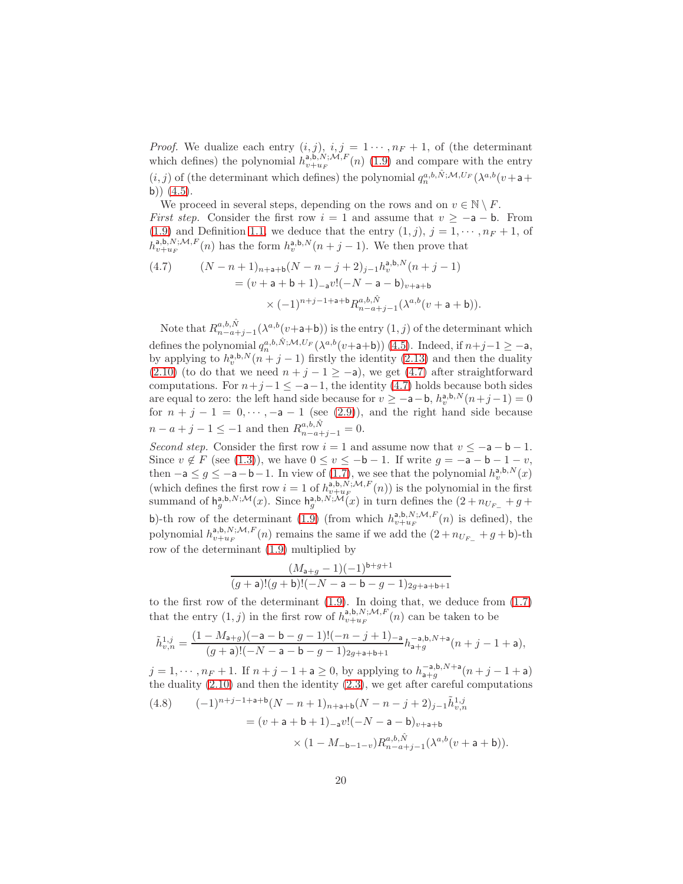*Proof.* We dualize each entry $(i,j)$, $i,j = 1\cdots,n_F+1$, of (the determinant which defines) the polynomial $h^{\mathsf{a},\mathsf{b},N;\mathcal{M},F}_{v+u_F}(n)$ (1.9) and compare with the entry $(i,j)$ of (the determinant which defines) the polynomial $q_n^{a,b,\hat{N};\mathcal{M},U_F}(\lambda^{a,b}(v+\mathsf{a}+\mathsf{b}))$ (4.5).

We proceed in several steps, depending on the rows and on $v\in\mathbb{N}\setminus F$.

*First step.* Consider the first row $i=1$ and assume that $v\geq -\mathsf{a}-\mathsf{b}$. From (1.9) and Definition 1.1, we deduce that the entry $(1,j)$, $j=1,\cdots,n_F+1$, of $h^{\mathsf{a},\mathsf{b},N;\mathcal{M},F}_{v+u_F}(n)$ has the form $h_v^{\mathsf{a},\mathsf{b},N}(n+j-1)$. We then prove that

$$
\begin{aligned}
(4.7)\qquad (N-n+1)_{n+\mathsf{a}+\mathsf{b}}&(N-n-j+2)_{j-1}h_v^{\mathsf{a},\mathsf{b},N}(n+j-1)\\
&=(v+\mathsf{a}+\mathsf{b}+1)_{-\mathsf{a}}v!(-N-\mathsf{a}-\mathsf{b})_{v+\mathsf{a}+\mathsf{b}}\\
&\qquad\times(-1)^{n+j-1+\mathsf{a}+\mathsf{b}}R^{a,b,\hat{N}}_{n-a+j-1}(\lambda^{a,b}(v+\mathsf{a}+\mathsf{b})).
\end{aligned}
$$

Note that $R^{a,b,\hat{N}}_{n-a+j-1}(\lambda^{a,b}(v+\mathsf{a}+\mathsf{b}))$ is the entry $(1,j)$ of the determinant which defines the polynomial $q_n^{a,b,\hat{N};\mathcal{M},U_F}(\lambda^{a,b}(v+\mathsf{a}+\mathsf{b}))$ (4.5). Indeed, if $n+j-1\geq -\mathsf{a}$, by applying to $h_v^{\mathsf{a},\mathsf{b},N}(n+j-1)$ firstly the identity (2.13) and then the duality (2.10) (to do that we need $n+j-1\geq-\mathsf{a}$), we get (4.7) after straightforward computations. For $n+j-1\leq -\mathsf{a}-1$, the identity (4.7) holds because both sides are equal to zero: the left hand side because for $v\geq-\mathsf{a}-\mathsf{b}$, $h_v^{\mathsf{a},\mathsf{b},N}(n+j-1)=0$ for $n+j-1=0,\cdots,-\mathsf{a}-1$ (see (2.9)), and the right hand side because $n-a+j-1\leq -1$ and then $R^{a,b,\hat{N}}_{n-a+j-1}=0$.

*Second step.* Consider the first row $i=1$ and assume now that $v\leq -\mathsf{a}-\mathsf{b}-1$. Since $v\notin F$ (see (1.3)), we have $0\leq v\leq -\mathsf{b}-1$. If write $g=-\mathsf{a}-\mathsf{b}-1-v$, then $-\mathsf{a}\leq g\leq -\mathsf{a}-\mathsf{b}-1$. In view of (1.7), we see that the polynomial $h_v^{\mathsf{a},\mathsf{b},N}(x)$ (which defines the first row $i=1$ of $h^{\mathsf{a},\mathsf{b},N;\mathcal{M},F}_{v+u_F}(n)$) is the polynomial in the first summand of $\mathsf{h}_g^{\mathsf{a},\mathsf{b},N;\mathcal{M}}(x)$. Since $\mathsf{h}_g^{\mathsf{a},\mathsf{b},N;\mathcal{M}}(x)$ in turn defines the $(2+n_{U_{F_-}}+g+\mathsf{b})$-th row of the determinant (1.9) (from which $h^{\mathsf{a},\mathsf{b},N;\mathcal{M},F}_{v+u_F}(n)$ is defined), the polynomial $h^{\mathsf{a},\mathsf{b},N;\mathcal{M},F}_{v+u_F}(n)$ remains the same if we add the $(2+n_{U_{F_-}}+g+\mathsf{b})$-th row of the determinant (1.9) multiplied by

$$
\frac{(M_{\mathsf{a}+g}-1)(-1)^{\mathsf{b}+g+1}}{(g+\mathsf{a})!(g+\mathsf{b})!(-N-\mathsf{a}-\mathsf{b}-g-1)_{2g+\mathsf{a}+\mathsf{b}+1}}
$$

to the first row of the determinant (1.9). In doing that, we deduce from (1.7) that the entry $(1,j)$ in the first row of $h^{\mathsf{a},\mathsf{b},N;\mathcal{M},F}_{v+u_F}(n)$ can be taken to be

$$
\tilde{h}^{1,j}_{v,n}=\frac{(1-M_{\mathsf{a}+g})(-\mathsf{a}-\mathsf{b}-g-1)!(-n-j+1)_{-\mathsf{a}}}{(g+\mathsf{a})!(-N-\mathsf{a}-\mathsf{b}-g-1)_{2g+\mathsf{a}+\mathsf{b}+1}}h^{-\mathsf{a},\mathsf{b},N+\mathsf{a}}_{\mathsf{a}+g}(n+j-1+\mathsf{a}),
$$

$j=1,\cdots,n_F+1$. If $n+j-1+\mathsf{a}\geq 0$, by applying to $h^{-\mathsf{a},\mathsf{b},N+\mathsf{a}}_{\mathsf{a}+g}(n+j-1+\mathsf{a})$ the duality (2.10) and then the identity (2.3), we get after careful computations

$$
\begin{aligned}
(4.8)\qquad (-1)^{n+j-1+\mathsf{a}+\mathsf{b}}&(N-n+1)_{n+\mathsf{a}+\mathsf{b}}(N-n-j+2)_{j-1}\tilde{h}^{1,j}_{v,n}\\
&=(v+\mathsf{a}+\mathsf{b}+1)_{-\mathsf{a}}v!(-N-\mathsf{a}-\mathsf{b})_{v+\mathsf{a}+\mathsf{b}}\\
&\qquad\times(1-M_{-\mathsf{b}-1-v})R^{a,b,\hat{N}}_{n-a+j-1}(\lambda^{a,b}(v+\mathsf{a}+\mathsf{b})).
\end{aligned}
$$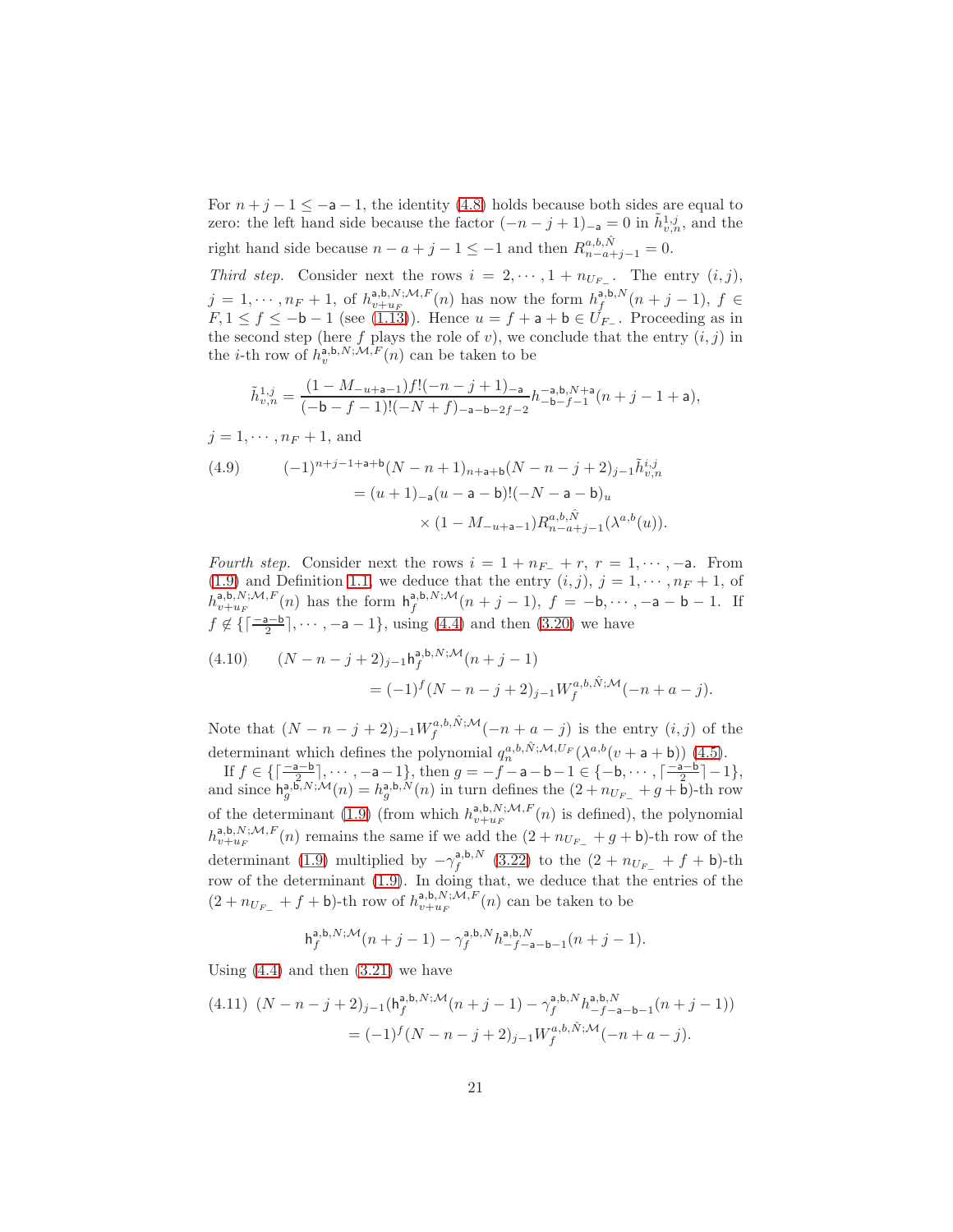For $n+j-1 \leq -\mathsf{a}-1$, the identity (4.8) holds because both sides are equal to zero: the left hand side because the factor $(-n-j+1)_{-\mathsf{a}} = 0$ in $\tilde h^{1,j}_{v,n}$, and the right hand side because $n-a+j-1 \leq -1$ and then $R^{a,b,\hat N}_{n-a+j-1} = 0$.

*Third step.* Consider next the rows $i = 2, \cdots, 1+n_{U_{F_-}}$. The entry $(i,j)$, $j = 1, \cdots, n_F+1$, of $h^{\mathsf{a},\mathsf{b},N;\mathcal{M},F}_{v+u_F}(n)$ has now the form $h^{\mathsf{a},\mathsf{b},N}_{f}(n+j-1)$, $f \in F, 1 \leq f \leq -\mathsf{b}-1$ (see (1.13)). Hence $u = f+\mathsf{a}+\mathsf{b} \in U_{F_-}$. Proceeding as in the second step (here $f$ plays the role of $v$), we conclude that the entry $(i,j)$ in the $i$-th row of $h^{\mathsf{a},\mathsf{b},N;\mathcal{M},F}_{v}(n)$ can be taken to be

$$\tilde h^{1,j}_{v,n} = \frac{(1-M_{-u+\mathsf{a}-1}) f! (-n-j+1)_{-\mathsf{a}}}{(-\mathsf{b}-f-1)!(-N+f)_{-\mathsf{a}-\mathsf{b}-2f-2}} h^{-\mathsf{a},\mathsf{b},N+\mathsf{a}}_{-\mathsf{b}-f-1}(n+j-1+\mathsf{a}),$$

$j = 1, \cdots, n_F+1$, and

$$\begin{aligned}(4.9) \qquad (-1)^{n+j-1+\mathsf{a}+\mathsf{b}}&(N-n+1)_{n+\mathsf{a}+\mathsf{b}}(N-n-j+2)_{j-1}\tilde h^{i,j}_{v,n} \\ &= (u+1)_{-\mathsf{a}}(u-\mathsf{a}-\mathsf{b})!(-N-\mathsf{a}-\mathsf{b})_u \\ &\qquad \times (1-M_{-u+\mathsf{a}-1})R^{a,b,\hat N}_{n-a+j-1}(\lambda^{a,b}(u)).\end{aligned}$$

*Fourth step.* Consider next the rows $i = 1+n_{F_-}+r$, $r = 1, \cdots, -\mathsf{a}$. From (1.9) and Definition 1.1, we deduce that the entry $(i,j)$, $j = 1, \cdots, n_F+1$, of $h^{\mathsf{a},\mathsf{b},N;\mathcal{M},F}_{v+u_F}(n)$ has the form $\mathsf{h}^{\mathsf{a},\mathsf{b},N;\mathcal{M}}_{f}(n+j-1)$, $f = -\mathsf{b}, \cdots, -\mathsf{a}-\mathsf{b}-1$. If $f \notin \{\lceil \frac{-\mathsf{a}-\mathsf{b}}{2}\rceil, \cdots, -\mathsf{a}-1\}$, using (4.4) and then (3.20) we have

$$\begin{aligned}(4.10) \qquad (N-n-j+2)_{j-1}&\mathsf{h}^{\mathsf{a},\mathsf{b},N;\mathcal{M}}_{f}(n+j-1) \\ &= (-1)^f (N-n-j+2)_{j-1} W^{a,b,\hat N;\mathcal{M}}_f(-n+a-j).\end{aligned}$$

Note that $(N-n-j+2)_{j-1} W^{a,b,\hat N;\mathcal{M}}_f(-n+a-j)$ is the entry $(i,j)$ of the determinant which defines the polynomial $q^{a,b,\hat N;\mathcal{M},U_F}_n(\lambda^{a,b}(v+\mathsf{a}+\mathsf{b}))$ (4.5).

If $f \in \{\lceil \frac{-\mathsf{a}-\mathsf{b}}{2}\rceil, \cdots, -\mathsf{a}-1\}$, then $g = -f-\mathsf{a}-\mathsf{b}-1 \in \{-\mathsf{b}, \cdots, \lceil \frac{-\mathsf{a}-\mathsf{b}}{2}\rceil - 1\}$, and since $\mathsf{h}^{\mathsf{a},\mathsf{b},N;\mathcal{M}}_{g}(n) = h^{\mathsf{a},\mathsf{b},N}_{g}(n)$ in turn defines the $(2+n_{U_{F_-}}+g+\mathsf{b})$-th row of the determinant (1.9) (from which $h^{\mathsf{a},\mathsf{b},N;\mathcal{M},F}_{v+u_F}(n)$ is defined), the polynomial $h^{\mathsf{a},\mathsf{b},N;\mathcal{M},F}_{v+u_F}(n)$ remains the same if we add the $(2+n_{U_{F_-}}+g+\mathsf{b})$-th row of the determinant (1.9) multiplied by $-\gamma^{\mathsf{a},\mathsf{b},N}_f$ (3.22) to the $(2+n_{U_{F_-}}+f+\mathsf{b})$-th row of the determinant (1.9). In doing that, we deduce that the entries of the $(2+n_{U_{F_-}}+f+\mathsf{b})$-th row of $h^{\mathsf{a},\mathsf{b},N;\mathcal{M},F}_{v+u_F}(n)$ can be taken to be

$$\mathsf{h}^{\mathsf{a},\mathsf{b},N;\mathcal{M}}_{f}(n+j-1) - \gamma^{\mathsf{a},\mathsf{b},N}_f h^{\mathsf{a},\mathsf{b},N}_{-f-\mathsf{a}-\mathsf{b}-1}(n+j-1).$$

Using (4.4) and then (3.21) we have

$$\begin{aligned}(4.11) \quad (N-n-j+2)_{j-1}&(\mathsf{h}^{\mathsf{a},\mathsf{b},N;\mathcal{M}}_{f}(n+j-1) - \gamma^{\mathsf{a},\mathsf{b},N}_f h^{\mathsf{a},\mathsf{b},N}_{-f-\mathsf{a}-\mathsf{b}-1}(n+j-1)) \\ &= (-1)^f (N-n-j+2)_{j-1} W^{a,b,\hat N;\mathcal{M}}_f(-n+a-j).\end{aligned}$$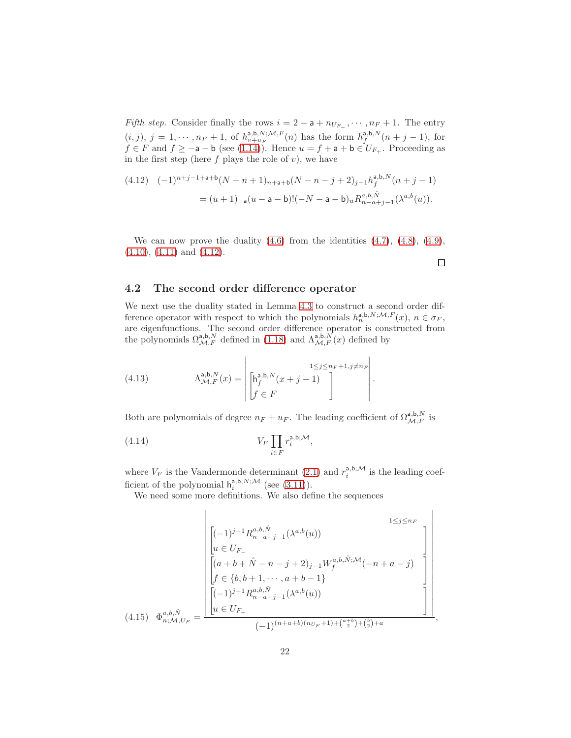*Fifth step.* Consider finally the rows $i = 2 - \mathsf{a} + n_{U_{F_-}}, \cdots, n_F + 1$. The entry $(i, j)$, $j = 1, \cdots, n_F + 1$, of $h^{\mathsf{a},\mathsf{b},N;\mathcal{M},F}_{v+u_F}(n)$ has the form $h^{\mathsf{a},\mathsf{b},N}_f(n + j - 1)$, for $f \in F$ and $f \geq -\mathsf{a} - \mathsf{b}$ (see (1.14)). Hence $u = f + \mathsf{a} + \mathsf{b} \in U_{F_+}$. Proceeding as in the first step (here $f$ plays the role of $v$), we have

$$
\begin{aligned}
(4.12) \quad & (-1)^{n+j-1+\mathsf{a}+\mathsf{b}}(N - n + 1)_{n+\mathsf{a}+\mathsf{b}}(N - n - j + 2)_{j-1} h^{\mathsf{a},\mathsf{b},N}_f(n + j - 1) \\
&= (u + 1)_{-\mathsf{a}}(u - \mathsf{a} - \mathsf{b})!(-N - \mathsf{a} - \mathsf{b})_u R^{a,b,\hat{N}}_{n-a+j-1}(\lambda^{a,b}(u)).
\end{aligned}
$$

We can now prove the duality (4.6) from the identities (4.7), (4.8), (4.9), (4.10), (4.11) and (4.12). □

## 4.2 The second order difference operator

We next use the duality stated in Lemma 4.3 to construct a second order difference operator with respect to which the polynomials $h^{\mathsf{a},\mathsf{b},N;\mathcal{M},F}_n(x)$, $n \in \sigma_F$, are eigenfunctions. The second order difference operator is constructed from the polynomials $\Omega^{\mathsf{a},\mathsf{b},N}_{\mathcal{M},F}$ defined in (1.18) and $\Lambda^{\mathsf{a},\mathsf{b},N}_{\mathcal{M},F}(x)$ defined by

$$
(4.13) \qquad \Lambda^{\mathsf{a},\mathsf{b},N}_{\mathcal{M},F}(x) = \left| \begin{bmatrix} \mathsf{h}^{\mathsf{a},\mathsf{b},N}_f(x + j - 1) \\ f \in F \end{bmatrix}^{1 \leq j \leq n_F+1, j \neq n_F} \right| .
$$

Both are polynomials of degree $n_F + u_F$. The leading coefficient of $\Omega^{\mathsf{a},\mathsf{b},N}_{\mathcal{M},F}$ is

$$
(4.14) \qquad V_F \prod_{i \in F} r^{\mathsf{a},\mathsf{b};\mathcal{M}}_i ,
$$

where $V_F$ is the Vandermonde determinant (2.1) and $r^{\mathsf{a},\mathsf{b};\mathcal{M}}_i$ is the leading coefficient of the polynomial $\mathsf{h}^{\mathsf{a},\mathsf{b},N;\mathcal{M}}_i$ (see (3.11)).

We need some more definitions. We also define the sequences

$$
(4.15) \quad \Phi^{a,b,\hat{N}}_{n;\mathcal{M},U_F} = \frac{\left| \begin{matrix} \begin{bmatrix} (-1)^{j-1} R^{a,b,\hat{N}}_{n-a+j-1}(\lambda^{a,b}(u)) \\ u \in U_{F_-} \end{bmatrix}^{1 \leq j \leq n_F} \\ \begin{bmatrix} (a + b + \hat{N} - n - j + 2)_{j-1} W^{a,b,\hat{N};\mathcal{M}}_f(-n + a - j) \\ f \in \{b, b+1, \cdots, a+b-1\} \end{bmatrix} \\ \begin{bmatrix} (-1)^{j-1} R^{a,b,\hat{N}}_{n-a+j-1}(\lambda^{a,b}(u)) \\ u \in U_{F_+} \end{bmatrix} \end{matrix} \right|}{(-1)^{(n+a+b)(n_{U_F}+1) + \binom{a+b}{2} + \binom{b}{2} + a}},
$$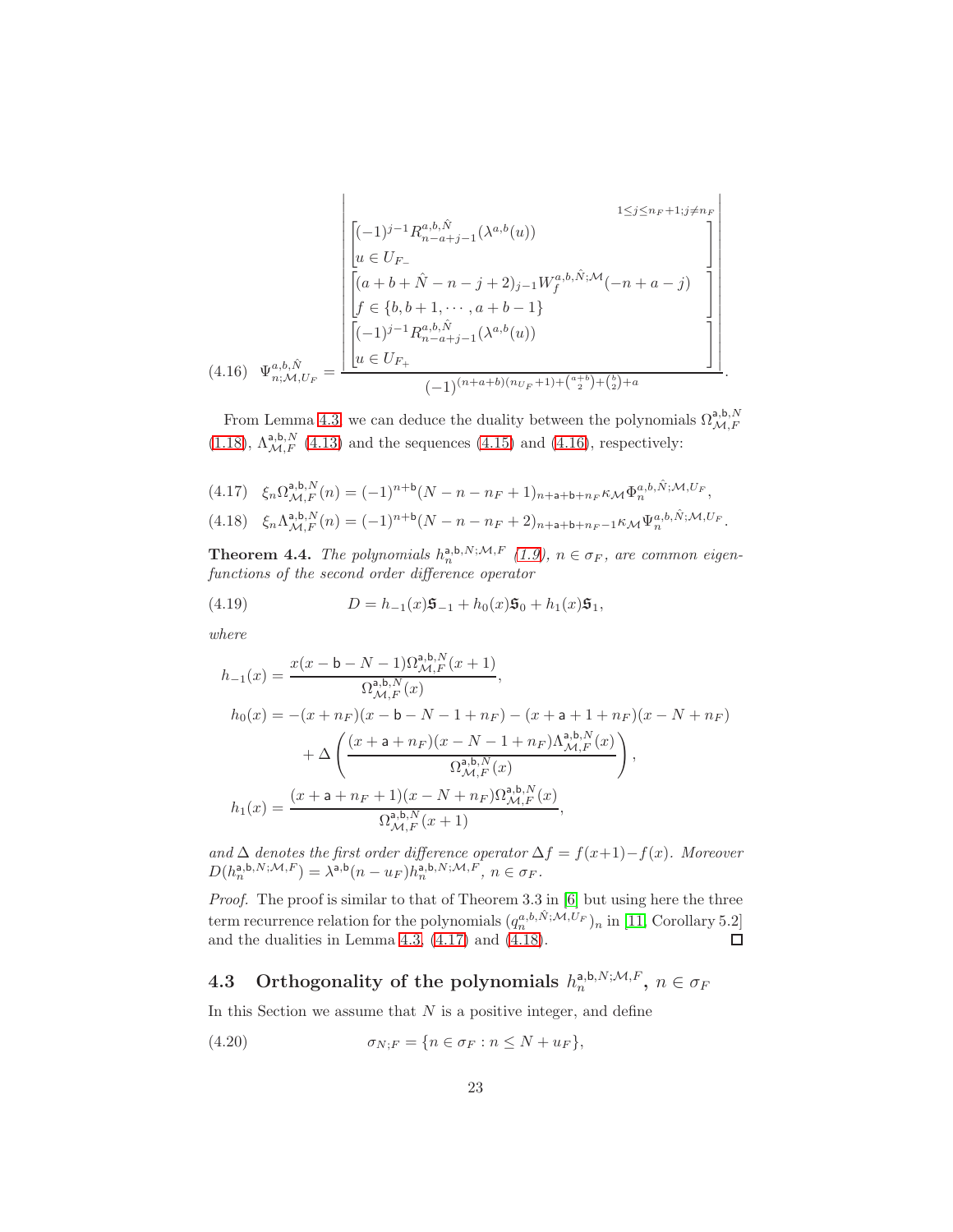$$
(4.16)\quad \Psi^{a,b,\hat N}_{n;\mathcal{M},U_F} = \frac{\begin{vmatrix} & {\scriptstyle 1\le j\le n_F+1; j\neq n_F} \\ \begin{bmatrix} (-1)^{j-1} R^{a,b,\hat N}_{n-a+j-1}(\lambda^{a,b}(u)) \\ u\in U_{F_-} \end{bmatrix} \\ \begin{bmatrix} (a+b+\hat N-n-j+2)_{j-1} W^{a,b,\hat N;\mathcal{M}}_f(-n+a-j) \\ f\in\{b,b+1,\cdots,a+b-1\} \end{bmatrix} \\ \begin{bmatrix} (-1)^{j-1} R^{a,b,\hat N}_{n-a+j-1}(\lambda^{a,b}(u)) \\ u\in U_{F_+} \end{bmatrix} \end{vmatrix}}{(-1)^{(n+a+b)(n_{U_F}+1)+\binom{a+b}{2}+\binom{b}{2}+a}}.
$$

From Lemma 4.3 we can deduce the duality between the polynomials $\Omega^{\mathsf{a},\mathsf{b},N}_{\mathcal{M},F}$ (1.18), $\Lambda^{\mathsf{a},\mathsf{b},N}_{\mathcal{M},F}$ (4.13) and the sequences (4.15) and (4.16), respectively:

$$
(4.17)\quad \xi_n\Omega^{\mathsf{a},\mathsf{b},N}_{\mathcal{M},F}(n) = (-1)^{n+\mathsf{b}}(N-n-n_F+1)_{n+\mathsf{a}+\mathsf{b}+n_F}\kappa_{\mathcal{M}}\Phi^{a,b,\hat N;\mathcal{M},U_F}_n,
$$

$$
(4.18)\quad \xi_n\Lambda^{\mathsf{a},\mathsf{b},N}_{\mathcal{M},F}(n) = (-1)^{n+\mathsf{b}}(N-n-n_F+2)_{n+\mathsf{a}+\mathsf{b}+n_F-1}\kappa_{\mathcal{M}}\Psi^{a,b,\hat N;\mathcal{M},U_F}_n.
$$

**Theorem 4.4.** *The polynomials $h^{\mathsf{a},\mathsf{b},N;\mathcal{M},F}_n$ (1.9), $n\in\sigma_F$, are common eigenfunctions of the second order difference operator*

$$
(4.19)\qquad D = h_{-1}(x)\mathfrak{S}_{-1} + h_0(x)\mathfrak{S}_0 + h_1(x)\mathfrak{S}_1,
$$

*where*

$$
\begin{aligned}
h_{-1}(x) &= \frac{x(x-\mathsf{b}-N-1)\Omega^{\mathsf{a},\mathsf{b},N}_{\mathcal{M},F}(x+1)}{\Omega^{\mathsf{a},\mathsf{b},N}_{\mathcal{M},F}(x)},\\
h_0(x) &= -(x+n_F)(x-\mathsf{b}-N-1+n_F) - (x+\mathsf{a}+1+n_F)(x-N+n_F)\\
&\quad + \Delta\left(\frac{(x+\mathsf{a}+n_F)(x-N-1+n_F)\Lambda^{\mathsf{a},\mathsf{b},N}_{\mathcal{M},F}(x)}{\Omega^{\mathsf{a},\mathsf{b},N}_{\mathcal{M},F}(x)}\right),\\
h_1(x) &= \frac{(x+\mathsf{a}+n_F+1)(x-N+n_F)\Omega^{\mathsf{a},\mathsf{b},N}_{\mathcal{M},F}(x)}{\Omega^{\mathsf{a},\mathsf{b},N}_{\mathcal{M},F}(x+1)},
\end{aligned}
$$

*and $\Delta$ denotes the first order difference operator $\Delta f = f(x+1)-f(x)$. Moreover $D(h^{\mathsf{a},\mathsf{b},N;\mathcal{M},F}_n) = \lambda^{\mathsf{a},\mathsf{b}}(n-u_F)h^{\mathsf{a},\mathsf{b},N;\mathcal{M},F}_n$, $n\in\sigma_F$.*

*Proof.* The proof is similar to that of Theorem 3.3 in [6] but using here the three term recurrence relation for the polynomials $(q^{a,b,\hat N;\mathcal{M},U_F}_n)_n$ in [11, Corollary 5.2] and the dualities in Lemma 4.3, (4.17) and (4.18). ◻

## 4.3 Orthogonality of the polynomials $h^{\mathsf{a},\mathsf{b},N;\mathcal{M},F}_n$, $n\in\sigma_F$

In this Section we assume that $N$ is a positive integer, and define

$$
(4.20)\qquad \sigma_{N;F} = \{n\in\sigma_F : n\le N+u_F\},
$$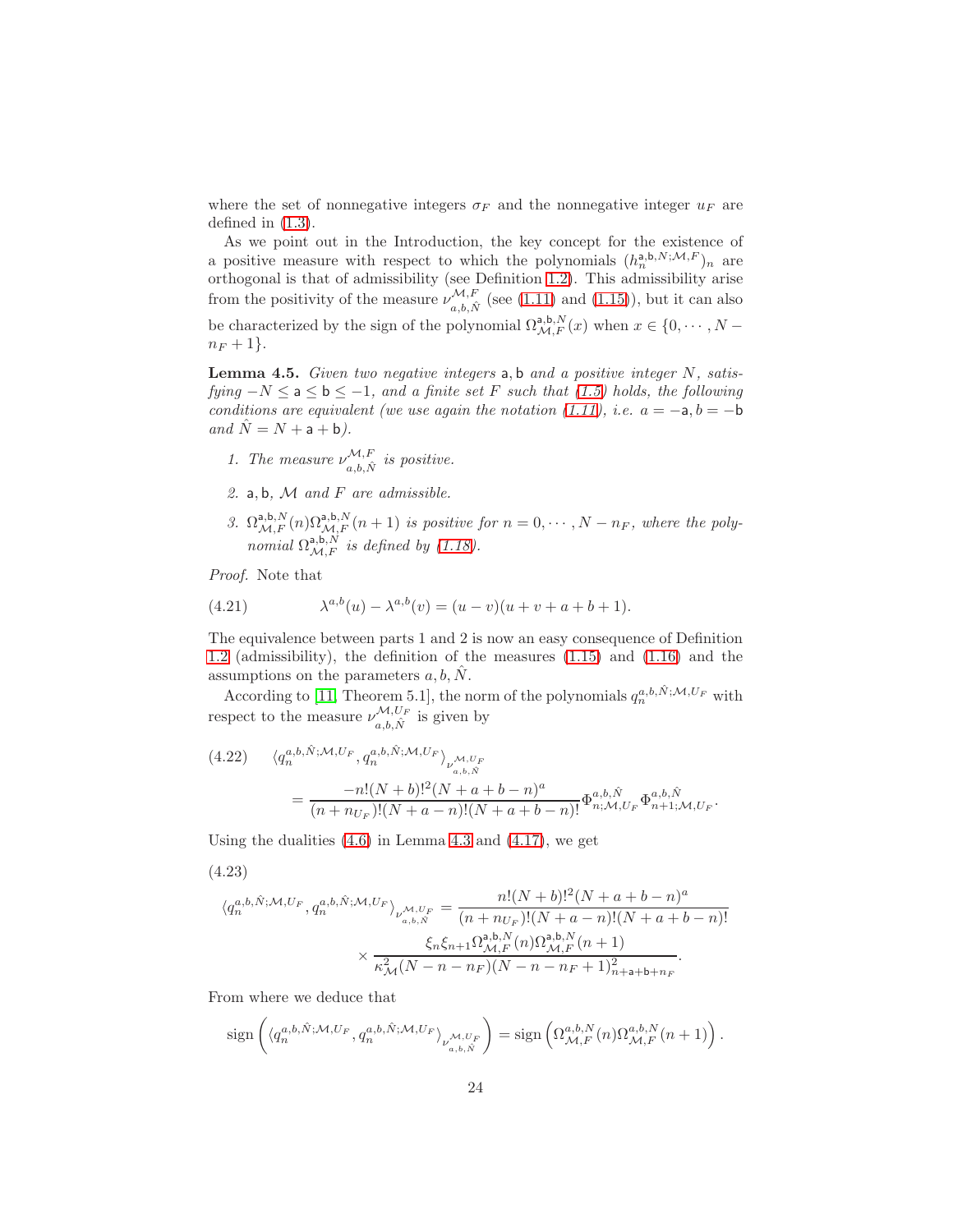where the set of nonnegative integers $\sigma_F$ and the nonnegative integer $u_F$ are defined in (1.3).

As we point out in the Introduction, the key concept for the existence of a positive measure with respect to which the polynomials $(h_n^{\mathsf{a},\mathsf{b},N;\mathcal{M},F})_n$ are orthogonal is that of admissibility (see Definition 1.2). This admissibility arise from the positivity of the measure $\nu_{a,b,\hat{N}}^{\mathcal{M},F}$ (see (1.11) and (1.15)), but it can also be characterized by the sign of the polynomial $\Omega_{\mathcal{M},F}^{\mathsf{a},\mathsf{b},N}(x)$ when $x \in \{0, \cdots, N - n_F + 1\}$.

**Lemma 4.5.** *Given two negative integers* $\mathsf{a}, \mathsf{b}$ *and a positive integer* $N$*, satisfying* $-N \le \mathsf{a} \le \mathsf{b} \le -1$*, and a finite set* $F$ *such that (1.5) holds, the following conditions are equivalent (we use again the notation (1.11), i.e.* $a = -\mathsf{a}, b = -\mathsf{b}$ *and* $\hat{N} = N + \mathsf{a} + \mathsf{b}$*).*

1. *The measure* $\nu_{a,b,\hat{N}}^{\mathcal{M},F}$ *is positive.*
2. $\mathsf{a}, \mathsf{b}$*,* $\mathcal{M}$ *and* $F$ *are admissible.*
3. $\Omega_{\mathcal{M},F}^{\mathsf{a},\mathsf{b},N}(n)\Omega_{\mathcal{M},F}^{\mathsf{a},\mathsf{b},N}(n+1)$ *is positive for* $n = 0, \cdots, N - n_F$*, where the polynomial* $\Omega_{\mathcal{M},F}^{\mathsf{a},\mathsf{b},N}$ *is defined by (1.18).*

*Proof.* Note that

$$\lambda^{a,b}(u) - \lambda^{a,b}(v) = (u - v)(u + v + a + b + 1). \tag{4.21}$$

The equivalence between parts 1 and 2 is now an easy consequence of Definition 1.2 (admissibility), the definition of the measures (1.15) and (1.16) and the assumptions on the parameters $a, b, \hat{N}$.

According to [11, Theorem 5.1], the norm of the polynomials $q_n^{a,b,\hat{N};\mathcal{M},U_F}$ with respect to the measure $\nu_{a,b,\hat{N}}^{\mathcal{M},U_F}$ is given by

$$\begin{aligned}\langle q_n^{a,b,\hat{N};\mathcal{M},U_F}, q_n^{a,b,\hat{N};\mathcal{M},U_F}\rangle_{\nu_{a,b,\hat{N}}^{\mathcal{M},U_F}} \\ = \frac{-n!(N+b)!^2(N+a+b-n)^a}{(n+n_{U_F})!(N+a-n)!(N+a+b-n)!}\Phi_{n;\mathcal{M},U_F}^{a,b,\hat{N}}\Phi_{n+1;\mathcal{M},U_F}^{a,b,\hat{N}}.\end{aligned} \tag{4.22}$$

Using the dualities (4.6) in Lemma 4.3 and (4.17), we get

$$\begin{aligned}\langle q_n^{a,b,\hat{N};\mathcal{M},U_F}, q_n^{a,b,\hat{N};\mathcal{M},U_F}\rangle_{\nu_{a,b,\hat{N}}^{\mathcal{M},U_F}} = \frac{n!(N+b)!^2(N+a+b-n)^a}{(n+n_{U_F})!(N+a-n)!(N+a+b-n)!} \\ \times \frac{\xi_n\xi_{n+1}\Omega_{\mathcal{M},F}^{\mathsf{a},\mathsf{b},N}(n)\Omega_{\mathcal{M},F}^{\mathsf{a},\mathsf{b},N}(n+1)}{\kappa_{\mathcal{M}}^2(N-n-n_F)(N-n-n_F+1)^2_{n+\mathsf{a}+\mathsf{b}+n_F}}.\end{aligned} \tag{4.23}$$

From where we deduce that

$$\operatorname{sign}\left(\langle q_n^{a,b,\hat{N};\mathcal{M},U_F}, q_n^{a,b,\hat{N};\mathcal{M},U_F}\rangle_{\nu_{a,b,\hat{N}}^{\mathcal{M},U_F}}\right) = \operatorname{sign}\left(\Omega_{\mathcal{M},F}^{a,b,N}(n)\Omega_{\mathcal{M},F}^{a,b,N}(n+1)\right).$$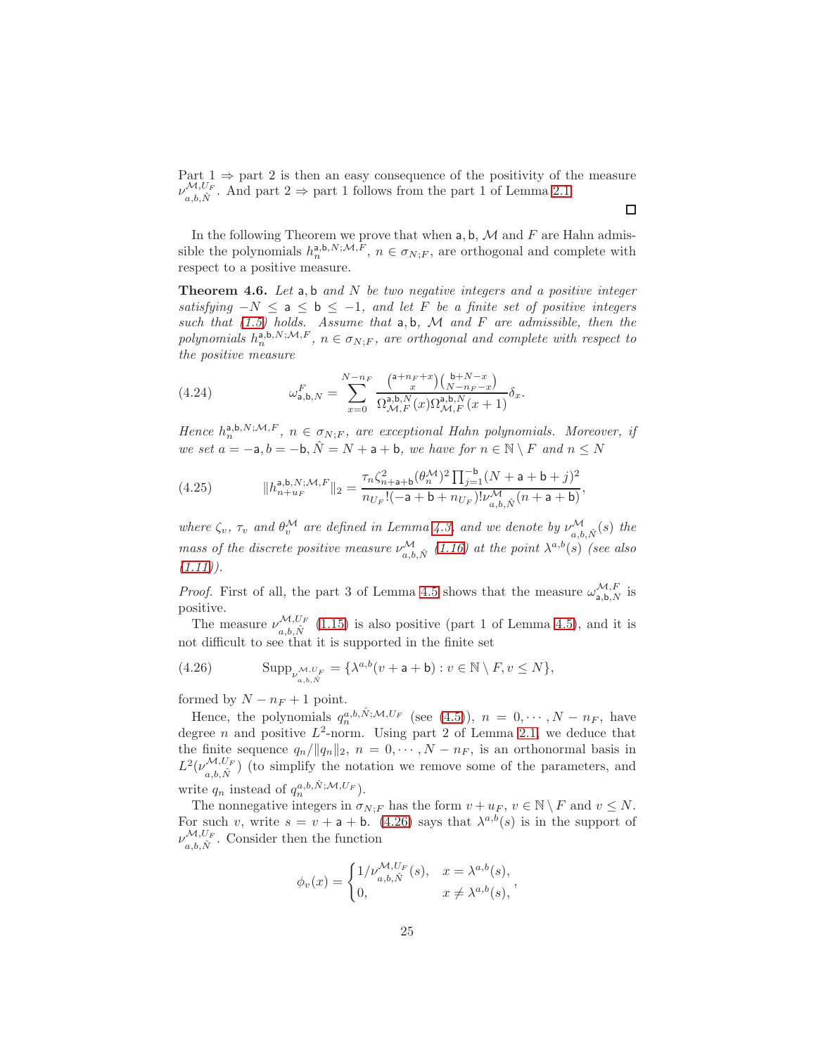Part 1 ⇒ part 2 is then an easy consequence of the positivity of the measure $\nu_{a,b,\hat{N}}^{\mathcal{M},U_F}$. And part 2 ⇒ part 1 follows from the part 1 of Lemma 2.1.

∎

In the following Theorem we prove that when $\mathsf{a},\mathsf{b}$, $\mathcal{M}$ and $F$ are Hahn admissible the polynomials $h_n^{\mathsf{a},\mathsf{b},N;\mathcal{M},F}$, $n\in\sigma_{N;F}$, are orthogonal and complete with respect to a positive measure.

**Theorem 4.6.** *Let $\mathsf{a},\mathsf{b}$ and $N$ be two negative integers and a positive integer satisfying $-N\leq \mathsf{a}\leq \mathsf{b}\leq -1$, and let $F$ be a finite set of positive integers such that (1.5) holds. Assume that $\mathsf{a},\mathsf{b}$, $\mathcal{M}$ and $F$ are admissible, then the polynomials $h_n^{\mathsf{a},\mathsf{b},N;\mathcal{M},F}$, $n\in\sigma_{N;F}$, are orthogonal and complete with respect to the positive measure*

$$\omega_{\mathsf{a},\mathsf{b},N}^{F}=\sum_{x=0}^{N-n_F}\frac{\binom{\mathsf{a}+n_F+x}{x}\binom{\mathsf{b}+N-x}{N-n_F-x}}{\Omega_{\mathcal{M},F}^{\mathsf{a},\mathsf{b},N}(x)\Omega_{\mathcal{M},F}^{\mathsf{a},\mathsf{b},N}(x+1)}\delta_x. \tag{4.24}$$

*Hence $h_n^{\mathsf{a},\mathsf{b},N;\mathcal{M},F}$, $n\in\sigma_{N;F}$, are exceptional Hahn polynomials. Moreover, if we set $a=-\mathsf{a},b=-\mathsf{b},\hat{N}=N+\mathsf{a}+\mathsf{b}$, we have for $n\in\mathbb{N}\setminus F$ and $n\leq N$*

$$\|h_{n+u_F}^{\mathsf{a},\mathsf{b},N;\mathcal{M},F}\|_2=\frac{\tau_n\zeta_{n+\mathsf{a}+\mathsf{b}}^2(\theta_n^{\mathcal{M}})^2\prod_{j=1}^{-\mathsf{b}}(N+\mathsf{a}+\mathsf{b}+j)^2}{n_{U_F}!(-\mathsf{a}+\mathsf{b}+n_{U_F})!\nu_{a,b,\hat{N}}^{\mathcal{M}}(n+\mathsf{a}+\mathsf{b})}, \tag{4.25}$$

*where $\zeta_v$, $\tau_v$ and $\theta_v^{\mathcal{M}}$ are defined in Lemma 4.3, and we denote by $\nu_{a,b,\hat{N}}^{\mathcal{M}}(s)$ the mass of the discrete positive measure $\nu_{a,b,\hat{N}}^{\mathcal{M}}$ (1.16) at the point $\lambda^{a,b}(s)$ (see also (1.11)).*

*Proof.* First of all, the part 3 of Lemma 4.5 shows that the measure $\omega_{\mathsf{a},\mathsf{b},N}^{\mathcal{M},F}$ is positive.

The measure $\nu_{a,b,\hat{N}}^{\mathcal{M},U_F}$ (1.15) is also positive (part 1 of Lemma 4.5), and it is not difficult to see that it is supported in the finite set

$$\operatorname{Supp}_{\nu_{a,b,\hat{N}}^{\mathcal{M},U_F}}=\{\lambda^{a,b}(v+\mathsf{a}+\mathsf{b}):v\in\mathbb{N}\setminus F,v\leq N\}, \tag{4.26}$$

formed by $N-n_F+1$ point.

Hence, the polynomials $q_n^{a,b,\hat{N};\mathcal{M},U_F}$ (see (4.5)), $n=0,\cdots,N-n_F$, have degree $n$ and positive $L^2$-norm. Using part 2 of Lemma 2.1, we deduce that the finite sequence $q_n/\|q_n\|_2$, $n=0,\cdots,N-n_F$, is an orthonormal basis in $L^2(\nu_{a,b,\hat{N}}^{\mathcal{M},U_F})$ (to simplify the notation we remove some of the parameters, and write $q_n$ instead of $q_n^{a,b,\hat{N};\mathcal{M},U_F}$).

The nonnegative integers in $\sigma_{N;F}$ has the form $v+u_F$, $v\in\mathbb{N}\setminus F$ and $v\leq N$. For such $v$, write $s=v+\mathsf{a}+\mathsf{b}$. (4.26) says that $\lambda^{a,b}(s)$ is in the support of $\nu_{a,b,\hat{N}}^{\mathcal{M},U_F}$. Consider then the function

$$\phi_v(x)=\begin{cases}1/\nu_{a,b,\hat{N}}^{\mathcal{M},U_F}(s), & x=\lambda^{a,b}(s),\\ 0, & x\neq\lambda^{a,b}(s),\end{cases},$$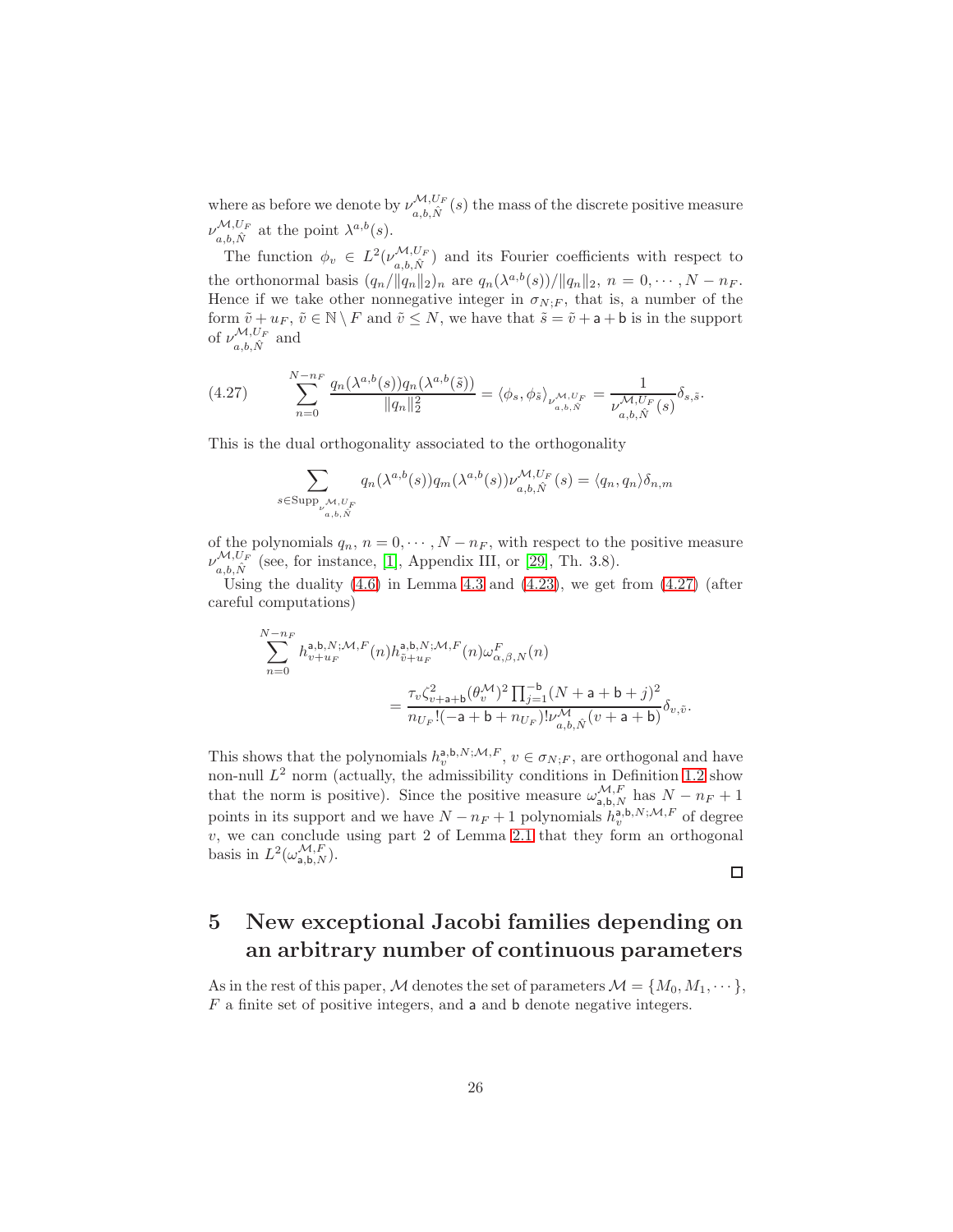where as before we denote by $\nu_{a,b,\hat{N}}^{\mathcal{M},U_F}(s)$ the mass of the discrete positive measure $\nu_{a,b,\hat{N}}^{\mathcal{M},U_F}$ at the point $\lambda^{a,b}(s)$.

The function $\phi_v \in L^2(\nu_{a,b,\hat{N}}^{\mathcal{M},U_F})$ and its Fourier coefficients with respect to the orthonormal basis $(q_n/\|q_n\|_2)_n$ are $q_n(\lambda^{a,b}(s))/\|q_n\|_2$, $n = 0, \cdots, N - n_F$. Hence if we take other nonnegative integer in $\sigma_{N;F}$, that is, a number of the form $\tilde{v} + u_F$, $\tilde{v} \in \mathbb{N} \setminus F$ and $\tilde{v} \leq N$, we have that $\tilde{s} = \tilde{v} + \mathsf{a} + \mathsf{b}$ is in the support of $\nu_{a,b,\hat{N}}^{\mathcal{M},U_F}$ and

$$
\sum_{n=0}^{N-n_F} \frac{q_n(\lambda^{a,b}(s))q_n(\lambda^{a,b}(\tilde{s}))}{\|q_n\|_2^2} = \langle \phi_s, \phi_{\tilde{s}} \rangle_{\nu_{a,b,\hat{N}}^{\mathcal{M},U_F}} = \frac{1}{\nu_{a,b,\hat{N}}^{\mathcal{M},U_F}(s)} \delta_{s,\tilde{s}}. \tag{4.27}
$$

This is the dual orthogonality associated to the orthogonality

$$
\sum_{s \in \mathrm{Supp}_{\nu_{a,b,\hat{N}}^{\mathcal{M},U_F}}} q_n(\lambda^{a,b}(s))q_m(\lambda^{a,b}(s))\nu_{a,b,\hat{N}}^{\mathcal{M},U_F}(s) = \langle q_n, q_n \rangle \delta_{n,m}
$$

of the polynomials $q_n$, $n = 0, \cdots, N - n_F$, with respect to the positive measure $\nu_{a,b,\hat{N}}^{\mathcal{M},U_F}$ (see, for instance, [1], Appendix III, or [29], Th. 3.8).

Using the duality (4.6) in Lemma 4.3 and (4.23), we get from (4.27) (after careful computations)

$$
\begin{aligned}
\sum_{n=0}^{N-n_F} & h_{v+u_F}^{\mathsf{a},\mathsf{b},N;\mathcal{M},F}(n) h_{\tilde{v}+u_F}^{\mathsf{a},\mathsf{b},N;\mathcal{M},F}(n) \omega_{\alpha,\beta,N}^{F}(n) \\
&= \frac{\tau_v \zeta_{v+\mathsf{a}+\mathsf{b}}^2 (\theta_v^{\mathcal{M}})^2 \prod_{j=1}^{-\mathsf{b}} (N + \mathsf{a} + \mathsf{b} + j)^2}{n_{U_F}!(-\mathsf{a} + \mathsf{b} + n_{U_F})! \nu_{a,b,\hat{N}}^{\mathcal{M}}(v + \mathsf{a} + \mathsf{b})} \delta_{v,\tilde{v}}.
\end{aligned}
$$

This shows that the polynomials $h_v^{\mathsf{a},\mathsf{b},N;\mathcal{M},F}$, $v \in \sigma_{N;F}$, are orthogonal and have non-null $L^2$ norm (actually, the admissibility conditions in Definition 1.2 show that the norm is positive). Since the positive measure $\omega_{\mathsf{a},\mathsf{b},N}^{\mathcal{M},F}$ has $N - n_F + 1$ points in its support and we have $N - n_F + 1$ polynomials $h_v^{\mathsf{a},\mathsf{b},N;\mathcal{M},F}$ of degree $v$, we can conclude using part 2 of Lemma 2.1 that they form an orthogonal basis in $L^2(\omega_{\mathsf{a},\mathsf{b},N}^{\mathcal{M},F})$.

□

# 5 New exceptional Jacobi families depending on an arbitrary number of continuous parameters

As in the rest of this paper, $\mathcal{M}$ denotes the set of parameters $\mathcal{M} = \{M_0, M_1, \cdots\}$, $F$ a finite set of positive integers, and $\mathsf{a}$ and $\mathsf{b}$ denote negative integers.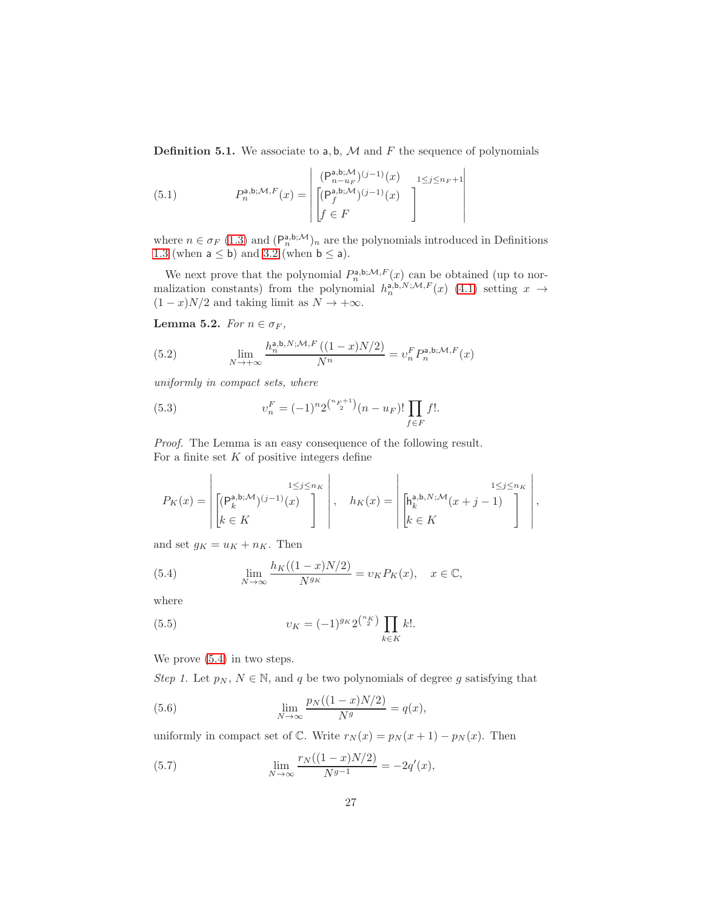**Definition 5.1.** We associate to $\mathsf{a}, \mathsf{b}$, $\mathcal{M}$ and $F$ the sequence of polynomials

$$
P_n^{\mathsf{a},\mathsf{b};\mathcal{M},F}(x) = \begin{vmatrix} (\mathsf{P}_{n-u_F}^{\mathsf{a},\mathsf{b};\mathcal{M}})^{(j-1)}(x) & & \\ \begin{bmatrix} (\mathsf{P}_f^{\mathsf{a},\mathsf{b};\mathcal{M}})^{(j-1)}(x) \\ f \in F \end{bmatrix} & & \end{vmatrix}_{1\le j\le n_F+1} \tag{5.1}
$$

where $n \in \sigma_F$ (1.3) and $(\mathsf{P}_n^{\mathsf{a},\mathsf{b};\mathcal{M}})_n$ are the polynomials introduced in Definitions 1.3 (when $\mathsf{a} \le \mathsf{b}$) and 3.2 (when $\mathsf{b} \le \mathsf{a}$).

We next prove that the polynomial $P_n^{\mathsf{a},\mathsf{b};\mathcal{M},F}(x)$ can be obtained (up to normalization constants) from the polynomial $h_n^{\mathsf{a},\mathsf{b},N;\mathcal{M},F}(x)$ (4.1) setting $x \to (1-x)N/2$ and taking limit as $N \to +\infty$.

**Lemma 5.2.** *For $n \in \sigma_F$,*

$$
\lim_{N\to+\infty} \frac{h_n^{\mathsf{a},\mathsf{b},N;\mathcal{M},F}((1-x)N/2)}{N^n} = \upsilon_n^F P_n^{\mathsf{a},\mathsf{b};\mathcal{M},F}(x) \tag{5.2}
$$

*uniformly in compact sets, where*

$$
\upsilon_n^F = (-1)^n 2^{\binom{n_F+1}{2}} (n-u_F)! \prod_{f\in F} f!. \tag{5.3}
$$

*Proof.* The Lemma is an easy consequence of the following result.
For a finite set $K$ of positive integers define

$$
P_K(x) = \begin{vmatrix} \begin{bmatrix} (\mathsf{P}_k^{\mathsf{a},\mathsf{b};\mathcal{M}})^{(j-1)}(x) \\ k \in K \end{bmatrix}_{1\le j\le n_K} \end{vmatrix}, \quad h_K(x) = \begin{vmatrix} \begin{bmatrix} \mathsf{h}_k^{\mathsf{a},\mathsf{b},N;\mathcal{M}}(x+j-1) \\ k \in K \end{bmatrix}_{1\le j\le n_K} \end{vmatrix},
$$

and set $g_K = u_K + n_K$. Then

$$
\lim_{N\to\infty} \frac{h_K((1-x)N/2)}{N^{g_K}} = \upsilon_K P_K(x), \quad x \in \mathbb{C}, \tag{5.4}
$$

where

$$
\upsilon_K = (-1)^{g_K} 2^{\binom{n_K}{2}} \prod_{k\in K} k!. \tag{5.5}
$$

We prove (5.4) in two steps.

*Step 1.* Let $p_N$, $N \in \mathbb{N}$, and $q$ be two polynomials of degree $g$ satisfying that

$$
\lim_{N\to\infty} \frac{p_N((1-x)N/2)}{N^g} = q(x), \tag{5.6}
$$

uniformly in compact set of $\mathbb{C}$. Write $r_N(x) = p_N(x+1) - p_N(x)$. Then

$$
\lim_{N\to\infty} \frac{r_N((1-x)N/2)}{N^{g-1}} = -2q'(x), \tag{5.7}
$$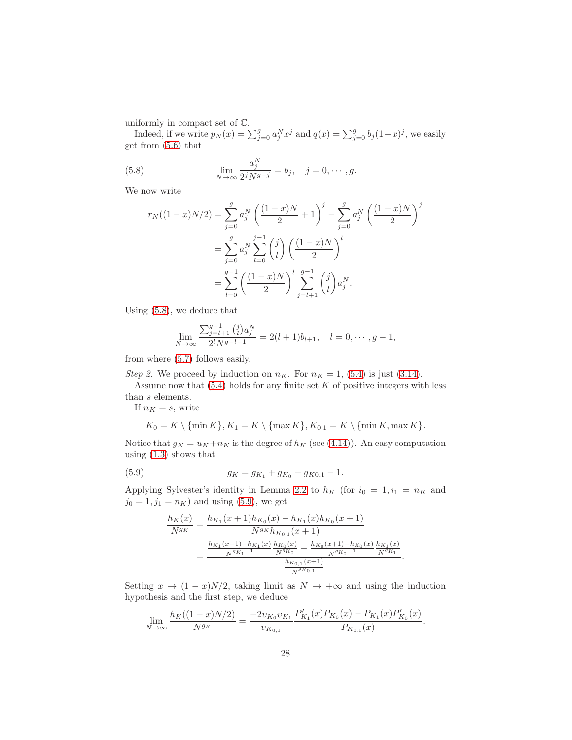uniformly in compact set of $\mathbb{C}$.

Indeed, if we write $p_N(x) = \sum_{j=0}^g a_j^N x^j$ and $q(x) = \sum_{j=0}^g b_j(1-x)^j$, we easily get from (5.6) that

$$\lim_{N\to\infty} \frac{a_j^N}{2^j N^{g-j}} = b_j, \quad j = 0, \cdots, g. \tag{5.8}$$

We now write

$$\begin{aligned}
r_N((1-x)N/2) &= \sum_{j=0}^g a_j^N \left(\frac{(1-x)N}{2} + 1\right)^j - \sum_{j=0}^g a_j^N \left(\frac{(1-x)N}{2}\right)^j \\
&= \sum_{j=0}^g a_j^N \sum_{l=0}^{j-1} \binom{j}{l} \left(\frac{(1-x)N}{2}\right)^l \\
&= \sum_{l=0}^{g-1} \left(\frac{(1-x)N}{2}\right)^l \sum_{j=l+1}^{g-1} \binom{j}{l} a_j^N.
\end{aligned}$$

Using (5.8), we deduce that

$$\lim_{N\to\infty} \frac{\sum_{j=l+1}^{g-1} \binom{j}{l} a_j^N}{2^l N^{g-l-1}} = 2(l+1)b_{l+1}, \quad l = 0, \cdots, g-1,$$

from where (5.7) follows easily.

*Step 2.* We proceed by induction on $n_K$. For $n_K = 1$, (5.4) is just (3.14).

Assume now that (5.4) holds for any finite set $K$ of positive integers with less than $s$ elements.

If $n_K = s$, write

$$K_0 = K \setminus \{\min K\}, K_1 = K \setminus \{\max K\}, K_{0,1} = K \setminus \{\min K, \max K\}.$$

Notice that $g_K = u_K + n_K$ is the degree of $h_K$ (see (4.14)). An easy computation using (1.3) shows that

$$g_K = g_{K_1} + g_{K_0} - g_{K0,1} - 1. \tag{5.9}$$

Applying Sylvester's identity in Lemma 2.2 to $h_K$ (for $i_0 = 1, i_1 = n_K$ and $j_0 = 1, j_1 = n_K$) and using (5.9), we get

$$\begin{aligned}
\frac{h_K(x)}{N^{g_K}} &= \frac{h_{K_1}(x+1)h_{K_0}(x) - h_{K_1}(x)h_{K_0}(x+1)}{N^{g_K} h_{K_{0,1}}(x+1)} \\
&= \frac{\frac{h_{K_1}(x+1)-h_{K_1}(x)}{N^{g_{K_1}-1}} \frac{h_{K_0}(x)}{N^{g_{K_0}}} - \frac{h_{K_0}(x+1)-h_{K_0}(x)}{N^{g_{K_0}-1}} \frac{h_{K_1}(x)}{N^{g_{K_1}}}}{\frac{h_{K_{0,1}}(x+1)}{N^{g_{K_{0,1}}}}}.
\end{aligned}$$

Setting $x \to (1-x)N/2$, taking limit as $N \to +\infty$ and using the induction hypothesis and the first step, we deduce

$$\lim_{N\to\infty} \frac{h_K((1-x)N/2)}{N^{g_K}} = \frac{-2\upsilon_{K_0}\upsilon_{K_1}}{\upsilon_{K_{0,1}}} \frac{P'_{K_1}(x)P_{K_0}(x) - P_{K_1}(x)P'_{K_0}(x)}{P_{K_{0,1}}(x)}.$$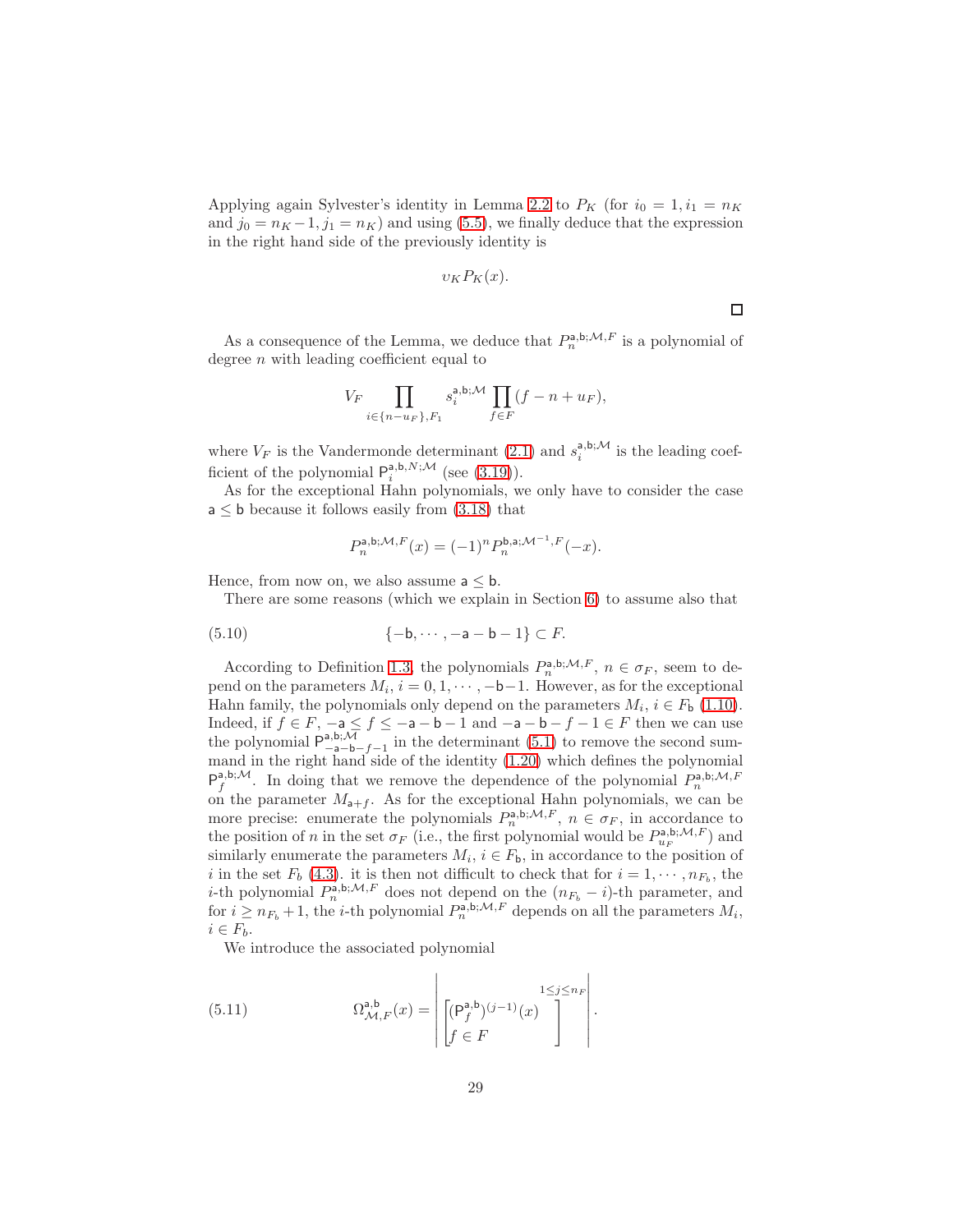Applying again Sylvester's identity in Lemma 2.2 to $P_K$ (for $i_0 = 1, i_1 = n_K$ and $j_0 = n_K - 1, j_1 = n_K$) and using (5.5), we finally deduce that the expression in the right hand side of the previously identity is

$$\upsilon_K P_K(x).$$

$\square$

As a consequence of the Lemma, we deduce that $P_n^{\mathsf{a},\mathsf{b};\mathcal{M},F}$ is a polynomial of degree $n$ with leading coefficient equal to

$$V_F \prod_{i\in\{n-u_F\},F_1} s_i^{\mathsf{a},\mathsf{b};\mathcal{M}} \prod_{f\in F}(f-n+u_F),$$

where $V_F$ is the Vandermonde determinant (2.1) and $s_i^{\mathsf{a},\mathsf{b};\mathcal{M}}$ is the leading coefficient of the polynomial $\mathsf{P}_i^{\mathsf{a},\mathsf{b},N;\mathcal{M}}$ (see (3.19)).

As for the exceptional Hahn polynomials, we only have to consider the case $\mathsf{a} \le \mathsf{b}$ because it follows easily from (3.18) that

$$P_n^{\mathsf{a},\mathsf{b};\mathcal{M},F}(x) = (-1)^n P_n^{\mathsf{b},\mathsf{a};\mathcal{M}^{-1},F}(-x).$$

Hence, from now on, we also assume $\mathsf{a} \le \mathsf{b}$.

There are some reasons (which we explain in Section 6) to assume also that

$$\{-\mathsf{b}, \cdots, -\mathsf{a}-\mathsf{b}-1\} \subset F. \tag{5.10}$$

According to Definition 1.3, the polynomials $P_n^{\mathsf{a},\mathsf{b};\mathcal{M},F}$, $n \in \sigma_F$, seem to depend on the parameters $M_i$, $i = 0, 1, \cdots, -\mathsf{b}-1$. However, as for the exceptional Hahn family, the polynomials only depend on the parameters $M_i$, $i \in F_{\mathsf{b}}$ (1.10). Indeed, if $f \in F$, $-\mathsf{a} \le f \le -\mathsf{a}-\mathsf{b}-1$ and $-\mathsf{a}-\mathsf{b}-f-1 \in F$ then we can use the polynomial $\mathsf{P}_{-\mathsf{a}-\mathsf{b}-f-1}^{\mathsf{a},\mathsf{b};\mathcal{M}}$ in the determinant (5.1) to remove the second summand in the right hand side of the identity (1.20) which defines the polynomial $\mathsf{P}_f^{\mathsf{a},\mathsf{b};\mathcal{M}}$. In doing that we remove the dependence of the polynomial $P_n^{\mathsf{a},\mathsf{b};\mathcal{M},F}$ on the parameter $M_{\mathsf{a}+f}$. As for the exceptional Hahn polynomials, we can be more precise: enumerate the polynomials $P_n^{\mathsf{a},\mathsf{b};\mathcal{M},F}$, $n \in \sigma_F$, in accordance to the position of $n$ in the set $\sigma_F$ (i.e., the first polynomial would be $P_{u_F}^{\mathsf{a},\mathsf{b};\mathcal{M},F}$) and similarly enumerate the parameters $M_i$, $i \in F_{\mathsf{b}}$, in accordance to the position of $i$ in the set $F_b$ (4.3). it is then not difficult to check that for $i = 1, \cdots, n_{F_b}$, the $i$-th polynomial $P_n^{\mathsf{a},\mathsf{b};\mathcal{M},F}$ does not depend on the $(n_{F_b} - i)$-th parameter, and for $i \ge n_{F_b} + 1$, the $i$-th polynomial $P_n^{\mathsf{a},\mathsf{b};\mathcal{M},F}$ depends on all the parameters $M_i$, $i \in F_b$.

We introduce the associated polynomial

$$\Omega_{\mathcal{M},F}^{\mathsf{a},\mathsf{b}}(x) = \left| \begin{bmatrix} (\mathsf{P}_f^{\mathsf{a},\mathsf{b}})^{(j-1)}(x) \\ f \in F \end{bmatrix}^{1\le j\le n_F} \right|. \tag{5.11}$$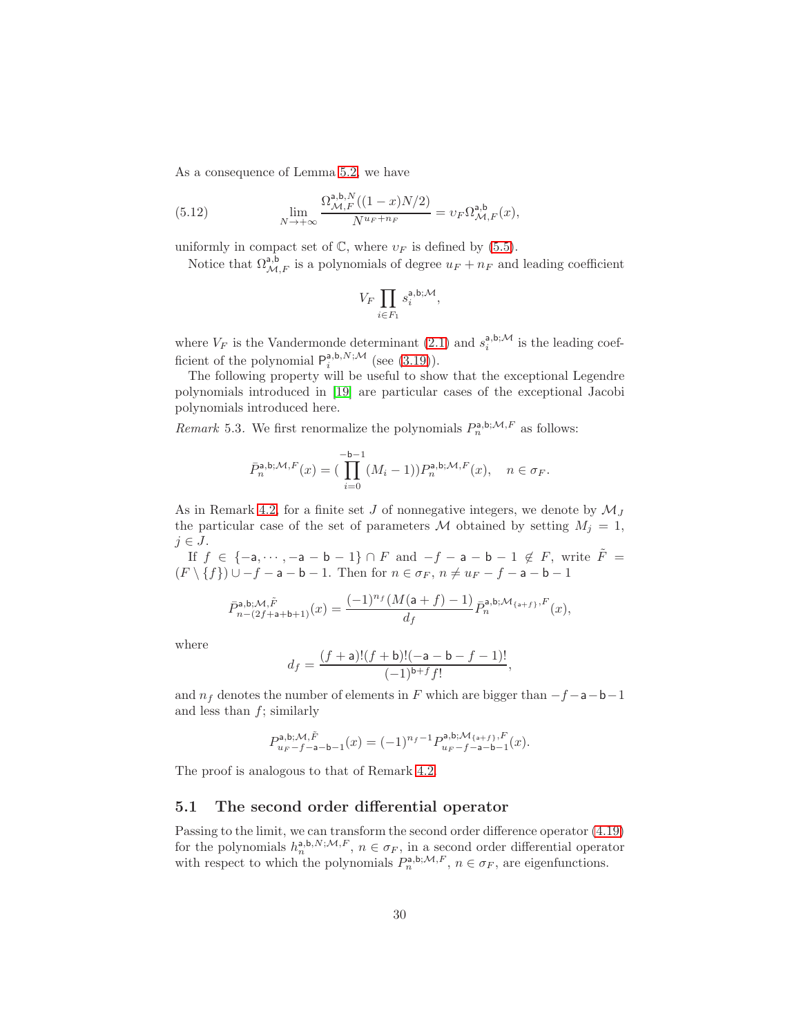As a consequence of Lemma 5.2, we have

$$\lim_{N\to+\infty} \frac{\Omega^{\mathsf{a},\mathsf{b},N}_{\mathcal{M},F}((1-x)N/2)}{N^{u_F+n_F}} = \upsilon_F \Omega^{\mathsf{a},\mathsf{b}}_{\mathcal{M},F}(x), \tag{5.12}$$

uniformly in compact set of $\mathbb{C}$, where $\upsilon_F$ is defined by (5.5).

Notice that $\Omega^{\mathsf{a},\mathsf{b}}_{\mathcal{M},F}$ is a polynomials of degree $u_F + n_F$ and leading coefficient

$$V_F \prod_{i\in F_1} s_i^{\mathsf{a},\mathsf{b};\mathcal{M}},$$

where $V_F$ is the Vandermonde determinant (2.1) and $s_i^{\mathsf{a},\mathsf{b};\mathcal{M}}$ is the leading coefficient of the polynomial $\mathsf{P}_i^{\mathsf{a},\mathsf{b},N;\mathcal{M}}$ (see (3.19)).

The following property will be useful to show that the exceptional Legendre polynomials introduced in [19] are particular cases of the exceptional Jacobi polynomials introduced here.

*Remark* 5.3. We first renormalize the polynomials $P_n^{\mathsf{a},\mathsf{b};\mathcal{M},F}$ as follows:

$$\bar P_n^{\mathsf{a},\mathsf{b};\mathcal{M},F}(x) = (\prod_{i=0}^{-\mathsf{b}-1}(M_i-1))P_n^{\mathsf{a},\mathsf{b};\mathcal{M},F}(x), \quad n\in\sigma_F.$$

As in Remark 4.2, for a finite set $J$ of nonnegative integers, we denote by $\mathcal{M}_J$ the particular case of the set of parameters $\mathcal{M}$ obtained by setting $M_j = 1$, $j\in J$.

If $f \in \{-\mathsf{a},\cdots,-\mathsf{a}-\mathsf{b}-1\}\cap F$ and $-f-\mathsf{a}-\mathsf{b}-1 \notin F$, write $\tilde F = (F\setminus\{f\})\cup -f-\mathsf{a}-\mathsf{b}-1$. Then for $n\in\sigma_F$, $n\neq u_F-f-\mathsf{a}-\mathsf{b}-1$

$$\bar P^{\mathsf{a},\mathsf{b};\mathcal{M},\tilde F}_{n-(2f+\mathsf{a}+\mathsf{b}+1)}(x) = \frac{(-1)^{n_f}(M(\mathsf{a}+f)-1)}{d_f}\bar P_n^{\mathsf{a},\mathsf{b};\mathcal{M}_{\{\mathsf{a}+f\}},F}(x),$$

where

$$d_f = \frac{(f+\mathsf{a})!(f+\mathsf{b})!(-\mathsf{a}-\mathsf{b}-f-1)!}{(-1)^{\mathsf{b}+f}f!},$$

and $n_f$ denotes the number of elements in $F$ which are bigger than $-f-\mathsf{a}-\mathsf{b}-1$ and less than $f$; similarly

$$P^{\mathsf{a},\mathsf{b};\mathcal{M},\tilde F}_{u_F-f-\mathsf{a}-\mathsf{b}-1}(x) = (-1)^{n_f-1}P^{\mathsf{a},\mathsf{b};\mathcal{M}_{\{\mathsf{a}+f\}},F}_{u_F-f-\mathsf{a}-\mathsf{b}-1}(x).$$

The proof is analogous to that of Remark 4.2.

## 5.1 The second order differential operator

Passing to the limit, we can transform the second order difference operator (4.19) for the polynomials $h_n^{\mathsf{a},\mathsf{b},N;\mathcal{M},F}$, $n\in\sigma_F$, in a second order differential operator with respect to which the polynomials $P_n^{\mathsf{a},\mathsf{b};\mathcal{M},F}$, $n\in\sigma_F$, are eigenfunctions.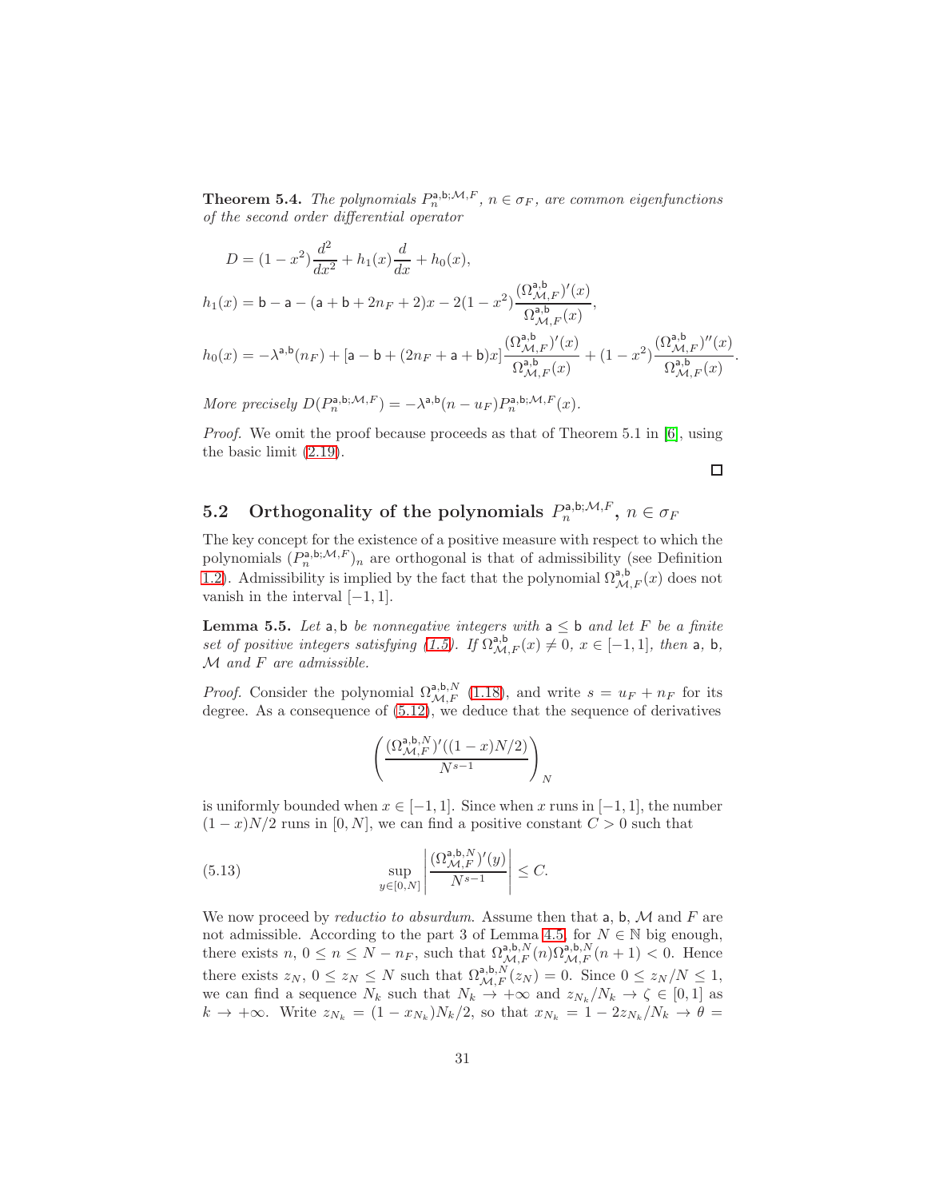**Theorem 5.4.** *The polynomials $P_n^{\mathsf{a},\mathsf{b};\mathcal{M},F}$, $n \in \sigma_F$, are common eigenfunctions of the second order differential operator*

$$
\begin{aligned}
D &= (1-x^2)\frac{d^2}{dx^2} + h_1(x)\frac{d}{dx} + h_0(x),\\
h_1(x) &= \mathsf{b}-\mathsf{a}-(\mathsf{a}+\mathsf{b}+2n_F+2)x - 2(1-x^2)\frac{(\Omega_{\mathcal{M},F}^{\mathsf{a},\mathsf{b}})'(x)}{\Omega_{\mathcal{M},F}^{\mathsf{a},\mathsf{b}}(x)},\\
h_0(x) &= -\lambda^{\mathsf{a},\mathsf{b}}(n_F) + [\mathsf{a}-\mathsf{b}+(2n_F+\mathsf{a}+\mathsf{b})x]\frac{(\Omega_{\mathcal{M},F}^{\mathsf{a},\mathsf{b}})'(x)}{\Omega_{\mathcal{M},F}^{\mathsf{a},\mathsf{b}}(x)} + (1-x^2)\frac{(\Omega_{\mathcal{M},F}^{\mathsf{a},\mathsf{b}})''(x)}{\Omega_{\mathcal{M},F}^{\mathsf{a},\mathsf{b}}(x)}.
\end{aligned}
$$

*More precisely* $D(P_n^{\mathsf{a},\mathsf{b};\mathcal{M},F}) = -\lambda^{\mathsf{a},\mathsf{b}}(n-u_F)P_n^{\mathsf{a},\mathsf{b};\mathcal{M},F}(x)$.

*Proof.* We omit the proof because proceeds as that of Theorem 5.1 in [6], using the basic limit (2.19).

□

## 5.2 Orthogonality of the polynomials $P_n^{\mathsf{a},\mathsf{b};\mathcal{M},F}$, $n \in \sigma_F$

The key concept for the existence of a positive measure with respect to which the polynomials $(P_n^{\mathsf{a},\mathsf{b};\mathcal{M},F})_n$ are orthogonal is that of admissibility (see Definition 1.2). Admissibility is implied by the fact that the polynomial $\Omega_{\mathcal{M},F}^{\mathsf{a},\mathsf{b}}(x)$ does not vanish in the interval $[-1,1]$.

**Lemma 5.5.** *Let* $\mathsf{a},\mathsf{b}$ *be nonnegative integers with* $\mathsf{a}\le\mathsf{b}$ *and let* $F$ *be a finite set of positive integers satisfying (1.5). If* $\Omega_{\mathcal{M},F}^{\mathsf{a},\mathsf{b}}(x)\neq 0$, $x\in[-1,1]$, *then* $\mathsf{a}$, $\mathsf{b}$, $\mathcal{M}$ *and* $F$ *are admissible.*

*Proof.* Consider the polynomial $\Omega_{\mathcal{M},F}^{\mathsf{a},\mathsf{b},N}$ (1.18), and write $s = u_F + n_F$ for its degree. As a consequence of (5.12), we deduce that the sequence of derivatives

$$
\left(\frac{(\Omega_{\mathcal{M},F}^{\mathsf{a},\mathsf{b},N})'((1-x)N/2)}{N^{s-1}}\right)_N
$$

is uniformly bounded when $x\in[-1,1]$. Since when $x$ runs in $[-1,1]$, the number $(1-x)N/2$ runs in $[0,N]$, we can find a positive constant $C>0$ such that

$$
\sup_{y\in[0,N]}\left|\frac{(\Omega_{\mathcal{M},F}^{\mathsf{a},\mathsf{b},N})'(y)}{N^{s-1}}\right| \le C. \tag{5.13}
$$

We now proceed by *reductio to absurdum*. Assume then that $\mathsf{a}$, $\mathsf{b}$, $\mathcal{M}$ and $F$ are not admissible. According to the part 3 of Lemma 4.5, for $N\in\mathbb{N}$ big enough, there exists $n$, $0\le n\le N-n_F$, such that $\Omega_{\mathcal{M},F}^{\mathsf{a},\mathsf{b},N}(n)\Omega_{\mathcal{M},F}^{\mathsf{a},\mathsf{b},N}(n+1)<0$. Hence there exists $z_N$, $0\le z_N\le N$ such that $\Omega_{\mathcal{M},F}^{\mathsf{a},\mathsf{b},N}(z_N)=0$. Since $0\le z_N/N\le 1$, we can find a sequence $N_k$ such that $N_k\to+\infty$ and $z_{N_k}/N_k\to\zeta\in[0,1]$ as $k\to+\infty$. Write $z_{N_k}=(1-x_{N_k})N_k/2$, so that $x_{N_k}=1-2z_{N_k}/N_k\to\theta=$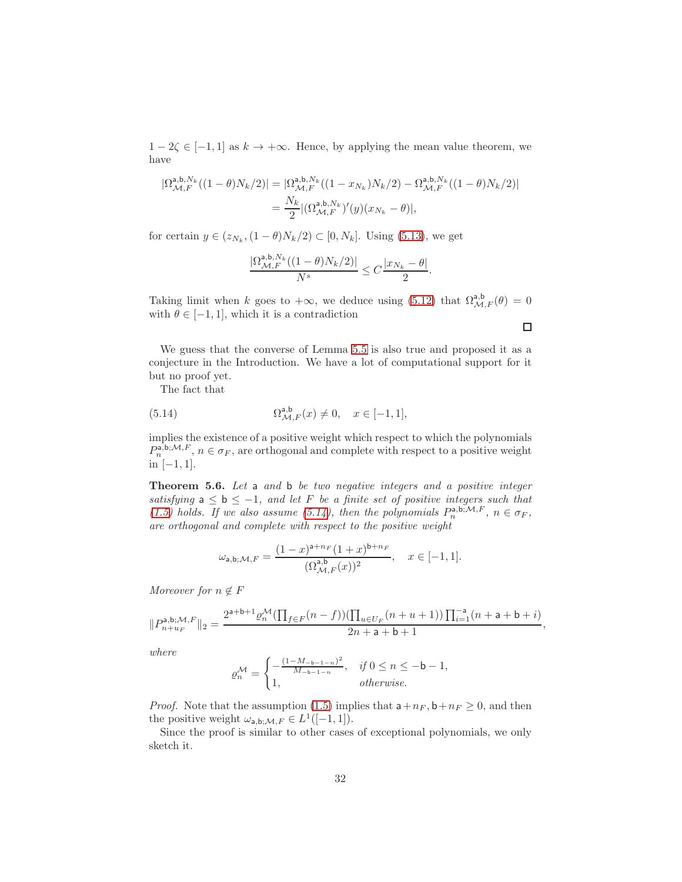$1 - 2\zeta \in [-1,1]$ as $k \to +\infty$. Hence, by applying the mean value theorem, we have

$$
\begin{aligned}
|\Omega_{\mathcal{M},F}^{\mathsf{a},\mathsf{b},N_k}((1-\theta)N_k/2)| &= |\Omega_{\mathcal{M},F}^{\mathsf{a},\mathsf{b},N_k}((1-x_{N_k})N_k/2) - \Omega_{\mathcal{M},F}^{\mathsf{a},\mathsf{b},N_k}((1-\theta)N_k/2)| \\
&= \frac{N_k}{2}|(\Omega_{\mathcal{M},F}^{\mathsf{a},\mathsf{b},N_k})'(y)(x_{N_k}-\theta)|,
\end{aligned}
$$

for certain $y \in (z_{N_k}, (1-\theta)N_k/2) \subset [0, N_k]$. Using (5.13), we get

$$
\frac{|\Omega_{\mathcal{M},F}^{\mathsf{a},\mathsf{b},N_k}((1-\theta)N_k/2)|}{N^s} \leq C\frac{|x_{N_k}-\theta|}{2}.
$$

Taking limit when $k$ goes to $+\infty$, we deduce using (5.12) that $\Omega_{\mathcal{M},F}^{\mathsf{a},\mathsf{b}}(\theta) = 0$ with $\theta \in [-1,1]$, which it is a contradiction

□

We guess that the converse of Lemma 5.5 is also true and proposed it as a conjecture in the Introduction. We have a lot of computational support for it but no proof yet.

The fact that

$$
\Omega_{\mathcal{M},F}^{\mathsf{a},\mathsf{b}}(x) \neq 0, \quad x \in [-1,1], \tag{5.14}
$$

implies the existence of a positive weight which respect to which the polynomials $P_n^{\mathsf{a},\mathsf{b};\mathcal{M},F}$, $n \in \sigma_F$, are orthogonal and complete with respect to a positive weight in $[-1,1]$.

**Theorem 5.6.** *Let* $\mathsf{a}$ *and* $\mathsf{b}$ *be two negative integers and a positive integer satisfying* $\mathsf{a} \leq \mathsf{b} \leq -1$, *and let* $F$ *be a finite set of positive integers such that (1.5) holds. If we also assume (5.14), then the polynomials* $P_n^{\mathsf{a},\mathsf{b};\mathcal{M},F}$, $n \in \sigma_F$, *are orthogonal and complete with respect to the positive weight*

$$
\omega_{\mathsf{a},\mathsf{b};\mathcal{M},F} = \frac{(1-x)^{\mathsf{a}+n_F}(1+x)^{\mathsf{b}+n_F}}{(\Omega_{\mathcal{M},F}^{\mathsf{a},\mathsf{b}}(x))^2}, \quad x \in [-1,1].
$$

*Moreover for* $n \notin F$

$$
\|P_{n+u_F}^{\mathsf{a},\mathsf{b};\mathcal{M},F}\|_2 = \frac{2^{\mathsf{a}+\mathsf{b}+1}\varrho_n^{\mathcal{M}}(\prod_{f\in F}(n-f))(\prod_{u\in U_F}(n+u+1))\prod_{i=1}^{-\mathsf{a}}(n+\mathsf{a}+\mathsf{b}+i)}{2n+\mathsf{a}+\mathsf{b}+1},
$$

*where*

$$
\varrho_n^{\mathcal{M}} = \begin{cases} -\frac{(1-M_{-\mathsf{b}-1-n})^2}{M_{-\mathsf{b}-1-n}}, & \text{if } 0 \leq n \leq -\mathsf{b}-1, \\ 1, & \text{otherwise.} \end{cases}
$$

*Proof.* Note that the assumption (1.5) implies that $\mathsf{a}+n_F, \mathsf{b}+n_F \geq 0$, and then the positive weight $\omega_{\mathsf{a},\mathsf{b};\mathcal{M},F} \in L^1([-1,1])$.

Since the proof is similar to other cases of exceptional polynomials, we only sketch it.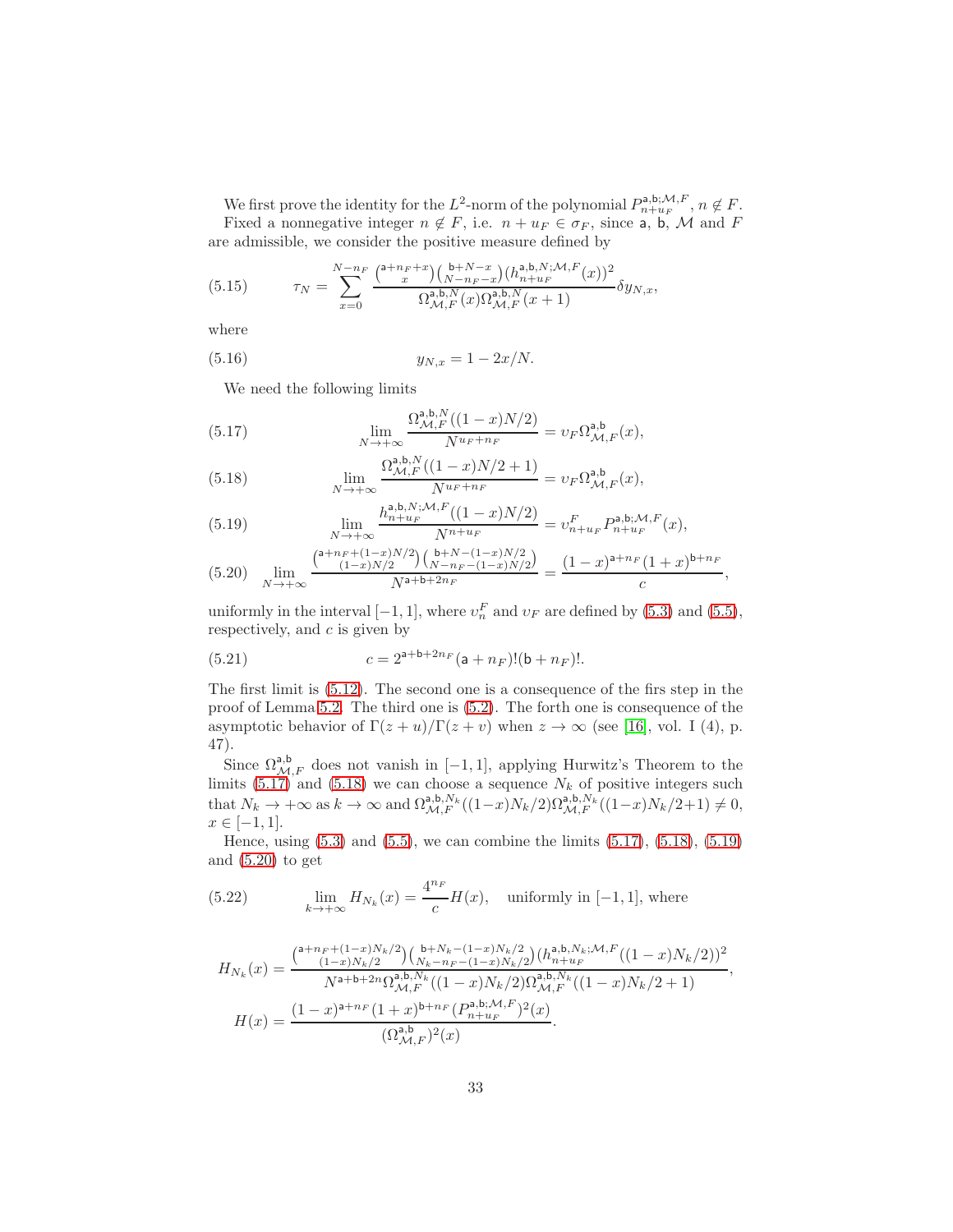We first prove the identity for the $L^2$-norm of the polynomial $P_{n+u_F}^{\mathsf{a},\mathsf{b};\mathcal{M},F}$, $n \notin F$.

Fixed a nonnegative integer $n \notin F$, i.e. $n + u_F \in \sigma_F$, since $\mathsf{a}$, $\mathsf{b}$, $\mathcal{M}$ and $F$ are admissible, we consider the positive measure defined by

$$\tau_N = \sum_{x=0}^{N-n_F} \frac{\binom{\mathsf{a}+n_F+x}{x}\binom{\mathsf{b}+N-x}{N-n_F-x}(h_{n+u_F}^{\mathsf{a},\mathsf{b},N;\mathcal{M},F}(x))^2}{\Omega_{\mathcal{M},F}^{\mathsf{a},\mathsf{b},N}(x)\Omega_{\mathcal{M},F}^{\mathsf{a},\mathsf{b},N}(x+1)}\delta y_{N,x}, \tag{5.15}$$

where

$$y_{N,x} = 1 - 2x/N. \tag{5.16}$$

We need the following limits

$$\lim_{N\to+\infty} \frac{\Omega_{\mathcal{M},F}^{\mathsf{a},\mathsf{b},N}((1-x)N/2)}{N^{u_F+n_F}} = v_F \Omega_{\mathcal{M},F}^{\mathsf{a},\mathsf{b}}(x), \tag{5.17}$$

$$\lim_{N\to+\infty} \frac{\Omega_{\mathcal{M},F}^{\mathsf{a},\mathsf{b},N}((1-x)N/2+1)}{N^{u_F+n_F}} = v_F \Omega_{\mathcal{M},F}^{\mathsf{a},\mathsf{b}}(x), \tag{5.18}$$

$$\lim_{N\to+\infty} \frac{h_{n+u_F}^{\mathsf{a},\mathsf{b},N;\mathcal{M},F}((1-x)N/2)}{N^{n+u_F}} = v_{n+u_F}^F P_{n+u_F}^{\mathsf{a},\mathsf{b};\mathcal{M},F}(x), \tag{5.19}$$

$$\lim_{N\to+\infty} \frac{\binom{\mathsf{a}+n_F+(1-x)N/2}{(1-x)N/2}\binom{\mathsf{b}+N-(1-x)N/2}{N-n_F-(1-x)N/2}}{N^{\mathsf{a}+\mathsf{b}+2n_F}} = \frac{(1-x)^{\mathsf{a}+n_F}(1+x)^{\mathsf{b}+n_F}}{c}, \tag{5.20}$$

uniformly in the interval $[-1,1]$, where $v_n^F$ and $v_F$ are defined by (5.3) and (5.5), respectively, and $c$ is given by

$$c = 2^{\mathsf{a}+\mathsf{b}+2n_F}(\mathsf{a}+n_F)!(\mathsf{b}+n_F)!. \tag{5.21}$$

The first limit is (5.12). The second one is a consequence of the firs step in the proof of Lemma 5.2. The third one is (5.2). The forth one is consequence of the asymptotic behavior of $\Gamma(z+u)/\Gamma(z+v)$ when $z \to \infty$ (see [16], vol. I (4), p. 47).

Since $\Omega_{\mathcal{M},F}^{\mathsf{a},\mathsf{b}}$ does not vanish in $[-1,1]$, applying Hurwitz's Theorem to the limits (5.17) and (5.18) we can choose a sequence $N_k$ of positive integers such that $N_k \to +\infty$ as $k \to \infty$ and $\Omega_{\mathcal{M},F}^{\mathsf{a},\mathsf{b},N_k}((1-x)N_k/2)\Omega_{\mathcal{M},F}^{\mathsf{a},\mathsf{b},N_k}((1-x)N_k/2+1) \neq 0$, $x \in [-1,1]$.

Hence, using (5.3) and (5.5), we can combine the limits (5.17), (5.18), (5.19) and (5.20) to get

$$\lim_{k\to+\infty} H_{N_k}(x) = \frac{4^{n_F}}{c}H(x), \quad \text{uniformly in } [-1,1], \text{ where} \tag{5.22}$$

$$H_{N_k}(x) = \frac{\binom{\mathsf{a}+n_F+(1-x)N_k/2}{(1-x)N_k/2}\binom{\mathsf{b}+N_k-(1-x)N_k/2}{N_k-n_F-(1-x)N_k/2}(h_{n+u_F}^{\mathsf{a},\mathsf{b},N_k;\mathcal{M},F}((1-x)N_k/2))^2}{N^{\mathsf{a}+\mathsf{b}+2n}\Omega_{\mathcal{M},F}^{\mathsf{a},\mathsf{b},N_k}((1-x)N_k/2)\Omega_{\mathcal{M},F}^{\mathsf{a},\mathsf{b},N_k}((1-x)N_k/2+1)},$$

$$H(x) = \frac{(1-x)^{\mathsf{a}+n_F}(1+x)^{\mathsf{b}+n_F}(P_{n+u_F}^{\mathsf{a},\mathsf{b};\mathcal{M},F})^2(x)}{(\Omega_{\mathcal{M},F}^{\mathsf{a},\mathsf{b}})^2(x)}.$$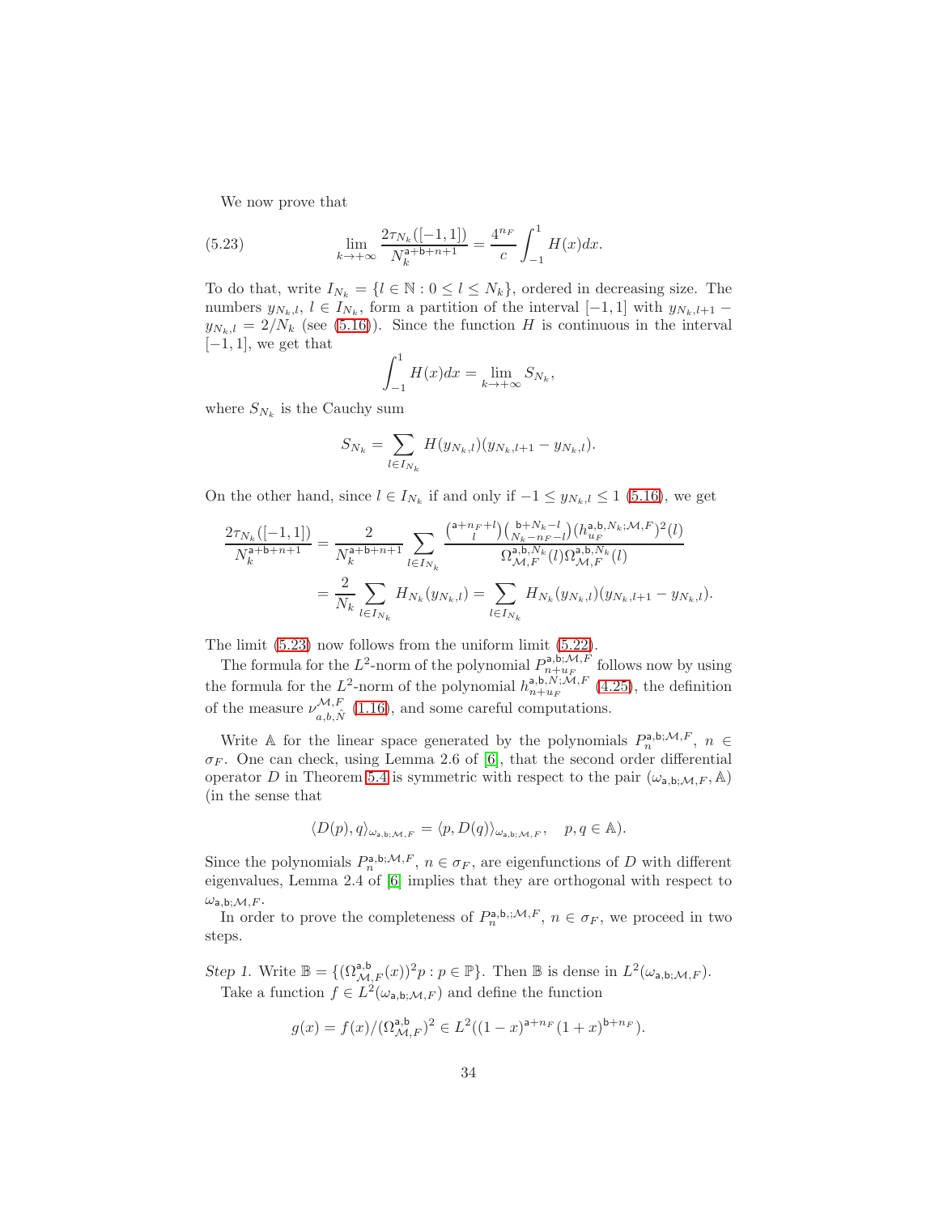We now prove that

$$\lim_{k\to+\infty}\frac{2\tau_{N_k}([-1,1])}{N_k^{\mathsf{a}+\mathsf{b}+n+1}}=\frac{4^{n_F}}{c}\int_{-1}^{1}H(x)dx. \tag{5.23}$$

To do that, write $I_{N_k}=\{l\in\mathbb{N}:0\le l\le N_k\}$, ordered in decreasing size. The numbers $y_{N_k,l}$, $l\in I_{N_k}$, form a partition of the interval $[-1,1]$ with $y_{N_k,l+1}-y_{N_k,l}=2/N_k$ (see (5.16)). Since the function $H$ is continuous in the interval $[-1,1]$, we get that

$$\int_{-1}^{1}H(x)dx=\lim_{k\to+\infty}S_{N_k},$$

where $S_{N_k}$ is the Cauchy sum

$$S_{N_k}=\sum_{l\in I_{N_k}}H(y_{N_k,l})(y_{N_k,l+1}-y_{N_k,l}).$$

On the other hand, since $l\in I_{N_k}$ if and only if $-1\le y_{N_k,l}\le 1$ (5.16), we get

$$\begin{aligned}\frac{2\tau_{N_k}([-1,1])}{N_k^{\mathsf{a}+\mathsf{b}+n+1}}&=\frac{2}{N_k^{\mathsf{a}+\mathsf{b}+n+1}}\sum_{l\in I_{N_k}}\frac{\binom{\mathsf{a}+n_F+l}{l}\binom{\mathsf{b}+N_k-l}{N_k-n_F-l}(h_{u_F}^{\mathsf{a},\mathsf{b},N_k;\mathcal{M},F})^2(l)}{\Omega_{\mathcal{M},F}^{\mathsf{a},\mathsf{b},N_k}(l)\Omega_{\mathcal{M},F}^{\mathsf{a},\mathsf{b},N_k}(l)}\\&=\frac{2}{N_k}\sum_{l\in I_{N_k}}H_{N_k}(y_{N_k,l})=\sum_{l\in I_{N_k}}H_{N_k}(y_{N_k,l})(y_{N_k,l+1}-y_{N_k,l}).\end{aligned}$$

The limit (5.23) now follows from the uniform limit (5.22).

The formula for the $L^2$-norm of the polynomial $P_{n+u_F}^{\mathsf{a},\mathsf{b};\mathcal{M},F}$ follows now by using the formula for the $L^2$-norm of the polynomial $h_{n+u_F}^{\mathsf{a},\mathsf{b},N;\mathcal{M},F}$ (4.25), the definition of the measure $\nu_{a,b,\hat{N}}^{\mathcal{M},F}$ (1.16), and some careful computations.

Write $\mathbb{A}$ for the linear space generated by the polynomials $P_n^{\mathsf{a},\mathsf{b};\mathcal{M},F}$, $n\in\sigma_F$. One can check, using Lemma 2.6 of [6], that the second order differential operator $D$ in Theorem 5.4 is symmetric with respect to the pair $(\omega_{\mathsf{a},\mathsf{b};\mathcal{M},F},\mathbb{A})$ (in the sense that

$$\langle D(p),q\rangle_{\omega_{\mathsf{a},\mathsf{b};\mathcal{M},F}}=\langle p,D(q)\rangle_{\omega_{\mathsf{a},\mathsf{b};\mathcal{M},F}},\quad p,q\in\mathbb{A}).$$

Since the polynomials $P_n^{\mathsf{a},\mathsf{b};\mathcal{M},F}$, $n\in\sigma_F$, are eigenfunctions of $D$ with different eigenvalues, Lemma 2.4 of [6] implies that they are orthogonal with respect to $\omega_{\mathsf{a},\mathsf{b};\mathcal{M},F}$.

In order to prove the completeness of $P_n^{\mathsf{a},\mathsf{b},;\mathcal{M},F}$, $n\in\sigma_F$, we proceed in two steps.

*Step 1.* Write $\mathbb{B}=\{(\Omega_{\mathcal{M},F}^{\mathsf{a},\mathsf{b}}(x))^2p:p\in\mathbb{P}\}$. Then $\mathbb{B}$ is dense in $L^2(\omega_{\mathsf{a},\mathsf{b};\mathcal{M},F})$.

Take a function $f\in L^2(\omega_{\mathsf{a},\mathsf{b};\mathcal{M},F})$ and define the function

$$g(x)=f(x)/(\Omega_{\mathcal{M},F}^{\mathsf{a},\mathsf{b}})^2\in L^2((1-x)^{\mathsf{a}+n_F}(1+x)^{\mathsf{b}+n_F}).$$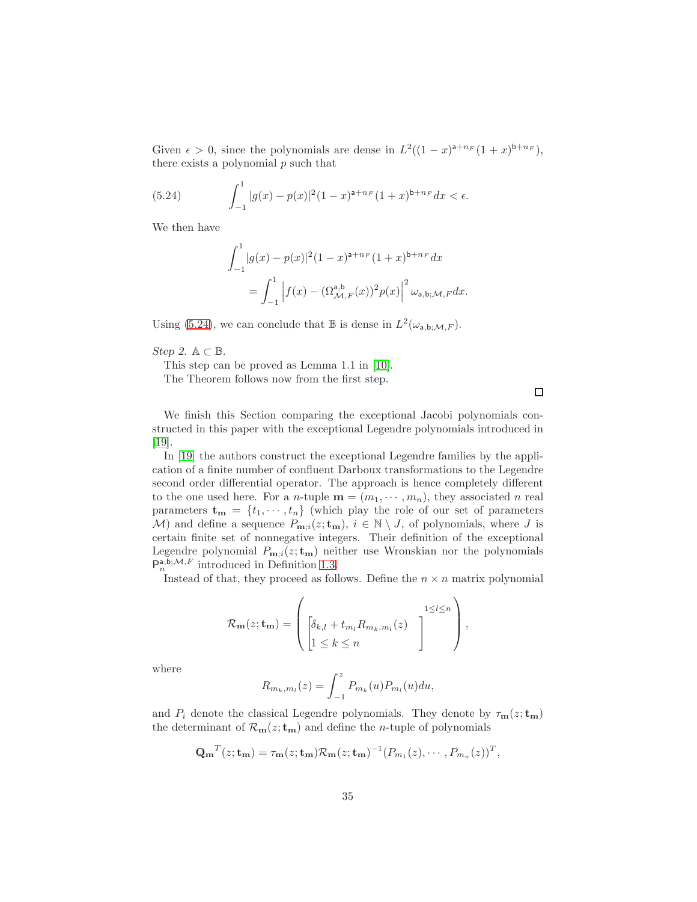Given $\epsilon > 0$, since the polynomials are dense in $L^2((1-x)^{\mathsf{a}+n_F}(1+x)^{\mathsf{b}+n_F})$, there exists a polynomial $p$ such that

$$\int_{-1}^{1} |g(x) - p(x)|^2 (1-x)^{\mathsf{a}+n_F}(1+x)^{\mathsf{b}+n_F} dx < \epsilon. \tag{5.24}$$

We then have

$$\begin{aligned}\int_{-1}^{1} &|g(x) - p(x)|^2 (1-x)^{\mathsf{a}+n_F}(1+x)^{\mathsf{b}+n_F} dx \\ &= \int_{-1}^{1} \left| f(x) - (\Omega^{\mathsf{a},\mathsf{b}}_{\mathcal{M},F}(x))^2 p(x) \right|^2 \omega_{\mathsf{a},\mathsf{b};\mathcal{M},F} dx.\end{aligned}$$

Using (5.24), we can conclude that $\mathbb{B}$ is dense in $L^2(\omega_{\mathsf{a},\mathsf{b};\mathcal{M},F})$.

*Step 2.* $\mathbb{A} \subset \mathbb{B}$.

This step can be proved as Lemma 1.1 in [10].

The Theorem follows now from the first step.

□

We finish this Section comparing the exceptional Jacobi polynomials constructed in this paper with the exceptional Legendre polynomials introduced in [19].

In [19] the authors construct the exceptional Legendre families by the application of a finite number of confluent Darboux transformations to the Legendre second order differential operator. The approach is hence completely different to the one used here. For a $n$-tuple $\mathbf{m} = (m_1, \cdots, m_n)$, they associated $n$ real parameters $\mathbf{t_m} = \{t_1, \cdots, t_n\}$ (which play the role of our set of parameters $\mathcal{M}$) and define a sequence $P_{\mathbf{m};i}(z;\mathbf{t_m})$, $i \in \mathbb{N} \setminus J$, of polynomials, where $J$ is certain finite set of nonnegative integers. Their definition of the exceptional Legendre polynomial $P_{\mathbf{m};i}(z;\mathbf{t_m})$ neither use Wronskian nor the polynomials $\mathsf{P}_n^{\mathsf{a},\mathsf{b};\mathcal{M},F}$ introduced in Definition 1.3.

Instead of that, they proceed as follows. Define the $n \times n$ matrix polynomial

$$\mathcal{R}_{\mathbf{m}}(z;\mathbf{t_m}) = \left( \begin{bmatrix} \delta_{k,l} + t_{m_l} R_{m_k,m_l}(z) \\ 1 \le k \le n \end{bmatrix}^{1 \le l \le n} \right),$$

where

$$R_{m_k,m_l}(z) = \int_{-1}^{z} P_{m_k}(u) P_{m_l}(u) du,$$

and $P_i$ denote the classical Legendre polynomials. They denote by $\tau_{\mathbf{m}}(z;\mathbf{t_m})$ the determinant of $\mathcal{R}_{\mathbf{m}}(z;\mathbf{t_m})$ and define the $n$-tuple of polynomials

$$\mathbf{Q_m}^T(z;\mathbf{t_m}) = \tau_{\mathbf{m}}(z;\mathbf{t_m}) \mathcal{R}_{\mathbf{m}}(z;\mathbf{t_m})^{-1} (P_{m_1}(z), \cdots, P_{m_n}(z))^T,$$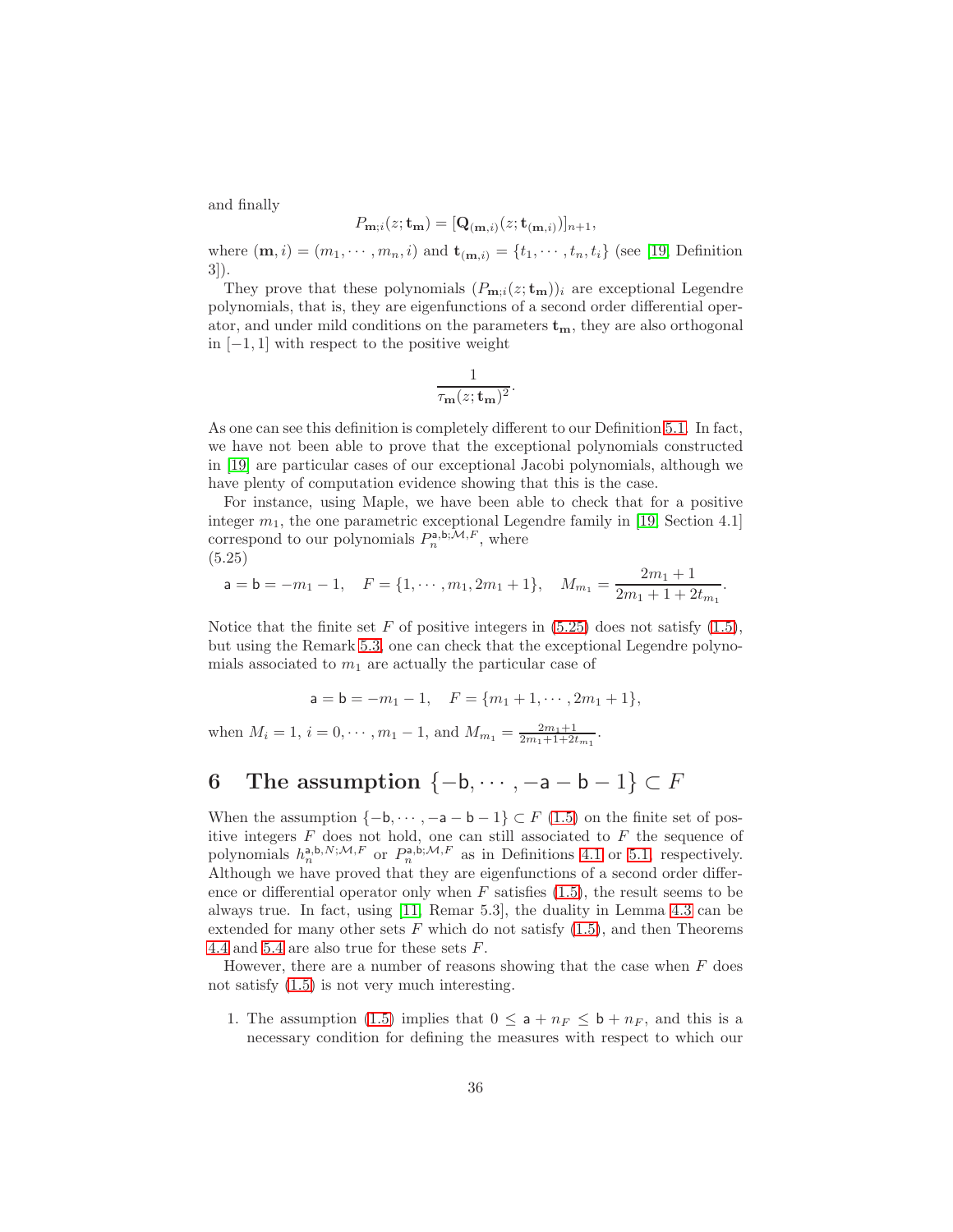and finally

$$P_{\mathbf{m};i}(z;\mathbf{t_m}) = [\mathbf{Q}_{(\mathbf{m},i)}(z;\mathbf{t}_{(\mathbf{m},i)})]_{n+1},$$

where $(\mathbf{m},i) = (m_1,\cdots,m_n,i)$ and $\mathbf{t}_{(\mathbf{m},i)} = \{t_1,\cdots,t_n,t_i\}$ (see [19, Definition 3]).

They prove that these polynomials $(P_{\mathbf{m};i}(z;\mathbf{t_m}))_i$ are exceptional Legendre polynomials, that is, they are eigenfunctions of a second order differential operator, and under mild conditions on the parameters $\mathbf{t_m}$, they are also orthogonal in $[-1,1]$ with respect to the positive weight

$$\frac{1}{\tau_{\mathbf{m}}(z;\mathbf{t_m})^2}.$$

As one can see this definition is completely different to our Definition 5.1. In fact, we have not been able to prove that the exceptional polynomials constructed in [19] are particular cases of our exceptional Jacobi polynomials, although we have plenty of computation evidence showing that this is the case.

For instance, using Maple, we have been able to check that for a positive integer $m_1$, the one parametric exceptional Legendre family in [19, Section 4.1] correspond to our polynomials $P_n^{\mathsf{a},\mathsf{b};\mathcal{M},F}$, where

(5.25)

$$\mathsf{a} = \mathsf{b} = -m_1 - 1, \quad F = \{1,\cdots,m_1,2m_1+1\}, \quad M_{m_1} = \frac{2m_1+1}{2m_1+1+2t_{m_1}}.$$

Notice that the finite set $F$ of positive integers in (5.25) does not satisfy (1.5), but using the Remark 5.3, one can check that the exceptional Legendre polynomials associated to $m_1$ are actually the particular case of

$$\mathsf{a} = \mathsf{b} = -m_1 - 1, \quad F = \{m_1+1,\cdots,2m_1+1\},$$

when $M_i = 1$, $i = 0,\cdots,m_1-1$, and $M_{m_1} = \frac{2m_1+1}{2m_1+1+2t_{m_1}}$.

# 6 The assumption $\{-\mathsf{b},\cdots,-\mathsf{a}-\mathsf{b}-1\} \subset F$

When the assumption $\{-\mathsf{b},\cdots,-\mathsf{a}-\mathsf{b}-1\} \subset F$ (1.5) on the finite set of positive integers $F$ does not hold, one can still associated to $F$ the sequence of polynomials $h_n^{\mathsf{a},\mathsf{b},N;\mathcal{M},F}$ or $P_n^{\mathsf{a},\mathsf{b};\mathcal{M},F}$ as in Definitions 4.1 or 5.1, respectively. Although we have proved that they are eigenfunctions of a second order difference or differential operator only when $F$ satisfies (1.5), the result seems to be always true. In fact, using [11, Remar 5.3], the duality in Lemma 4.3 can be extended for many other sets $F$ which do not satisfy (1.5), and then Theorems 4.4 and 5.4 are also true for these sets $F$.

However, there are a number of reasons showing that the case when $F$ does not satisfy (1.5) is not very much interesting.

1. The assumption (1.5) implies that $0 \leq \mathsf{a} + n_F \leq \mathsf{b} + n_F$, and this is a necessary condition for defining the measures with respect to which our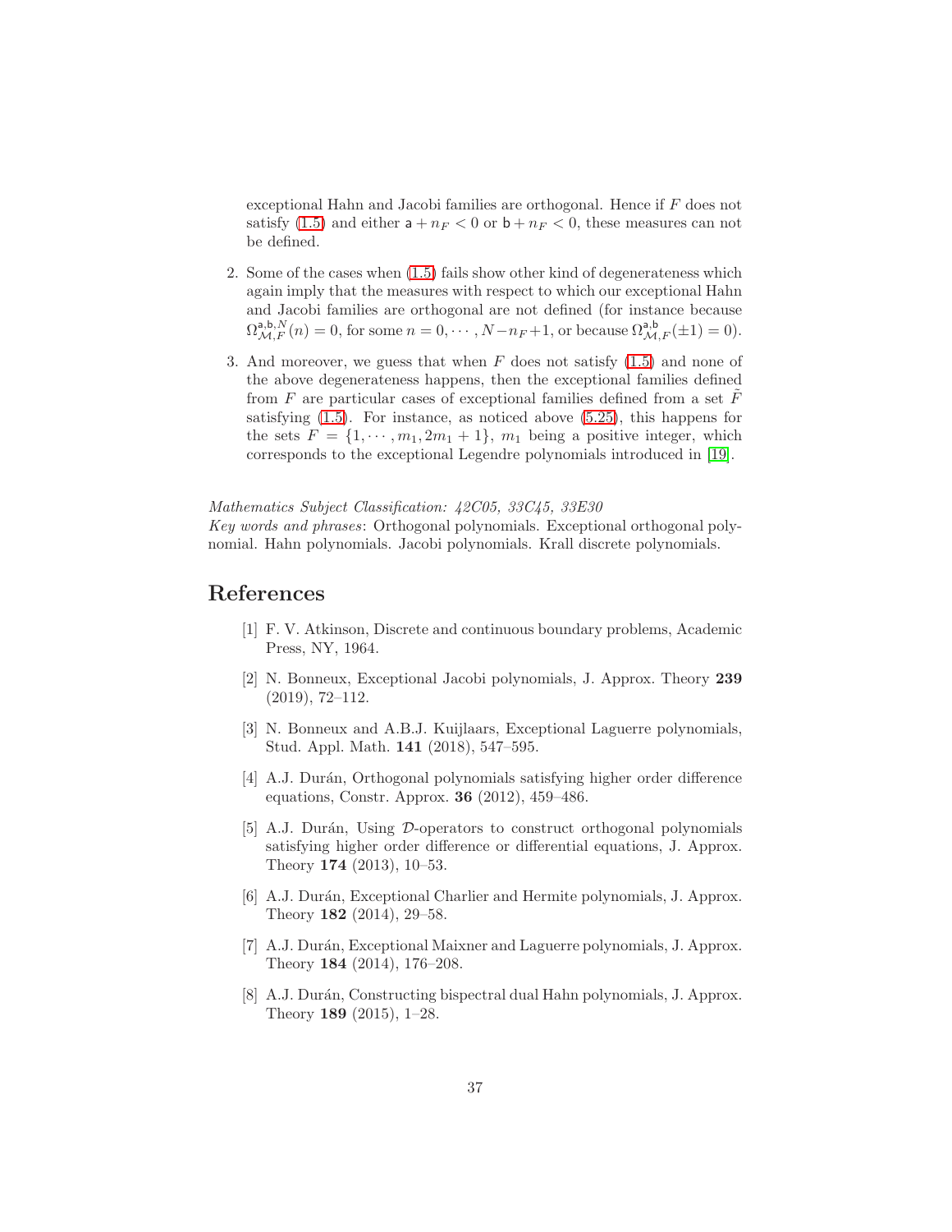exceptional Hahn and Jacobi families are orthogonal. Hence if $F$ does not satisfy (1.5) and either $\mathsf{a}+n_F<0$ or $\mathsf{b}+n_F<0$, these measures can not be defined.

2. Some of the cases when (1.5) fails show other kind of degenerateness which again imply that the measures with respect to which our exceptional Hahn and Jacobi families are orthogonal are not defined (for instance because $\Omega_{\mathcal{M},F}^{\mathsf{a},\mathsf{b},N}(n)=0$, for some $n=0,\cdots,N-n_F+1$, or because $\Omega_{\mathcal{M},F}^{\mathsf{a},\mathsf{b}}(\pm 1)=0$).

3. And moreover, we guess that when $F$ does not satisfy (1.5) and none of the above degenerateness happens, then the exceptional families defined from $F$ are particular cases of exceptional families defined from a set $\tilde{F}$ satisfying (1.5). For instance, as noticed above (5.25), this happens for the sets $F=\{1,\cdots,m_1,2m_1+1\}$, $m_1$ being a positive integer, which corresponds to the exceptional Legendre polynomials introduced in [19].

*Mathematics Subject Classification: 42C05, 33C45, 33E30*
*Key words and phrases*: Orthogonal polynomials. Exceptional orthogonal polynomial. Hahn polynomials. Jacobi polynomials. Krall discrete polynomials.

# References

[1] F. V. Atkinson, Discrete and continuous boundary problems, Academic Press, NY, 1964.

[2] N. Bonneux, Exceptional Jacobi polynomials, J. Approx. Theory **239** (2019), 72–112.

[3] N. Bonneux and A.B.J. Kuijlaars, Exceptional Laguerre polynomials, Stud. Appl. Math. **141** (2018), 547–595.

[4] A.J. Durán, Orthogonal polynomials satisfying higher order difference equations, Constr. Approx. **36** (2012), 459–486.

[5] A.J. Durán, Using $\mathcal{D}$-operators to construct orthogonal polynomials satisfying higher order difference or differential equations, J. Approx. Theory **174** (2013), 10–53.

[6] A.J. Durán, Exceptional Charlier and Hermite polynomials, J. Approx. Theory **182** (2014), 29–58.

[7] A.J. Durán, Exceptional Maixner and Laguerre polynomials, J. Approx. Theory **184** (2014), 176–208.

[8] A.J. Durán, Constructing bispectral dual Hahn polynomials, J. Approx. Theory **189** (2015), 1–28.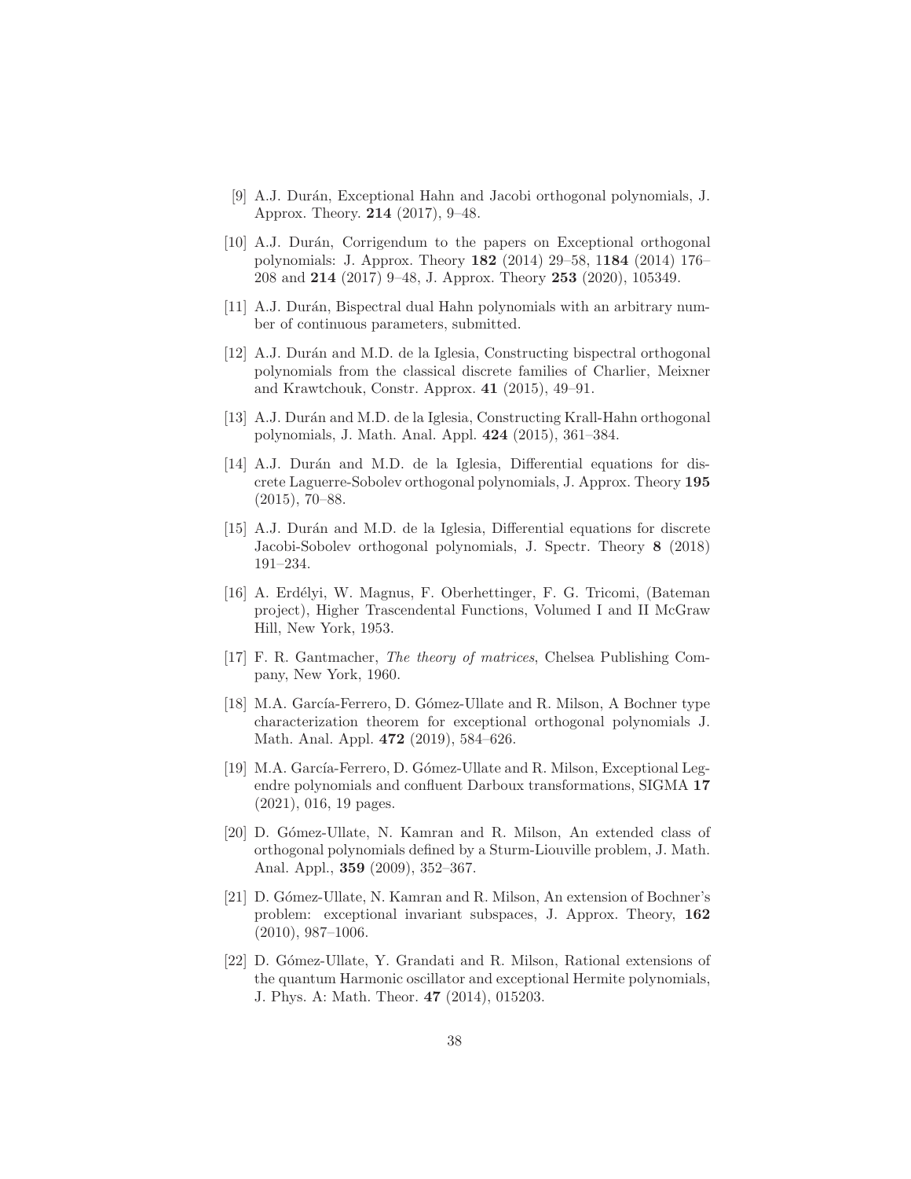[9] A.J. Durán, Exceptional Hahn and Jacobi orthogonal polynomials, J. Approx. Theory. **214** (2017), 9–48.

[10] A.J. Durán, Corrigendum to the papers on Exceptional orthogonal polynomials: J. Approx. Theory **182** (2014) 29–58, 1**184** (2014) 176–208 and **214** (2017) 9–48, J. Approx. Theory **253** (2020), 105349.

[11] A.J. Durán, Bispectral dual Hahn polynomials with an arbitrary number of continuous parameters, submitted.

[12] A.J. Durán and M.D. de la Iglesia, Constructing bispectral orthogonal polynomials from the classical discrete families of Charlier, Meixner and Krawtchouk, Constr. Approx. **41** (2015), 49–91.

[13] A.J. Durán and M.D. de la Iglesia, Constructing Krall-Hahn orthogonal polynomials, J. Math. Anal. Appl. **424** (2015), 361–384.

[14] A.J. Durán and M.D. de la Iglesia, Differential equations for discrete Laguerre-Sobolev orthogonal polynomials, J. Approx. Theory **195** (2015), 70–88.

[15] A.J. Durán and M.D. de la Iglesia, Differential equations for discrete Jacobi-Sobolev orthogonal polynomials, J. Spectr. Theory **8** (2018) 191–234.

[16] A. Erdélyi, W. Magnus, F. Oberhettinger, F. G. Tricomi, (Bateman project), Higher Trascendental Functions, Volumed I and II McGraw Hill, New York, 1953.

[17] F. R. Gantmacher, *The theory of matrices*, Chelsea Publishing Company, New York, 1960.

[18] M.A. García-Ferrero, D. Gómez-Ullate and R. Milson, A Bochner type characterization theorem for exceptional orthogonal polynomials J. Math. Anal. Appl. **472** (2019), 584–626.

[19] M.A. García-Ferrero, D. Gómez-Ullate and R. Milson, Exceptional Legendre polynomials and confluent Darboux transformations, SIGMA **17** (2021), 016, 19 pages.

[20] D. Gómez-Ullate, N. Kamran and R. Milson, An extended class of orthogonal polynomials defined by a Sturm-Liouville problem, J. Math. Anal. Appl., **359** (2009), 352–367.

[21] D. Gómez-Ullate, N. Kamran and R. Milson, An extension of Bochner's problem: exceptional invariant subspaces, J. Approx. Theory, **162** (2010), 987–1006.

[22] D. Gómez-Ullate, Y. Grandati and R. Milson, Rational extensions of the quantum Harmonic oscillator and exceptional Hermite polynomials, J. Phys. A: Math. Theor. **47** (2014), 015203.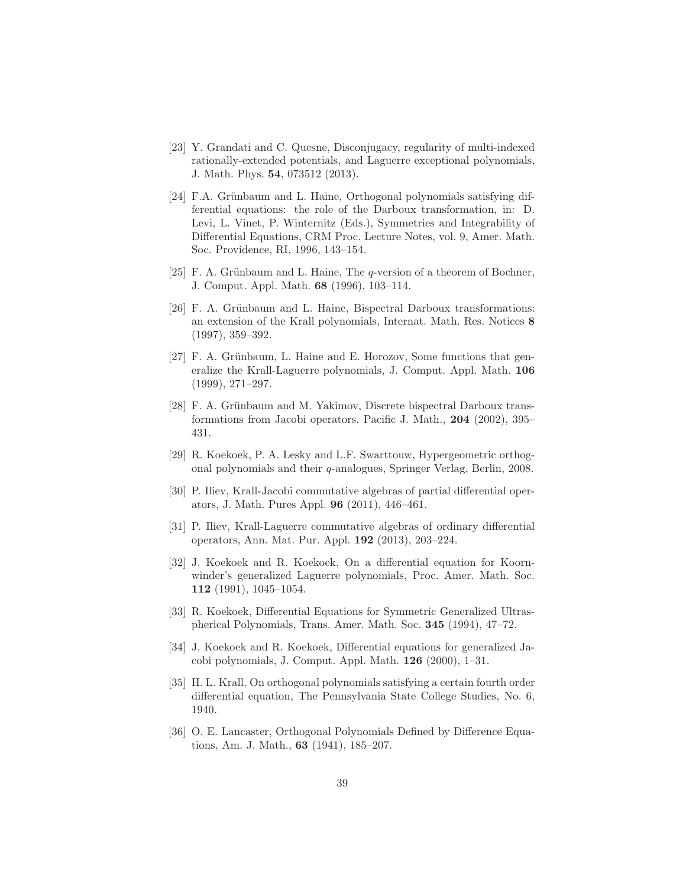[23] Y. Grandati and C. Quesne, Disconjugacy, regularity of multi-indexed rationally-extended potentials, and Laguerre exceptional polynomials, J. Math. Phys. **54**, 073512 (2013).

[24] F.A. Grünbaum and L. Haine, Orthogonal polynomials satisfying differential equations: the role of the Darboux transformation, in: D. Levi, L. Vinet, P. Winternitz (Eds.), Symmetries and Integrability of Differential Equations, CRM Proc. Lecture Notes, vol. 9, Amer. Math. Soc. Providence, RI, 1996, 143–154.

[25] F. A. Grünbaum and L. Haine, The $q$-version of a theorem of Bochner, J. Comput. Appl. Math. **68** (1996), 103–114.

[26] F. A. Grünbaum and L. Haine, Bispectral Darboux transformations: an extension of the Krall polynomials, Internat. Math. Res. Notices **8** (1997), 359–392.

[27] F. A. Grünbaum, L. Haine and E. Horozov, Some functions that generalize the Krall-Laguerre polynomials, J. Comput. Appl. Math. **106** (1999), 271–297.

[28] F. A. Grünbaum and M. Yakimov, Discrete bispectral Darboux transformations from Jacobi operators. Pacific J. Math., **204** (2002), 395–431.

[29] R. Koekoek, P. A. Lesky and L.F. Swarttouw, Hypergeometric orthogonal polynomials and their $q$-analogues, Springer Verlag, Berlin, 2008.

[30] P. Iliev, Krall-Jacobi commutative algebras of partial differential operators, J. Math. Pures Appl. **96** (2011), 446–461.

[31] P. Iliev, Krall-Laguerre commutative algebras of ordinary differential operators, Ann. Mat. Pur. Appl. **192** (2013), 203–224.

[32] J. Koekoek and R. Koekoek, On a differential equation for Koornwinder's generalized Laguerre polynomials, Proc. Amer. Math. Soc. **112** (1991), 1045–1054.

[33] R. Koekoek, Differential Equations for Symmetric Generalized Ultraspherical Polynomials, Trans. Amer. Math. Soc. **345** (1994), 47–72.

[34] J. Koekoek and R. Koekoek, Differential equations for generalized Jacobi polynomials, J. Comput. Appl. Math. **126** (2000), 1–31.

[35] H. L. Krall, On orthogonal polynomials satisfying a certain fourth order differential equation, The Pennsylvania State College Studies, No. 6, 1940.

[36] O. E. Lancaster, Orthogonal Polynomials Defined by Difference Equations, Am. J. Math., **63** (1941), 185–207.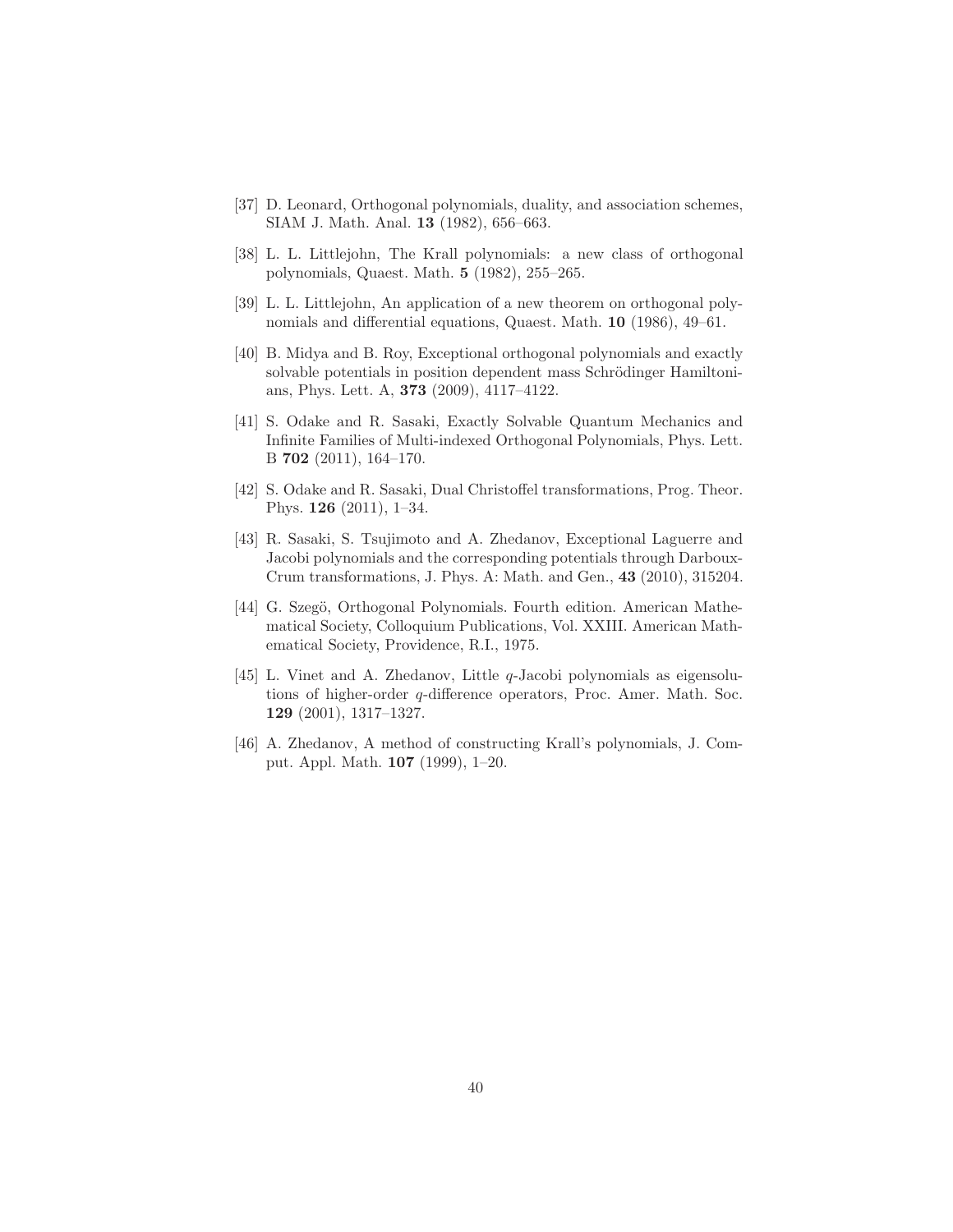[37] D. Leonard, Orthogonal polynomials, duality, and association schemes, SIAM J. Math. Anal. **13** (1982), 656–663.

[38] L. L. Littlejohn, The Krall polynomials: a new class of orthogonal polynomials, Quaest. Math. **5** (1982), 255–265.

[39] L. L. Littlejohn, An application of a new theorem on orthogonal polynomials and differential equations, Quaest. Math. **10** (1986), 49–61.

[40] B. Midya and B. Roy, Exceptional orthogonal polynomials and exactly solvable potentials in position dependent mass Schrödinger Hamiltonians, Phys. Lett. A, **373** (2009), 4117–4122.

[41] S. Odake and R. Sasaki, Exactly Solvable Quantum Mechanics and Infinite Families of Multi-indexed Orthogonal Polynomials, Phys. Lett. B **702** (2011), 164–170.

[42] S. Odake and R. Sasaki, Dual Christoffel transformations, Prog. Theor. Phys. **126** (2011), 1–34.

[43] R. Sasaki, S. Tsujimoto and A. Zhedanov, Exceptional Laguerre and Jacobi polynomials and the corresponding potentials through Darboux-Crum transformations, J. Phys. A: Math. and Gen., **43** (2010), 315204.

[44] G. Szegö, Orthogonal Polynomials. Fourth edition. American Mathematical Society, Colloquium Publications, Vol. XXIII. American Mathematical Society, Providence, R.I., 1975.

[45] L. Vinet and A. Zhedanov, Little $q$-Jacobi polynomials as eigensolutions of higher-order $q$-difference operators, Proc. Amer. Math. Soc. **129** (2001), 1317–1327.

[46] A. Zhedanov, A method of constructing Krall's polynomials, J. Comput. Appl. Math. **107** (1999), 1–20.